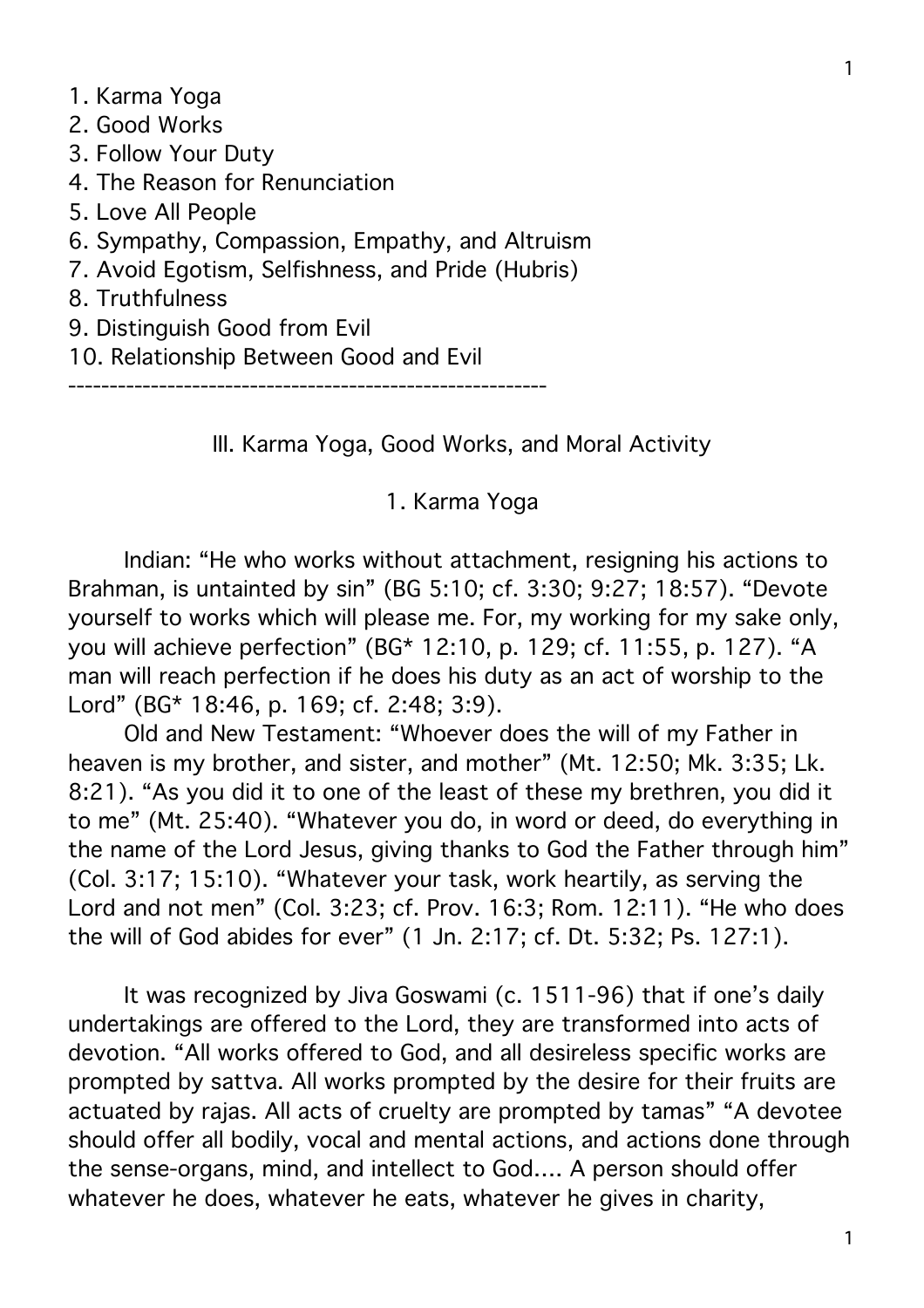1. Karma Yoga
2. Good Works
3. Follow Your Duty
4. The Reason for Renunciation
5. Love All People
6. Sympathy, Compassion, Empathy, and Altruism
7. Avoid Egotism, Selfishness, and Pride (Hubris)
8. Truthfulness
9. Distinguish Good from Evil
10. Relationship Between Good and Evil

---

## III. Karma Yoga, Good Works, and Moral Activity

### 1. Karma Yoga

Indian: "He who works without attachment, resigning his actions to Brahman, is untainted by sin" (BG 5:10; cf. 3:30; 9:27; 18:57). "Devote yourself to works which will please me. For, my working for my sake only, you will achieve perfection" (BG* 12:10, p. 129; cf. 11:55, p. 127). "A man will reach perfection if he does his duty as an act of worship to the Lord" (BG* 18:46, p. 169; cf. 2:48; 3:9).

Old and New Testament: "Whoever does the will of my Father in heaven is my brother, and sister, and mother" (Mt. 12:50; Mk. 3:35; Lk. 8:21). "As you did it to one of the least of these my brethren, you did it to me" (Mt. 25:40). "Whatever you do, in word or deed, do everything in the name of the Lord Jesus, giving thanks to God the Father through him" (Col. 3:17; 15:10). "Whatever your task, work heartily, as serving the Lord and not men" (Col. 3:23; cf. Prov. 16:3; Rom. 12:11). "He who does the will of God abides for ever" (1 Jn. 2:17; cf. Dt. 5:32; Ps. 127:1).

It was recognized by Jiva Goswami (c. 1511-96) that if one's daily undertakings are offered to the Lord, they are transformed into acts of devotion. "All works offered to God, and all desireless specific works are prompted by sattva. All works prompted by the desire for their fruits are actuated by rajas. All acts of cruelty are prompted by tamas" "A devotee should offer all bodily, vocal and mental actions, and actions done through the sense-organs, mind, and intellect to God.... A person should offer whatever he does, whatever he eats, whatever he gives in charity,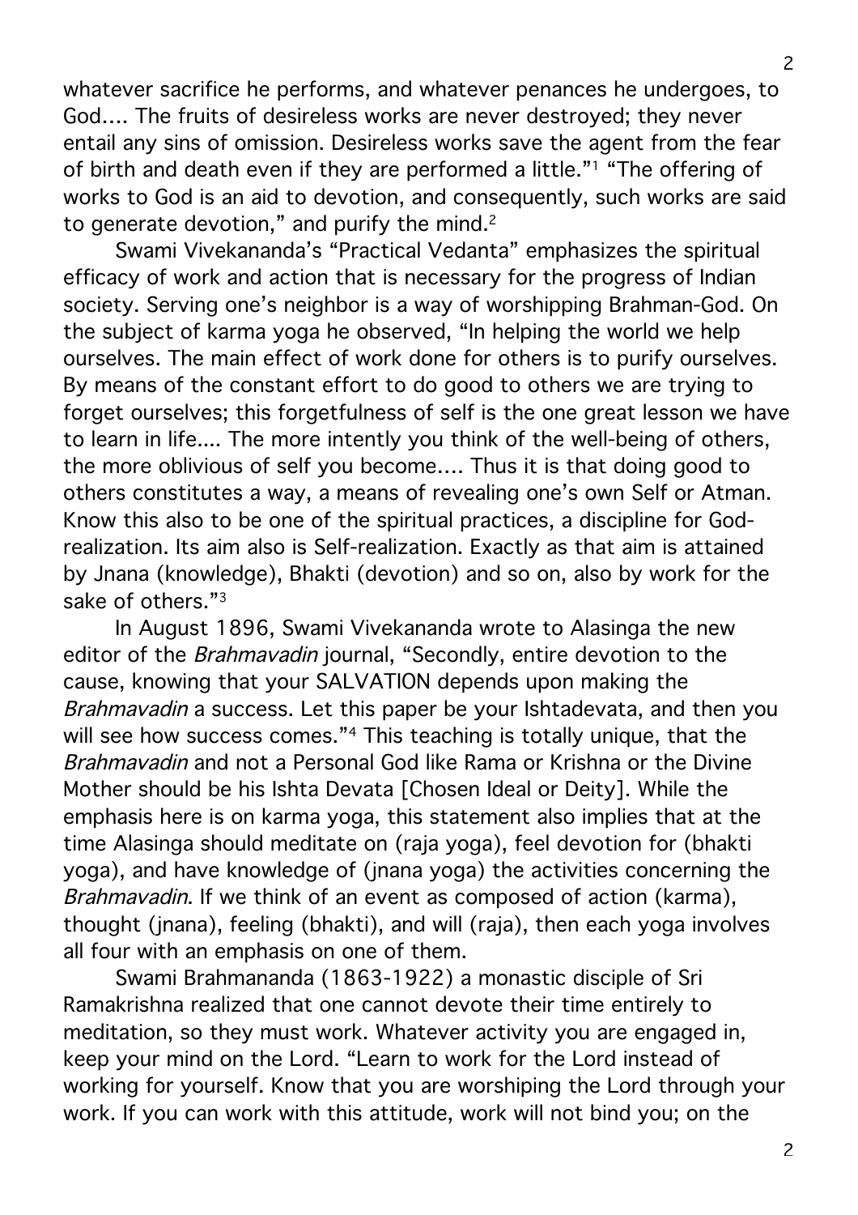whatever sacrifice he performs, and whatever penances he undergoes, to God.... The fruits of desireless works are never destroyed; they never entail any sins of omission. Desireless works save the agent from the fear of birth and death even if they are performed a little."[1] "The offering of works to God is an aid to devotion, and consequently, such works are said to generate devotion," and purify the mind.[2]

Swami Vivekananda's "Practical Vedanta" emphasizes the spiritual efficacy of work and action that is necessary for the progress of Indian society. Serving one's neighbor is a way of worshipping Brahman-God. On the subject of karma yoga he observed, "In helping the world we help ourselves. The main effect of work done for others is to purify ourselves. By means of the constant effort to do good to others we are trying to forget ourselves; this forgetfulness of self is the one great lesson we have to learn in life.... The more intently you think of the well-being of others, the more oblivious of self you become.... Thus it is that doing good to others constitutes a way, a means of revealing one's own Self or Atman. Know this also to be one of the spiritual practices, a discipline for God-realization. Its aim also is Self-realization. Exactly as that aim is attained by Jnana (knowledge), Bhakti (devotion) and so on, also by work for the sake of others."[3]

In August 1896, Swami Vivekananda wrote to Alasinga the new editor of the *Brahmavadin* journal, "Secondly, entire devotion to the cause, knowing that your SALVATION depends upon making the *Brahmavadin* a success. Let this paper be your Ishtadevata, and then you will see how success comes."[4] This teaching is totally unique, that the *Brahmavadin* and not a Personal God like Rama or Krishna or the Divine Mother should be his Ishta Devata [Chosen Ideal or Deity]. While the emphasis here is on karma yoga, this statement also implies that at the time Alasinga should meditate on (raja yoga), feel devotion for (bhakti yoga), and have knowledge of (jnana yoga) the activities concerning the *Brahmavadin*. If we think of an event as composed of action (karma), thought (jnana), feeling (bhakti), and will (raja), then each yoga involves all four with an emphasis on one of them.

Swami Brahmananda (1863-1922) a monastic disciple of Sri Ramakrishna realized that one cannot devote their time entirely to meditation, so they must work. Whatever activity you are engaged in, keep your mind on the Lord. "Learn to work for the Lord instead of working for yourself. Know that you are worshiping the Lord through your work. If you can work with this attitude, work will not bind you; on the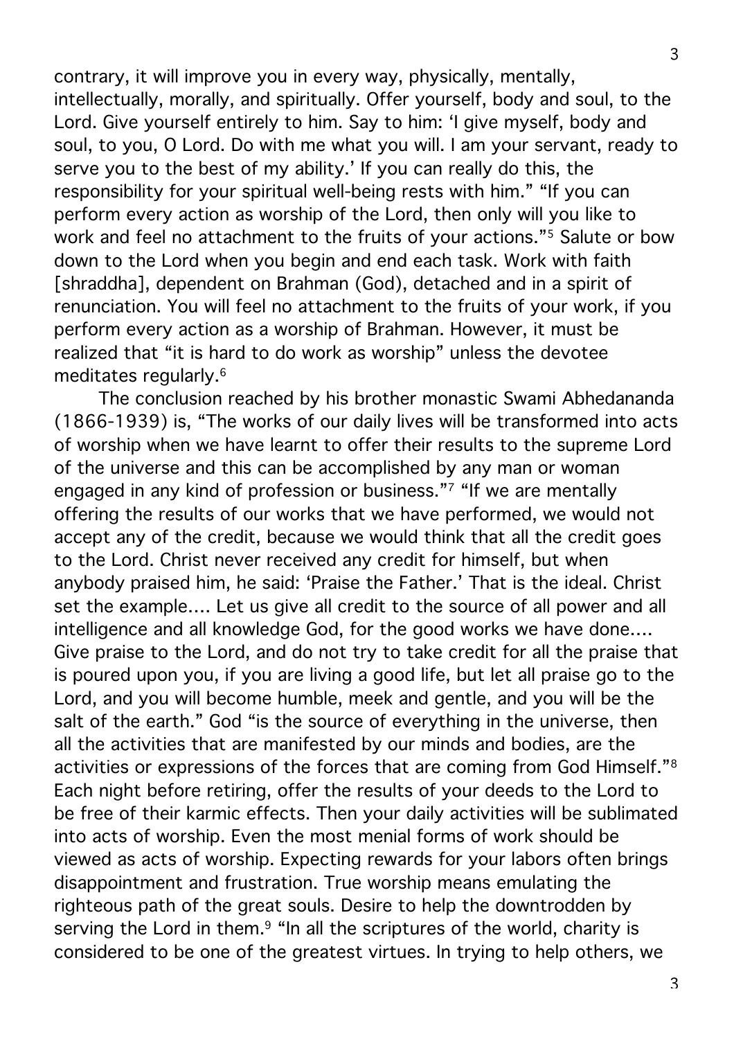contrary, it will improve you in every way, physically, mentally, intellectually, morally, and spiritually. Offer yourself, body and soul, to the Lord. Give yourself entirely to him. Say to him: 'I give myself, body and soul, to you, O Lord. Do with me what you will. I am your servant, ready to serve you to the best of my ability.' If you can really do this, the responsibility for your spiritual well-being rests with him." "If you can perform every action as worship of the Lord, then only will you like to work and feel no attachment to the fruits of your actions."[5] Salute or bow down to the Lord when you begin and end each task. Work with faith [shraddha], dependent on Brahman (God), detached and in a spirit of renunciation. You will feel no attachment to the fruits of your work, if you perform every action as a worship of Brahman. However, it must be realized that "it is hard to do work as worship" unless the devotee meditates regularly.[6]

The conclusion reached by his brother monastic Swami Abhedananda (1866-1939) is, "The works of our daily lives will be transformed into acts of worship when we have learnt to offer their results to the supreme Lord of the universe and this can be accomplished by any man or woman engaged in any kind of profession or business."[7] "If we are mentally offering the results of our works that we have performed, we would not accept any of the credit, because we would think that all the credit goes to the Lord. Christ never received any credit for himself, but when anybody praised him, he said: 'Praise the Father.' That is the ideal. Christ set the example.... Let us give all credit to the source of all power and all intelligence and all knowledge God, for the good works we have done.... Give praise to the Lord, and do not try to take credit for all the praise that is poured upon you, if you are living a good life, but let all praise go to the Lord, and you will become humble, meek and gentle, and you will be the salt of the earth." God "is the source of everything in the universe, then all the activities that are manifested by our minds and bodies, are the activities or expressions of the forces that are coming from God Himself."[8] Each night before retiring, offer the results of your deeds to the Lord to be free of their karmic effects. Then your daily activities will be sublimated into acts of worship. Even the most menial forms of work should be viewed as acts of worship. Expecting rewards for your labors often brings disappointment and frustration. True worship means emulating the righteous path of the great souls. Desire to help the downtrodden by serving the Lord in them.[9] "In all the scriptures of the world, charity is considered to be one of the greatest virtues. In trying to help others, we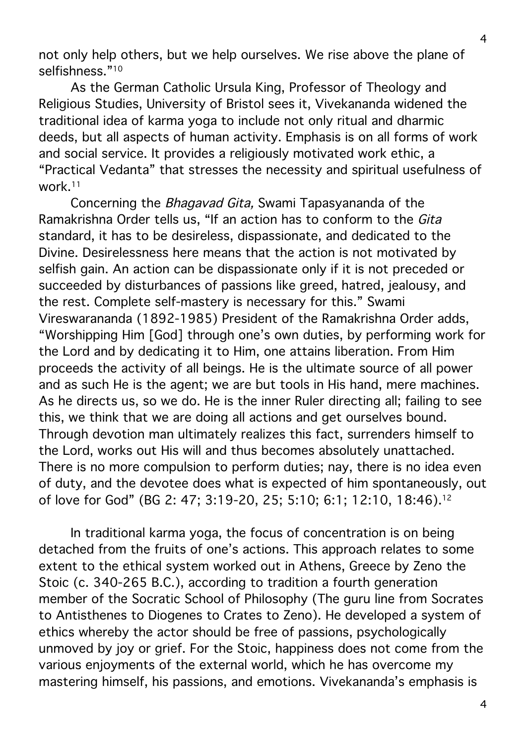not only help others, but we help ourselves. We rise above the plane of selfishness."[10]

As the German Catholic Ursula King, Professor of Theology and Religious Studies, University of Bristol sees it, Vivekananda widened the traditional idea of karma yoga to include not only ritual and dharmic deeds, but all aspects of human activity. Emphasis is on all forms of work and social service. It provides a religiously motivated work ethic, a "Practical Vedanta" that stresses the necessity and spiritual usefulness of work.[11]

Concerning the *Bhagavad Gita,* Swami Tapasyananda of the Ramakrishna Order tells us, "If an action has to conform to the *Gita* standard, it has to be desireless, dispassionate, and dedicated to the Divine. Desirelessness here means that the action is not motivated by selfish gain. An action can be dispassionate only if it is not preceded or succeeded by disturbances of passions like greed, hatred, jealousy, and the rest. Complete self-mastery is necessary for this." Swami Vireswarananda (1892-1985) President of the Ramakrishna Order adds, "Worshipping Him [God] through one's own duties, by performing work for the Lord and by dedicating it to Him, one attains liberation. From Him proceeds the activity of all beings. He is the ultimate source of all power and as such He is the agent; we are but tools in His hand, mere machines. As he directs us, so we do. He is the inner Ruler directing all; failing to see this, we think that we are doing all actions and get ourselves bound. Through devotion man ultimately realizes this fact, surrenders himself to the Lord, works out His will and thus becomes absolutely unattached. There is no more compulsion to perform duties; nay, there is no idea even of duty, and the devotee does what is expected of him spontaneously, out of love for God" (BG 2: 47; 3:19-20, 25; 5:10; 6:1; 12:10, 18:46).[12]

In traditional karma yoga, the focus of concentration is on being detached from the fruits of one's actions. This approach relates to some extent to the ethical system worked out in Athens, Greece by Zeno the Stoic (c. 340-265 B.C.), according to tradition a fourth generation member of the Socratic School of Philosophy (The guru line from Socrates to Antisthenes to Diogenes to Crates to Zeno). He developed a system of ethics whereby the actor should be free of passions, psychologically unmoved by joy or grief. For the Stoic, happiness does not come from the various enjoyments of the external world, which he has overcome my mastering himself, his passions, and emotions. Vivekananda's emphasis is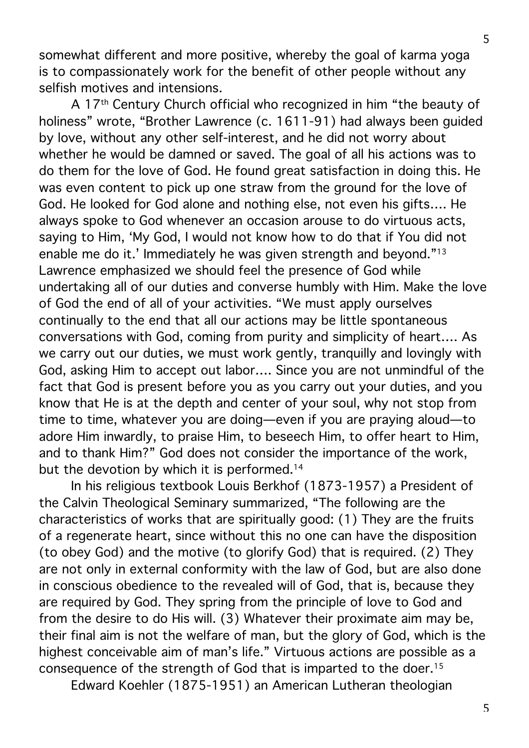somewhat different and more positive, whereby the goal of karma yoga is to compassionately work for the benefit of other people without any selfish motives and intensions.

A 17th Century Church official who recognized in him "the beauty of holiness" wrote, "Brother Lawrence (c. 1611-91) had always been guided by love, without any other self-interest, and he did not worry about whether he would be damned or saved. The goal of all his actions was to do them for the love of God. He found great satisfaction in doing this. He was even content to pick up one straw from the ground for the love of God. He looked for God alone and nothing else, not even his gifts…. He always spoke to God whenever an occasion arouse to do virtuous acts, saying to Him, 'My God, I would not know how to do that if You did not enable me do it.' Immediately he was given strength and beyond."[13] Lawrence emphasized we should feel the presence of God while undertaking all of our duties and converse humbly with Him. Make the love of God the end of all of your activities. "We must apply ourselves continually to the end that all our actions may be little spontaneous conversations with God, coming from purity and simplicity of heart…. As we carry out our duties, we must work gently, tranquilly and lovingly with God, asking Him to accept out labor…. Since you are not unmindful of the fact that God is present before you as you carry out your duties, and you know that He is at the depth and center of your soul, why not stop from time to time, whatever you are doing—even if you are praying aloud—to adore Him inwardly, to praise Him, to beseech Him, to offer heart to Him, and to thank Him?" God does not consider the importance of the work, but the devotion by which it is performed.[14]

In his religious textbook Louis Berkhof (1873-1957) a President of the Calvin Theological Seminary summarized, "The following are the characteristics of works that are spiritually good: (1) They are the fruits of a regenerate heart, since without this no one can have the disposition (to obey God) and the motive (to glorify God) that is required. (2) They are not only in external conformity with the law of God, but are also done in conscious obedience to the revealed will of God, that is, because they are required by God. They spring from the principle of love to God and from the desire to do His will. (3) Whatever their proximate aim may be, their final aim is not the welfare of man, but the glory of God, which is the highest conceivable aim of man's life." Virtuous actions are possible as a consequence of the strength of God that is imparted to the doer.[15]

Edward Koehler (1875-1951) an American Lutheran theologian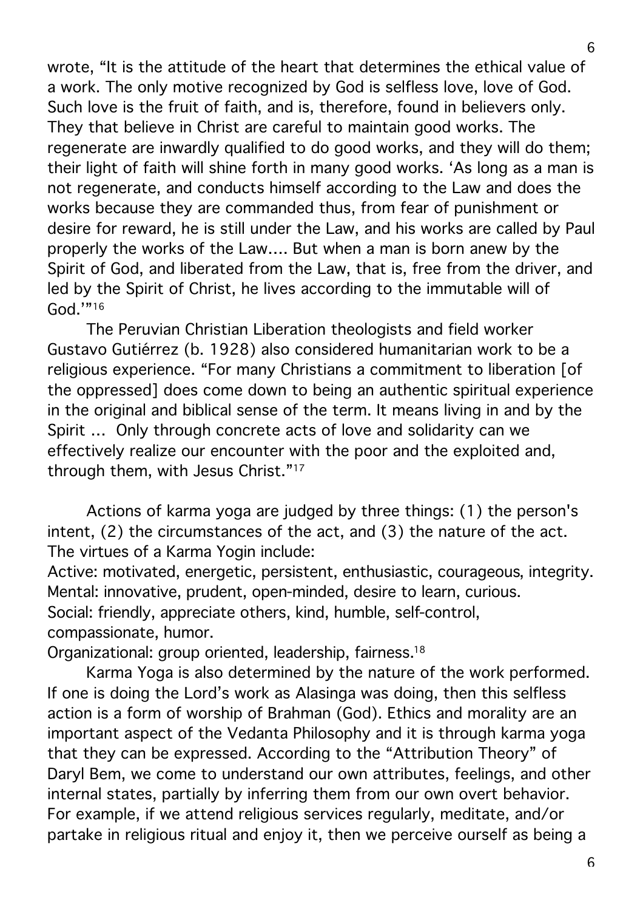wrote, "It is the attitude of the heart that determines the ethical value of a work. The only motive recognized by God is selfless love, love of God. Such love is the fruit of faith, and is, therefore, found in believers only. They that believe in Christ are careful to maintain good works. The regenerate are inwardly qualified to do good works, and they will do them; their light of faith will shine forth in many good works. 'As long as a man is not regenerate, and conducts himself according to the Law and does the works because they are commanded thus, from fear of punishment or desire for reward, he is still under the Law, and his works are called by Paul properly the works of the Law.... But when a man is born anew by the Spirit of God, and liberated from the Law, that is, free from the driver, and led by the Spirit of Christ, he lives according to the immutable will of God.'"[16]

The Peruvian Christian Liberation theologists and field worker Gustavo Gutiérrez (b. 1928) also considered humanitarian work to be a religious experience. "For many Christians a commitment to liberation [of the oppressed] does come down to being an authentic spiritual experience in the original and biblical sense of the term. It means living in and by the Spirit ... Only through concrete acts of love and solidarity can we effectively realize our encounter with the poor and the exploited and, through them, with Jesus Christ."[17]

Actions of karma yoga are judged by three things: (1) the person's intent, (2) the circumstances of the act, and (3) the nature of the act. The virtues of a Karma Yogin include:

Active: motivated, energetic, persistent, enthusiastic, courageous, integrity.
Mental: innovative, prudent, open-minded, desire to learn, curious.
Social: friendly, appreciate others, kind, humble, self-control, compassionate, humor.
Organizational: group oriented, leadership, fairness.[18]

Karma Yoga is also determined by the nature of the work performed. If one is doing the Lord's work as Alasinga was doing, then this selfless action is a form of worship of Brahman (God). Ethics and morality are an important aspect of the Vedanta Philosophy and it is through karma yoga that they can be expressed. According to the "Attribution Theory" of Daryl Bem, we come to understand our own attributes, feelings, and other internal states, partially by inferring them from our own overt behavior. For example, if we attend religious services regularly, meditate, and/or partake in religious ritual and enjoy it, then we perceive ourself as being a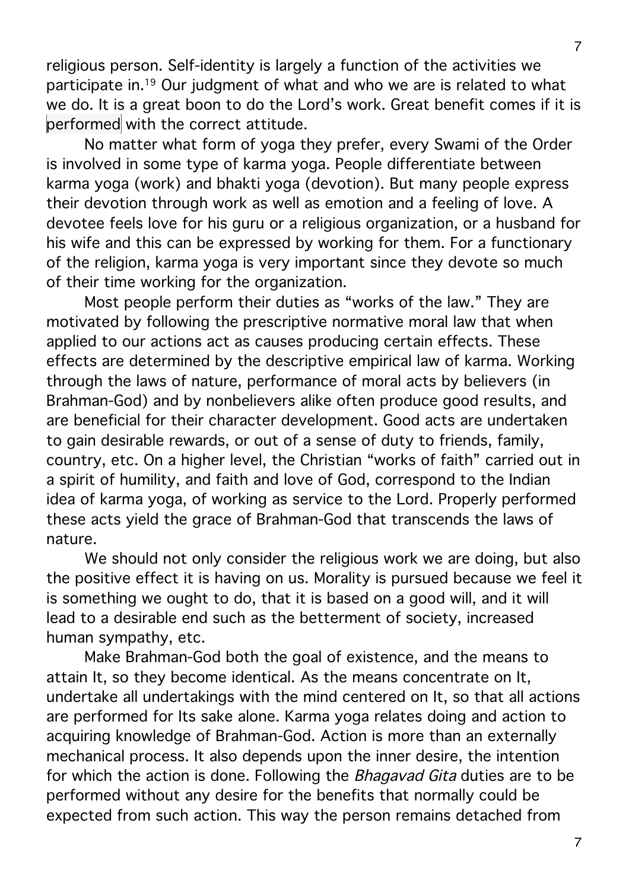religious person. Self-identity is largely a function of the activities we participate in.[19] Our judgment of what and who we are is related to what we do. It is a great boon to do the Lord's work. Great benefit comes if it is performed with the correct attitude.

No matter what form of yoga they prefer, every Swami of the Order is involved in some type of karma yoga. People differentiate between karma yoga (work) and bhakti yoga (devotion). But many people express their devotion through work as well as emotion and a feeling of love. A devotee feels love for his guru or a religious organization, or a husband for his wife and this can be expressed by working for them. For a functionary of the religion, karma yoga is very important since they devote so much of their time working for the organization.

Most people perform their duties as "works of the law." They are motivated by following the prescriptive normative moral law that when applied to our actions act as causes producing certain effects. These effects are determined by the descriptive empirical law of karma. Working through the laws of nature, performance of moral acts by believers (in Brahman-God) and by nonbelievers alike often produce good results, and are beneficial for their character development. Good acts are undertaken to gain desirable rewards, or out of a sense of duty to friends, family, country, etc. On a higher level, the Christian "works of faith" carried out in a spirit of humility, and faith and love of God, correspond to the Indian idea of karma yoga, of working as service to the Lord. Properly performed these acts yield the grace of Brahman-God that transcends the laws of nature.

We should not only consider the religious work we are doing, but also the positive effect it is having on us. Morality is pursued because we feel it is something we ought to do, that it is based on a good will, and it will lead to a desirable end such as the betterment of society, increased human sympathy, etc.

Make Brahman-God both the goal of existence, and the means to attain It, so they become identical. As the means concentrate on It, undertake all undertakings with the mind centered on It, so that all actions are performed for Its sake alone. Karma yoga relates doing and action to acquiring knowledge of Brahman-God. Action is more than an externally mechanical process. It also depends upon the inner desire, the intention for which the action is done. Following the *Bhagavad Gita* duties are to be performed without any desire for the benefits that normally could be expected from such action. This way the person remains detached from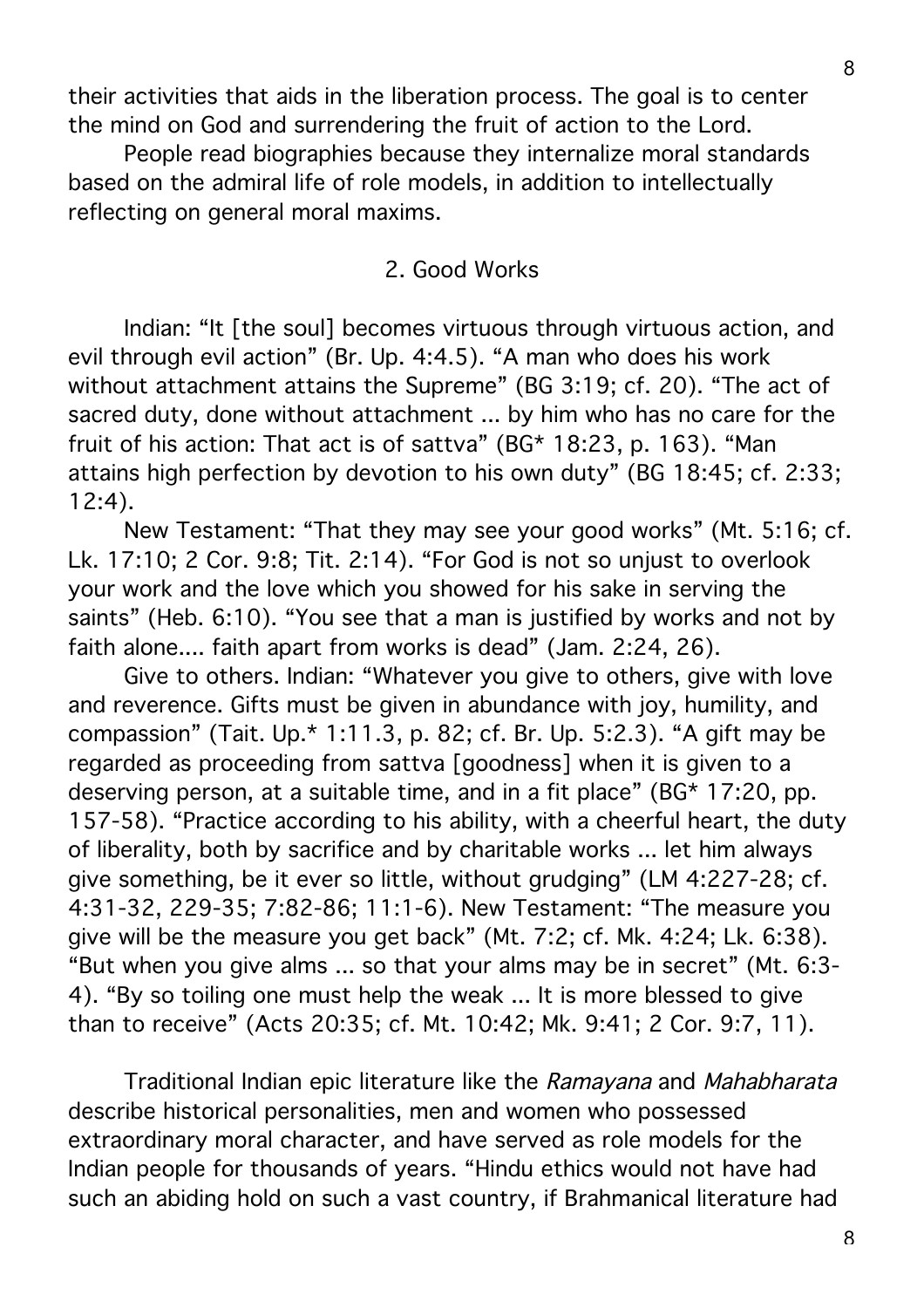their activities that aids in the liberation process. The goal is to center the mind on God and surrendering the fruit of action to the Lord.

People read biographies because they internalize moral standards based on the admiral life of role models, in addition to intellectually reflecting on general moral maxims.

## 2. Good Works

Indian: "It [the soul] becomes virtuous through virtuous action, and evil through evil action" (Br. Up. 4:4.5). "A man who does his work without attachment attains the Supreme" (BG 3:19; cf. 20). "The act of sacred duty, done without attachment ... by him who has no care for the fruit of his action: That act is of sattva" (BG* 18:23, p. 163). "Man attains high perfection by devotion to his own duty" (BG 18:45; cf. 2:33; 12:4).

New Testament: "That they may see your good works" (Mt. 5:16; cf. Lk. 17:10; 2 Cor. 9:8; Tit. 2:14). "For God is not so unjust to overlook your work and the love which you showed for his sake in serving the saints" (Heb. 6:10). "You see that a man is justified by works and not by faith alone.... faith apart from works is dead" (Jam. 2:24, 26).

Give to others. Indian: "Whatever you give to others, give with love and reverence. Gifts must be given in abundance with joy, humility, and compassion" (Tait. Up.* 1:11.3, p. 82; cf. Br. Up. 5:2.3). "A gift may be regarded as proceeding from sattva [goodness] when it is given to a deserving person, at a suitable time, and in a fit place" (BG* 17:20, pp. 157-58). "Practice according to his ability, with a cheerful heart, the duty of liberality, both by sacrifice and by charitable works ... let him always give something, be it ever so little, without grudging" (LM 4:227-28; cf. 4:31-32, 229-35; 7:82-86; 11:1-6). New Testament: "The measure you give will be the measure you get back" (Mt. 7:2; cf. Mk. 4:24; Lk. 6:38). "But when you give alms ... so that your alms may be in secret" (Mt. 6:3-4). "By so toiling one must help the weak ... It is more blessed to give than to receive" (Acts 20:35; cf. Mt. 10:42; Mk. 9:41; 2 Cor. 9:7, 11).

Traditional Indian epic literature like the *Ramayana* and *Mahabharata* describe historical personalities, men and women who possessed extraordinary moral character, and have served as role models for the Indian people for thousands of years. "Hindu ethics would not have had such an abiding hold on such a vast country, if Brahmanical literature had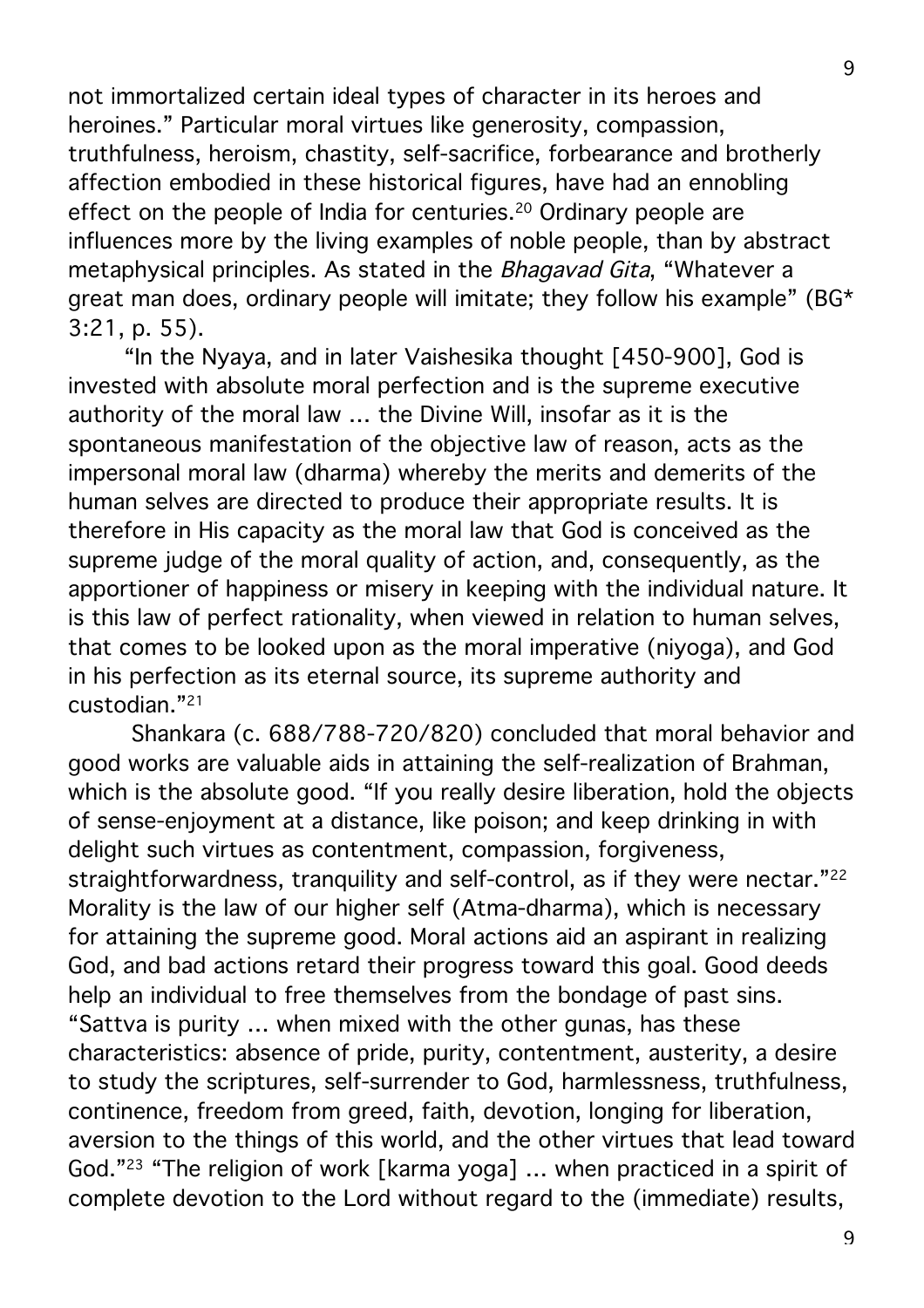not immortalized certain ideal types of character in its heroes and heroines." Particular moral virtues like generosity, compassion, truthfulness, heroism, chastity, self-sacrifice, forbearance and brotherly affection embodied in these historical figures, have had an ennobling effect on the people of India for centuries.[20] Ordinary people are influences more by the living examples of noble people, than by abstract metaphysical principles. As stated in the *Bhagavad Gita*, "Whatever a great man does, ordinary people will imitate; they follow his example" (BG* 3:21, p. 55).

"In the Nyaya, and in later Vaishesika thought [450-900], God is invested with absolute moral perfection and is the supreme executive authority of the moral law ... the Divine Will, insofar as it is the spontaneous manifestation of the objective law of reason, acts as the impersonal moral law (dharma) whereby the merits and demerits of the human selves are directed to produce their appropriate results. It is therefore in His capacity as the moral law that God is conceived as the supreme judge of the moral quality of action, and, consequently, as the apportioner of happiness or misery in keeping with the individual nature. It is this law of perfect rationality, when viewed in relation to human selves, that comes to be looked upon as the moral imperative (niyoga), and God in his perfection as its eternal source, its supreme authority and custodian."[21]

Shankara (c. 688/788-720/820) concluded that moral behavior and good works are valuable aids in attaining the self-realization of Brahman, which is the absolute good. "If you really desire liberation, hold the objects of sense-enjoyment at a distance, like poison; and keep drinking in with delight such virtues as contentment, compassion, forgiveness, straightforwardness, tranquility and self-control, as if they were nectar."[22] Morality is the law of our higher self (Atma-dharma), which is necessary for attaining the supreme good. Moral actions aid an aspirant in realizing God, and bad actions retard their progress toward this goal. Good deeds help an individual to free themselves from the bondage of past sins. "Sattva is purity ... when mixed with the other gunas, has these characteristics: absence of pride, purity, contentment, austerity, a desire to study the scriptures, self-surrender to God, harmlessness, truthfulness, continence, freedom from greed, faith, devotion, longing for liberation, aversion to the things of this world, and the other virtues that lead toward God."[23] "The religion of work [karma yoga] ... when practiced in a spirit of complete devotion to the Lord without regard to the (immediate) results,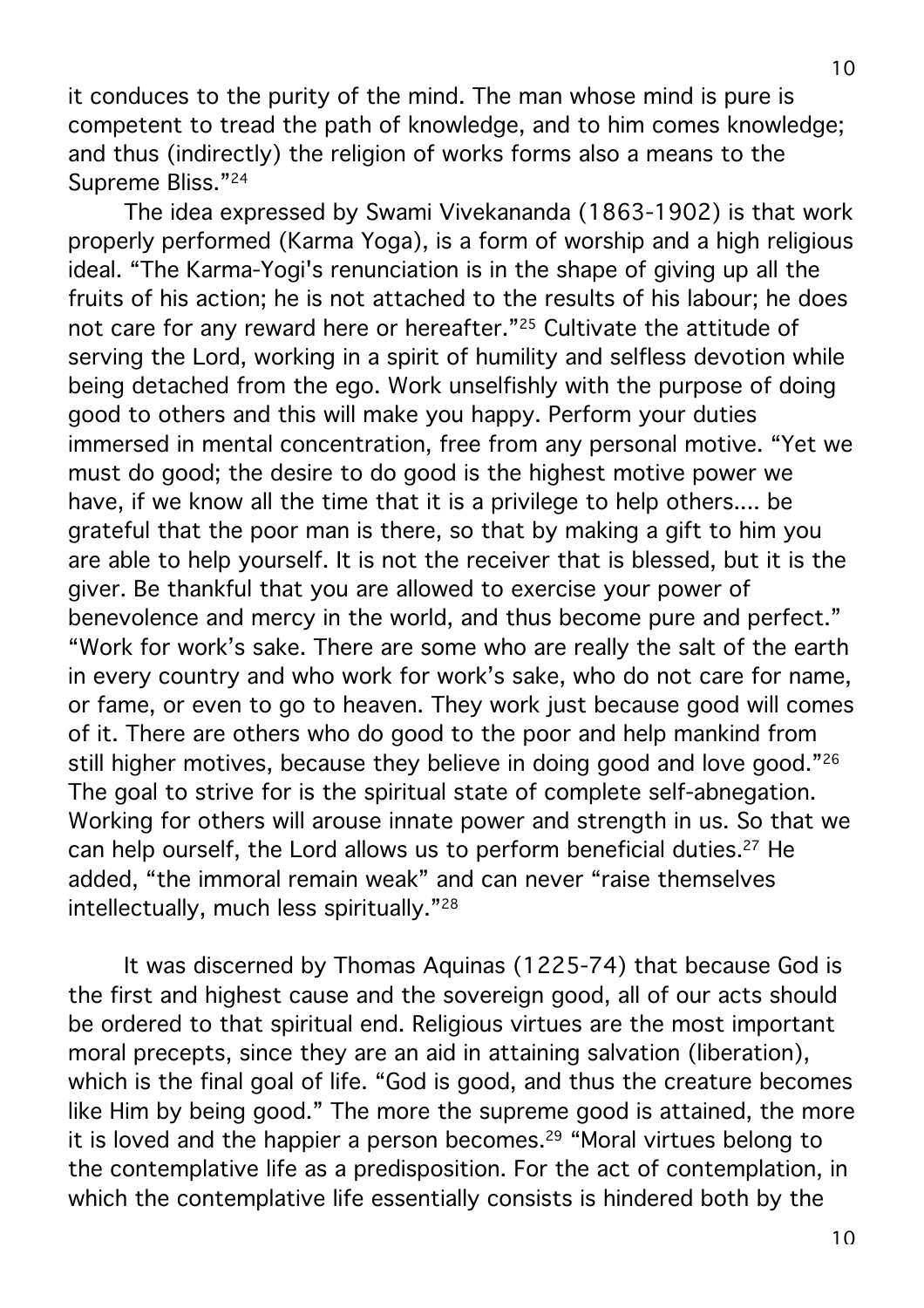it conduces to the purity of the mind. The man whose mind is pure is competent to tread the path of knowledge, and to him comes knowledge; and thus (indirectly) the religion of works forms also a means to the Supreme Bliss."[24]

The idea expressed by Swami Vivekananda (1863-1902) is that work properly performed (Karma Yoga), is a form of worship and a high religious ideal. "The Karma-Yogi's renunciation is in the shape of giving up all the fruits of his action; he is not attached to the results of his labour; he does not care for any reward here or hereafter."[25] Cultivate the attitude of serving the Lord, working in a spirit of humility and selfless devotion while being detached from the ego. Work unselfishly with the purpose of doing good to others and this will make you happy. Perform your duties immersed in mental concentration, free from any personal motive. "Yet we must do good; the desire to do good is the highest motive power we have, if we know all the time that it is a privilege to help others.... be grateful that the poor man is there, so that by making a gift to him you are able to help yourself. It is not the receiver that is blessed, but it is the giver. Be thankful that you are allowed to exercise your power of benevolence and mercy in the world, and thus become pure and perfect." "Work for work's sake. There are some who are really the salt of the earth in every country and who work for work's sake, who do not care for name, or fame, or even to go to heaven. They work just because good will comes of it. There are others who do good to the poor and help mankind from still higher motives, because they believe in doing good and love good."[26] The goal to strive for is the spiritual state of complete self-abnegation. Working for others will arouse innate power and strength in us. So that we can help ourself, the Lord allows us to perform beneficial duties.[27] He added, "the immoral remain weak" and can never "raise themselves intellectually, much less spiritually."[28]

It was discerned by Thomas Aquinas (1225-74) that because God is the first and highest cause and the sovereign good, all of our acts should be ordered to that spiritual end. Religious virtues are the most important moral precepts, since they are an aid in attaining salvation (liberation), which is the final goal of life. "God is good, and thus the creature becomes like Him by being good." The more the supreme good is attained, the more it is loved and the happier a person becomes.[29] "Moral virtues belong to the contemplative life as a predisposition. For the act of contemplation, in which the contemplative life essentially consists is hindered both by the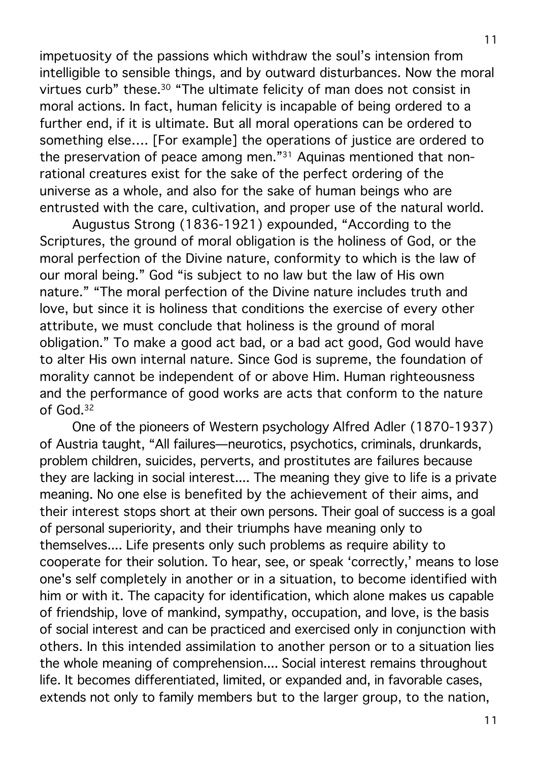impetuosity of the passions which withdraw the soul's intension from intelligible to sensible things, and by outward disturbances. Now the moral virtues curb" these.[30] "The ultimate felicity of man does not consist in moral actions. In fact, human felicity is incapable of being ordered to a further end, if it is ultimate. But all moral operations can be ordered to something else.... [For example] the operations of justice are ordered to the preservation of peace among men."[31] Aquinas mentioned that non-rational creatures exist for the sake of the perfect ordering of the universe as a whole, and also for the sake of human beings who are entrusted with the care, cultivation, and proper use of the natural world.

Augustus Strong (1836-1921) expounded, "According to the Scriptures, the ground of moral obligation is the holiness of God, or the moral perfection of the Divine nature, conformity to which is the law of our moral being." God "is subject to no law but the law of His own nature." "The moral perfection of the Divine nature includes truth and love, but since it is holiness that conditions the exercise of every other attribute, we must conclude that holiness is the ground of moral obligation." To make a good act bad, or a bad act good, God would have to alter His own internal nature. Since God is supreme, the foundation of morality cannot be independent of or above Him. Human righteousness and the performance of good works are acts that conform to the nature of God.[32]

One of the pioneers of Western psychology Alfred Adler (1870-1937) of Austria taught, "All failures—neurotics, psychotics, criminals, drunkards, problem children, suicides, perverts, and prostitutes are failures because they are lacking in social interest.... The meaning they give to life is a private meaning. No one else is benefited by the achievement of their aims, and their interest stops short at their own persons. Their goal of success is a goal of personal superiority, and their triumphs have meaning only to themselves.... Life presents only such problems as require ability to cooperate for their solution. To hear, see, or speak 'correctly,' means to lose one's self completely in another or in a situation, to become identified with him or with it. The capacity for identification, which alone makes us capable of friendship, love of mankind, sympathy, occupation, and love, is the basis of social interest and can be practiced and exercised only in conjunction with others. In this intended assimilation to another person or to a situation lies the whole meaning of comprehension.... Social interest remains throughout life. It becomes differentiated, limited, or expanded and, in favorable cases, extends not only to family members but to the larger group, to the nation,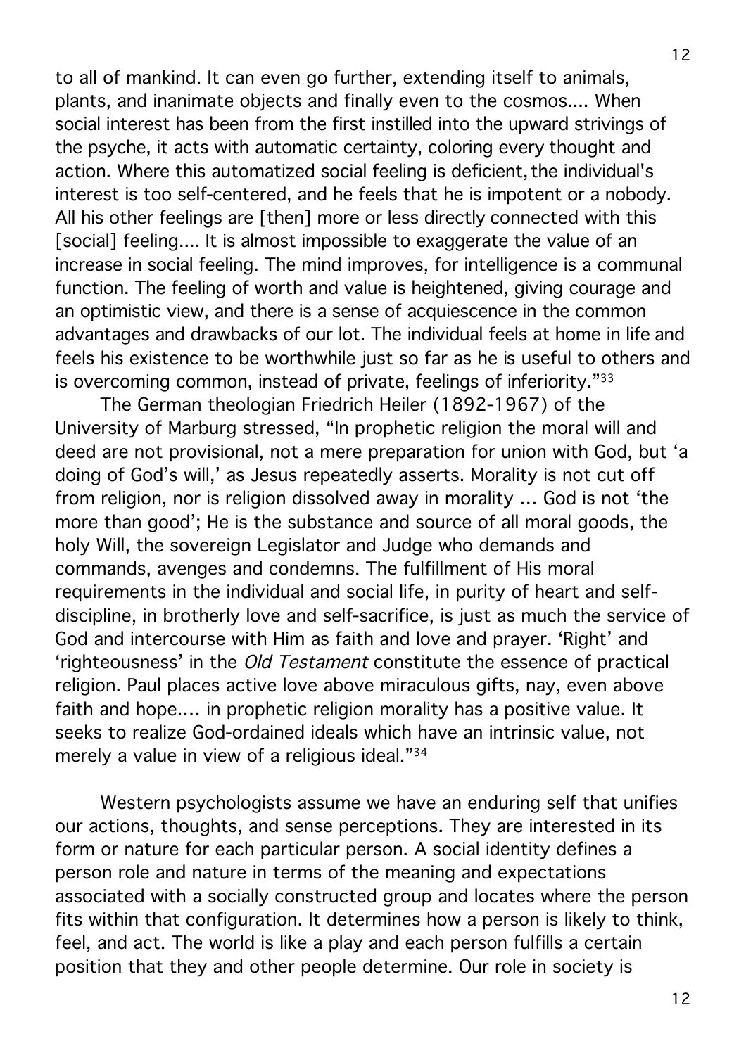to all of mankind. It can even go further, extending itself to animals, plants, and inanimate objects and finally even to the cosmos.... When social interest has been from the first instilled into the upward strivings of the psyche, it acts with automatic certainty, coloring every thought and action. Where this automatized social feeling is deficient, the individual's interest is too self-centered, and he feels that he is impotent or a nobody. All his other feelings are [then] more or less directly connected with this [social] feeling.... It is almost impossible to exaggerate the value of an increase in social feeling. The mind improves, for intelligence is a communal function. The feeling of worth and value is heightened, giving courage and an optimistic view, and there is a sense of acquiescence in the common advantages and drawbacks of our lot. The individual feels at home in life and feels his existence to be worthwhile just so far as he is useful to others and is overcoming common, instead of private, feelings of inferiority."[33]

The German theologian Friedrich Heiler (1892-1967) of the University of Marburg stressed, "In prophetic religion the moral will and deed are not provisional, not a mere preparation for union with God, but 'a doing of God's will,' as Jesus repeatedly asserts. Morality is not cut off from religion, nor is religion dissolved away in morality ... God is not 'the more than good'; He is the substance and source of all moral goods, the holy Will, the sovereign Legislator and Judge who demands and commands, avenges and condemns. The fulfillment of His moral requirements in the individual and social life, in purity of heart and self-discipline, in brotherly love and self-sacrifice, is just as much the service of God and intercourse with Him as faith and love and prayer. 'Right' and 'righteousness' in the *Old Testament* constitute the essence of practical religion. Paul places active love above miraculous gifts, nay, even above faith and hope.... in prophetic religion morality has a positive value. It seeks to realize God-ordained ideals which have an intrinsic value, not merely a value in view of a religious ideal."[34]

Western psychologists assume we have an enduring self that unifies our actions, thoughts, and sense perceptions. They are interested in its form or nature for each particular person. A social identity defines a person role and nature in terms of the meaning and expectations associated with a socially constructed group and locates where the person fits within that configuration. It determines how a person is likely to think, feel, and act. The world is like a play and each person fulfills a certain position that they and other people determine. Our role in society is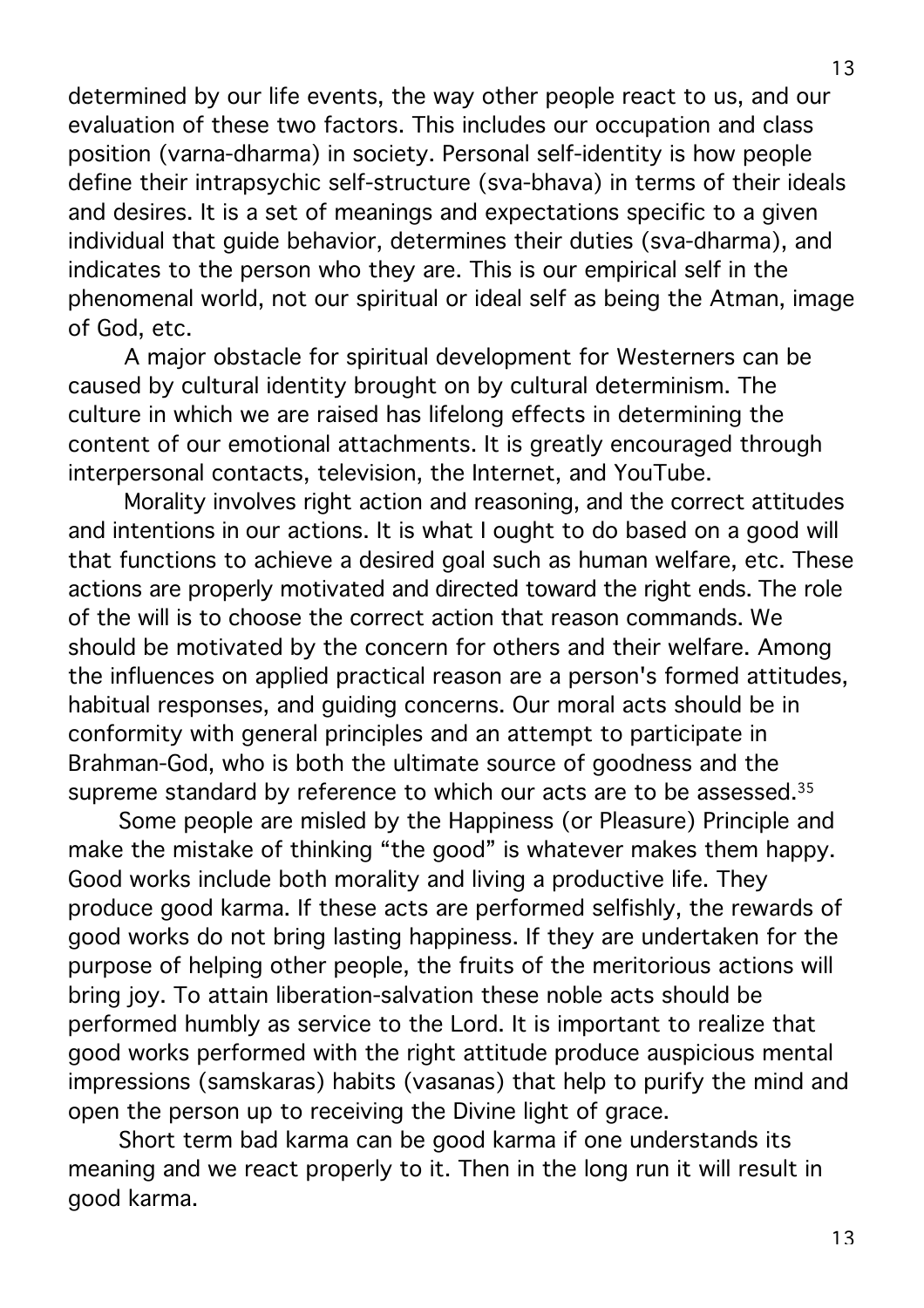determined by our life events, the way other people react to us, and our evaluation of these two factors. This includes our occupation and class position (varna-dharma) in society. Personal self-identity is how people define their intrapsychic self-structure (sva-bhava) in terms of their ideals and desires. It is a set of meanings and expectations specific to a given individual that guide behavior, determines their duties (sva-dharma), and indicates to the person who they are. This is our empirical self in the phenomenal world, not our spiritual or ideal self as being the Atman, image of God, etc.

A major obstacle for spiritual development for Westerners can be caused by cultural identity brought on by cultural determinism. The culture in which we are raised has lifelong effects in determining the content of our emotional attachments. It is greatly encouraged through interpersonal contacts, television, the Internet, and YouTube.

Morality involves right action and reasoning, and the correct attitudes and intentions in our actions. It is what I ought to do based on a good will that functions to achieve a desired goal such as human welfare, etc. These actions are properly motivated and directed toward the right ends. The role of the will is to choose the correct action that reason commands. We should be motivated by the concern for others and their welfare. Among the influences on applied practical reason are a person's formed attitudes, habitual responses, and guiding concerns. Our moral acts should be in conformity with general principles and an attempt to participate in Brahman-God, who is both the ultimate source of goodness and the supreme standard by reference to which our acts are to be assessed.[35]

Some people are misled by the Happiness (or Pleasure) Principle and make the mistake of thinking "the good" is whatever makes them happy. Good works include both morality and living a productive life. They produce good karma. If these acts are performed selfishly, the rewards of good works do not bring lasting happiness. If they are undertaken for the purpose of helping other people, the fruits of the meritorious actions will bring joy. To attain liberation-salvation these noble acts should be performed humbly as service to the Lord. It is important to realize that good works performed with the right attitude produce auspicious mental impressions (samskaras) habits (vasanas) that help to purify the mind and open the person up to receiving the Divine light of grace.

Short term bad karma can be good karma if one understands its meaning and we react properly to it. Then in the long run it will result in good karma.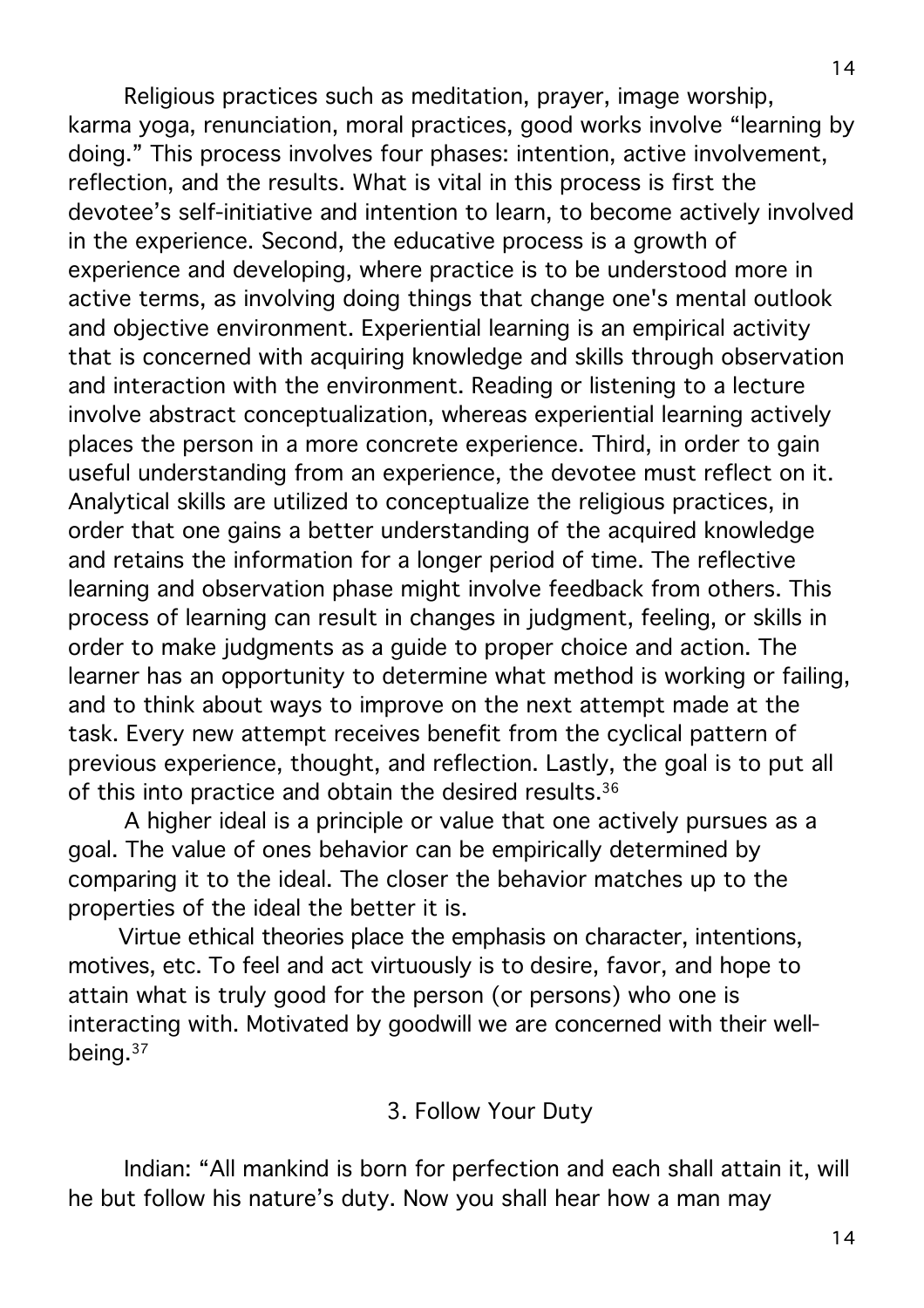Religious practices such as meditation, prayer, image worship, karma yoga, renunciation, moral practices, good works involve "learning by doing." This process involves four phases: intention, active involvement, reflection, and the results. What is vital in this process is first the devotee's self-initiative and intention to learn, to become actively involved in the experience. Second, the educative process is a growth of experience and developing, where practice is to be understood more in active terms, as involving doing things that change one's mental outlook and objective environment. Experiential learning is an empirical activity that is concerned with acquiring knowledge and skills through observation and interaction with the environment. Reading or listening to a lecture involve abstract conceptualization, whereas experiential learning actively places the person in a more concrete experience. Third, in order to gain useful understanding from an experience, the devotee must reflect on it. Analytical skills are utilized to conceptualize the religious practices, in order that one gains a better understanding of the acquired knowledge and retains the information for a longer period of time. The reflective learning and observation phase might involve feedback from others. This process of learning can result in changes in judgment, feeling, or skills in order to make judgments as a guide to proper choice and action. The learner has an opportunity to determine what method is working or failing, and to think about ways to improve on the next attempt made at the task. Every new attempt receives benefit from the cyclical pattern of previous experience, thought, and reflection. Lastly, the goal is to put all of this into practice and obtain the desired results.[36]

A higher ideal is a principle or value that one actively pursues as a goal. The value of ones behavior can be empirically determined by comparing it to the ideal. The closer the behavior matches up to the properties of the ideal the better it is.

Virtue ethical theories place the emphasis on character, intentions, motives, etc. To feel and act virtuously is to desire, favor, and hope to attain what is truly good for the person (or persons) who one is interacting with. Motivated by goodwill we are concerned with their well-being.[37]

## 3. Follow Your Duty

Indian: "All mankind is born for perfection and each shall attain it, will he but follow his nature's duty. Now you shall hear how a man may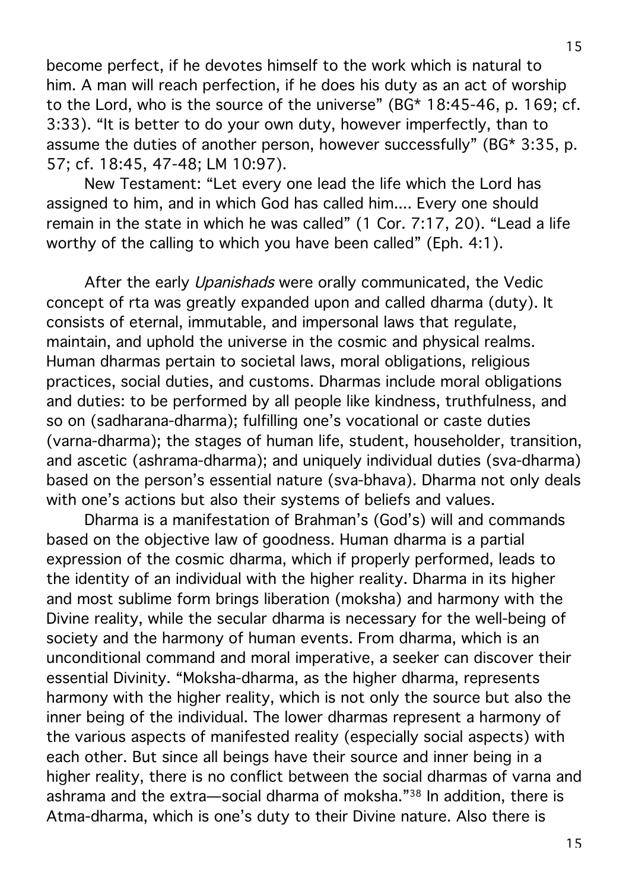become perfect, if he devotes himself to the work which is natural to him. A man will reach perfection, if he does his duty as an act of worship to the Lord, who is the source of the universe" (BG* 18:45-46, p. 169; cf. 3:33). "It is better to do your own duty, however imperfectly, than to assume the duties of another person, however successfully" (BG* 3:35, p. 57; cf. 18:45, 47-48; LM 10:97).

New Testament: "Let every one lead the life which the Lord has assigned to him, and in which God has called him.... Every one should remain in the state in which he was called" (1 Cor. 7:17, 20). "Lead a life worthy of the calling to which you have been called" (Eph. 4:1).

After the early *Upanishads* were orally communicated, the Vedic concept of rta was greatly expanded upon and called dharma (duty). It consists of eternal, immutable, and impersonal laws that regulate, maintain, and uphold the universe in the cosmic and physical realms. Human dharmas pertain to societal laws, moral obligations, religious practices, social duties, and customs. Dharmas include moral obligations and duties: to be performed by all people like kindness, truthfulness, and so on (sadharana-dharma); fulfilling one's vocational or caste duties (varna-dharma); the stages of human life, student, householder, transition, and ascetic (ashrama-dharma); and uniquely individual duties (sva-dharma) based on the person's essential nature (sva-bhava). Dharma not only deals with one's actions but also their systems of beliefs and values.

Dharma is a manifestation of Brahman's (God's) will and commands based on the objective law of goodness. Human dharma is a partial expression of the cosmic dharma, which if properly performed, leads to the identity of an individual with the higher reality. Dharma in its higher and most sublime form brings liberation (moksha) and harmony with the Divine reality, while the secular dharma is necessary for the well-being of society and the harmony of human events. From dharma, which is an unconditional command and moral imperative, a seeker can discover their essential Divinity. "Moksha-dharma, as the higher dharma, represents harmony with the higher reality, which is not only the source but also the inner being of the individual. The lower dharmas represent a harmony of the various aspects of manifested reality (especially social aspects) with each other. But since all beings have their source and inner being in a higher reality, there is no conflict between the social dharmas of varna and ashrama and the extra—social dharma of moksha."[38] In addition, there is Atma-dharma, which is one's duty to their Divine nature. Also there is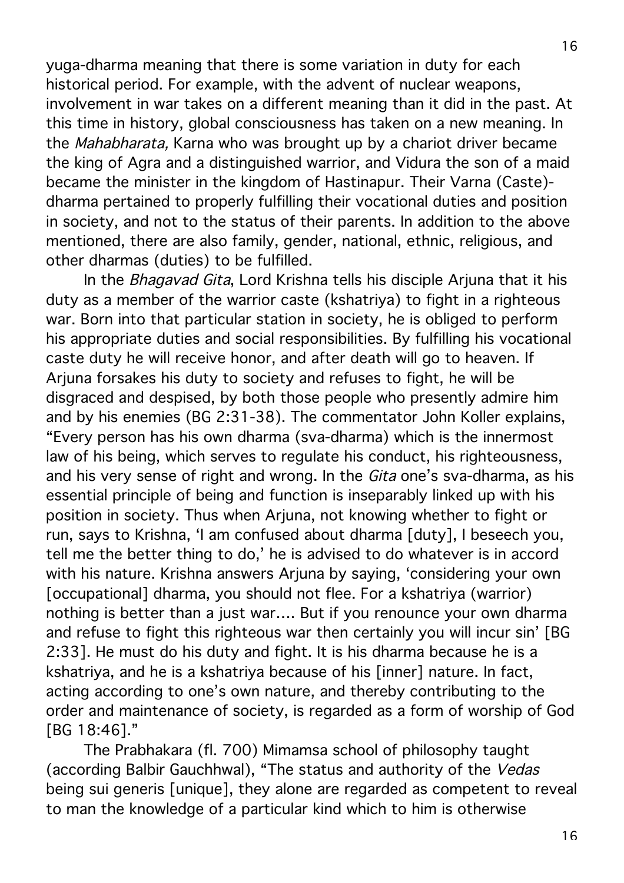yuga-dharma meaning that there is some variation in duty for each historical period. For example, with the advent of nuclear weapons, involvement in war takes on a different meaning than it did in the past. At this time in history, global consciousness has taken on a new meaning. In the *Mahabharata,* Karna who was brought up by a chariot driver became the king of Agra and a distinguished warrior, and Vidura the son of a maid became the minister in the kingdom of Hastinapur. Their Varna (Caste)-dharma pertained to properly fulfilling their vocational duties and position in society, and not to the status of their parents. In addition to the above mentioned, there are also family, gender, national, ethnic, religious, and other dharmas (duties) to be fulfilled.

In the *Bhagavad Gita*, Lord Krishna tells his disciple Arjuna that it his duty as a member of the warrior caste (kshatriya) to fight in a righteous war. Born into that particular station in society, he is obliged to perform his appropriate duties and social responsibilities. By fulfilling his vocational caste duty he will receive honor, and after death will go to heaven. If Arjuna forsakes his duty to society and refuses to fight, he will be disgraced and despised, by both those people who presently admire him and by his enemies (BG 2:31-38). The commentator John Koller explains, "Every person has his own dharma (sva-dharma) which is the innermost law of his being, which serves to regulate his conduct, his righteousness, and his very sense of right and wrong. In the *Gita* one's sva-dharma, as his essential principle of being and function is inseparably linked up with his position in society. Thus when Arjuna, not knowing whether to fight or run, says to Krishna, 'I am confused about dharma [duty], I beseech you, tell me the better thing to do,' he is advised to do whatever is in accord with his nature. Krishna answers Arjuna by saying, 'considering your own [occupational] dharma, you should not flee. For a kshatriya (warrior) nothing is better than a just war.... But if you renounce your own dharma and refuse to fight this righteous war then certainly you will incur sin' [BG 2:33]. He must do his duty and fight. It is his dharma because he is a kshatriya, and he is a kshatriya because of his [inner] nature. In fact, acting according to one's own nature, and thereby contributing to the order and maintenance of society, is regarded as a form of worship of God [BG 18:46]."

The Prabhakara (fl. 700) Mimamsa school of philosophy taught (according Balbir Gauchhwal), "The status and authority of the *Vedas* being sui generis [unique], they alone are regarded as competent to reveal to man the knowledge of a particular kind which to him is otherwise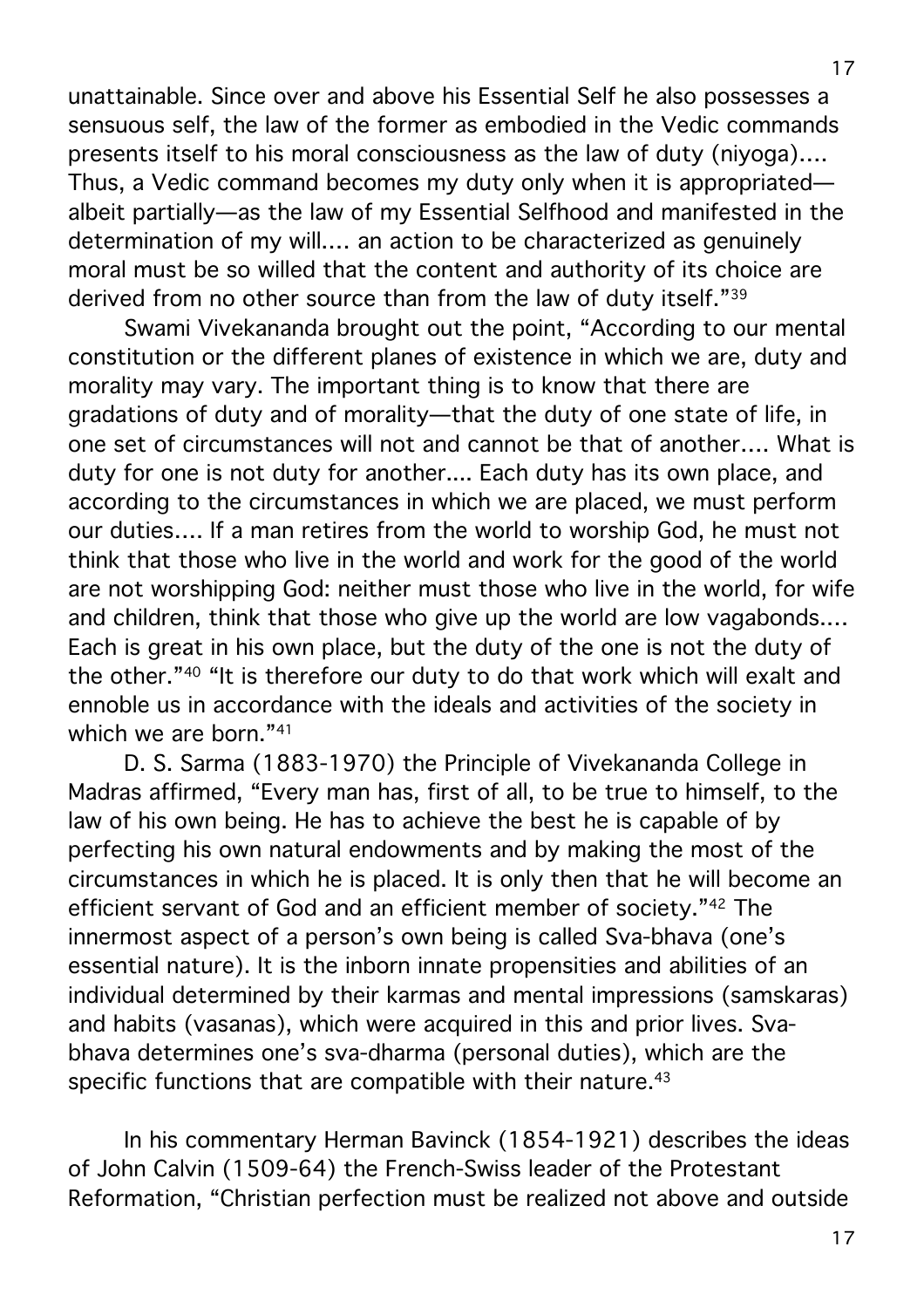unattainable. Since over and above his Essential Self he also possesses a sensuous self, the law of the former as embodied in the Vedic commands presents itself to his moral consciousness as the law of duty (niyoga).... Thus, a Vedic command becomes my duty only when it is appropriated—albeit partially—as the law of my Essential Selfhood and manifested in the determination of my will.... an action to be characterized as genuinely moral must be so willed that the content and authority of its choice are derived from no other source than from the law of duty itself."[39]

Swami Vivekananda brought out the point, "According to our mental constitution or the different planes of existence in which we are, duty and morality may vary. The important thing is to know that there are gradations of duty and of morality—that the duty of one state of life, in one set of circumstances will not and cannot be that of another.... What is duty for one is not duty for another.... Each duty has its own place, and according to the circumstances in which we are placed, we must perform our duties.... If a man retires from the world to worship God, he must not think that those who live in the world and work for the good of the world are not worshipping God: neither must those who live in the world, for wife and children, think that those who give up the world are low vagabonds.... Each is great in his own place, but the duty of the one is not the duty of the other."[40] "It is therefore our duty to do that work which will exalt and ennoble us in accordance with the ideals and activities of the society in which we are born."[41]

D. S. Sarma (1883-1970) the Principle of Vivekananda College in Madras affirmed, "Every man has, first of all, to be true to himself, to the law of his own being. He has to achieve the best he is capable of by perfecting his own natural endowments and by making the most of the circumstances in which he is placed. It is only then that he will become an efficient servant of God and an efficient member of society."[42] The innermost aspect of a person's own being is called Sva-bhava (one's essential nature). It is the inborn innate propensities and abilities of an individual determined by their karmas and mental impressions (samskaras) and habits (vasanas), which were acquired in this and prior lives. Sva-bhava determines one's sva-dharma (personal duties), which are the specific functions that are compatible with their nature.[43]

In his commentary Herman Bavinck (1854-1921) describes the ideas of John Calvin (1509-64) the French-Swiss leader of the Protestant Reformation, "Christian perfection must be realized not above and outside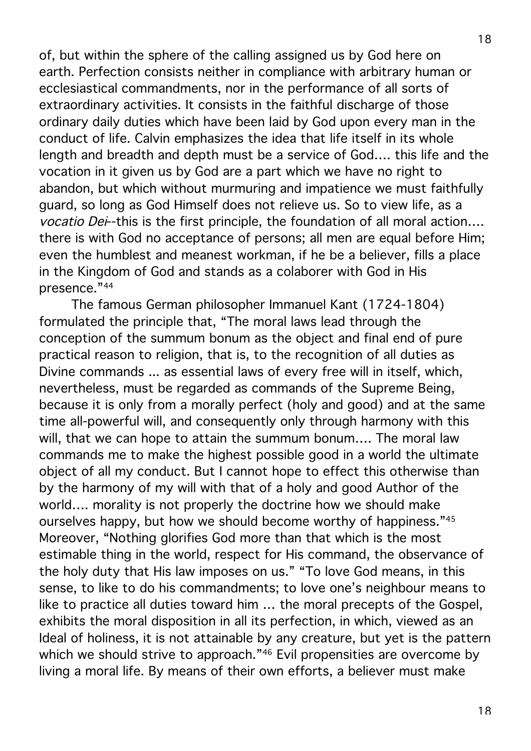of, but within the sphere of the calling assigned us by God here on earth. Perfection consists neither in compliance with arbitrary human or ecclesiastical commandments, nor in the performance of all sorts of extraordinary activities. It consists in the faithful discharge of those ordinary daily duties which have been laid by God upon every man in the conduct of life. Calvin emphasizes the idea that life itself in its whole length and breadth and depth must be a service of God.... this life and the vocation in it given us by God are a part which we have no right to abandon, but which without murmuring and impatience we must faithfully guard, so long as God Himself does not relieve us. So to view life, as a *vocatio Dei*--this is the first principle, the foundation of all moral action.... there is with God no acceptance of persons; all men are equal before Him; even the humblest and meanest workman, if he be a believer, fills a place in the Kingdom of God and stands as a colaborer with God in His presence."[44]

The famous German philosopher Immanuel Kant (1724-1804) formulated the principle that, "The moral laws lead through the conception of the summum bonum as the object and final end of pure practical reason to religion, that is, to the recognition of all duties as Divine commands ... as essential laws of every free will in itself, which, nevertheless, must be regarded as commands of the Supreme Being, because it is only from a morally perfect (holy and good) and at the same time all-powerful will, and consequently only through harmony with this will, that we can hope to attain the summum bonum.... The moral law commands me to make the highest possible good in a world the ultimate object of all my conduct. But I cannot hope to effect this otherwise than by the harmony of my will with that of a holy and good Author of the world.... morality is not properly the doctrine how we should make ourselves happy, but how we should become worthy of happiness."[45] Moreover, "Nothing glorifies God more than that which is the most estimable thing in the world, respect for His command, the observance of the holy duty that His law imposes on us." "To love God means, in this sense, to like to do his commandments; to love one's neighbour means to like to practice all duties toward him ... the moral precepts of the Gospel, exhibits the moral disposition in all its perfection, in which, viewed as an Ideal of holiness, it is not attainable by any creature, but yet is the pattern which we should strive to approach."[46] Evil propensities are overcome by living a moral life. By means of their own efforts, a believer must make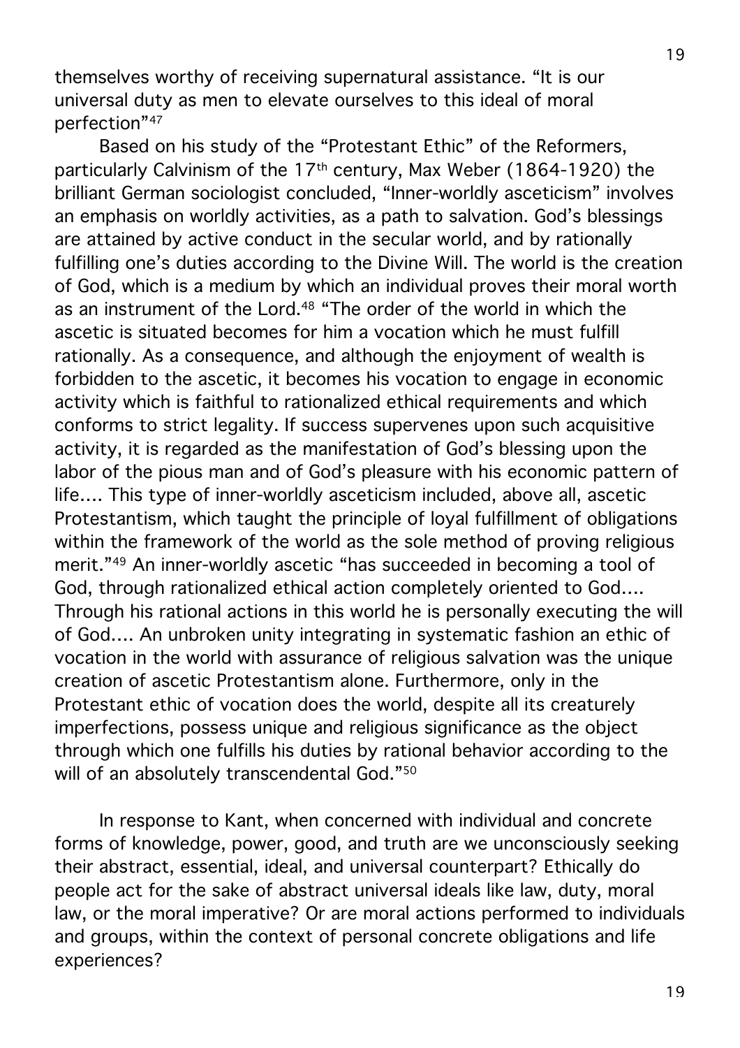themselves worthy of receiving supernatural assistance. "It is our universal duty as men to elevate ourselves to this ideal of moral perfection"[47]

Based on his study of the "Protestant Ethic" of the Reformers, particularly Calvinism of the 17th century, Max Weber (1864-1920) the brilliant German sociologist concluded, "Inner-worldly asceticism" involves an emphasis on worldly activities, as a path to salvation. God's blessings are attained by active conduct in the secular world, and by rationally fulfilling one's duties according to the Divine Will. The world is the creation of God, which is a medium by which an individual proves their moral worth as an instrument of the Lord.[48] "The order of the world in which the ascetic is situated becomes for him a vocation which he must fulfill rationally. As a consequence, and although the enjoyment of wealth is forbidden to the ascetic, it becomes his vocation to engage in economic activity which is faithful to rationalized ethical requirements and which conforms to strict legality. If success supervenes upon such acquisitive activity, it is regarded as the manifestation of God's blessing upon the labor of the pious man and of God's pleasure with his economic pattern of life.... This type of inner-worldly asceticism included, above all, ascetic Protestantism, which taught the principle of loyal fulfillment of obligations within the framework of the world as the sole method of proving religious merit."[49] An inner-worldly ascetic "has succeeded in becoming a tool of God, through rationalized ethical action completely oriented to God.... Through his rational actions in this world he is personally executing the will of God.... An unbroken unity integrating in systematic fashion an ethic of vocation in the world with assurance of religious salvation was the unique creation of ascetic Protestantism alone. Furthermore, only in the Protestant ethic of vocation does the world, despite all its creaturely imperfections, possess unique and religious significance as the object through which one fulfills his duties by rational behavior according to the will of an absolutely transcendental God."[50]

In response to Kant, when concerned with individual and concrete forms of knowledge, power, good, and truth are we unconsciously seeking their abstract, essential, ideal, and universal counterpart? Ethically do people act for the sake of abstract universal ideals like law, duty, moral law, or the moral imperative? Or are moral actions performed to individuals and groups, within the context of personal concrete obligations and life experiences?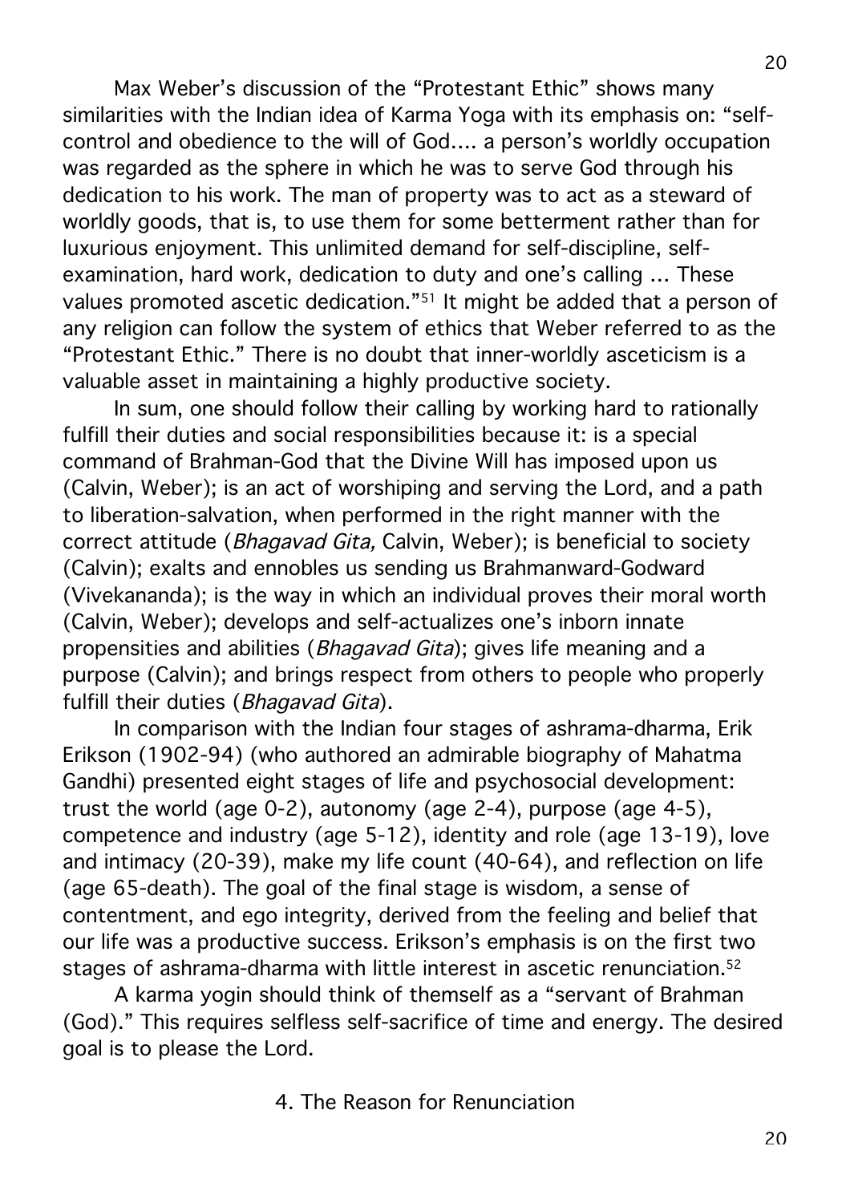Max Weber's discussion of the "Protestant Ethic" shows many similarities with the Indian idea of Karma Yoga with its emphasis on: "self-control and obedience to the will of God.... a person's worldly occupation was regarded as the sphere in which he was to serve God through his dedication to his work. The man of property was to act as a steward of worldly goods, that is, to use them for some betterment rather than for luxurious enjoyment. This unlimited demand for self-discipline, self-examination, hard work, dedication to duty and one's calling ... These values promoted ascetic dedication."[51] It might be added that a person of any religion can follow the system of ethics that Weber referred to as the "Protestant Ethic." There is no doubt that inner-worldly asceticism is a valuable asset in maintaining a highly productive society.

In sum, one should follow their calling by working hard to rationally fulfill their duties and social responsibilities because it: is a special command of Brahman-God that the Divine Will has imposed upon us (Calvin, Weber); is an act of worshiping and serving the Lord, and a path to liberation-salvation, when performed in the right manner with the correct attitude (*Bhagavad Gita,* Calvin, Weber); is beneficial to society (Calvin); exalts and ennobles us sending us Brahmanward-Godward (Vivekananda); is the way in which an individual proves their moral worth (Calvin, Weber); develops and self-actualizes one's inborn innate propensities and abilities (*Bhagavad Gita*); gives life meaning and a purpose (Calvin); and brings respect from others to people who properly fulfill their duties (*Bhagavad Gita*).

In comparison with the Indian four stages of ashrama-dharma, Erik Erikson (1902-94) (who authored an admirable biography of Mahatma Gandhi) presented eight stages of life and psychosocial development: trust the world (age 0-2), autonomy (age 2-4), purpose (age 4-5), competence and industry (age 5-12), identity and role (age 13-19), love and intimacy (20-39), make my life count (40-64), and reflection on life (age 65-death). The goal of the final stage is wisdom, a sense of contentment, and ego integrity, derived from the feeling and belief that our life was a productive success. Erikson's emphasis is on the first two stages of ashrama-dharma with little interest in ascetic renunciation.[52]

A karma yogin should think of themself as a "servant of Brahman (God)." This requires selfless self-sacrifice of time and energy. The desired goal is to please the Lord.

## 4. The Reason for Renunciation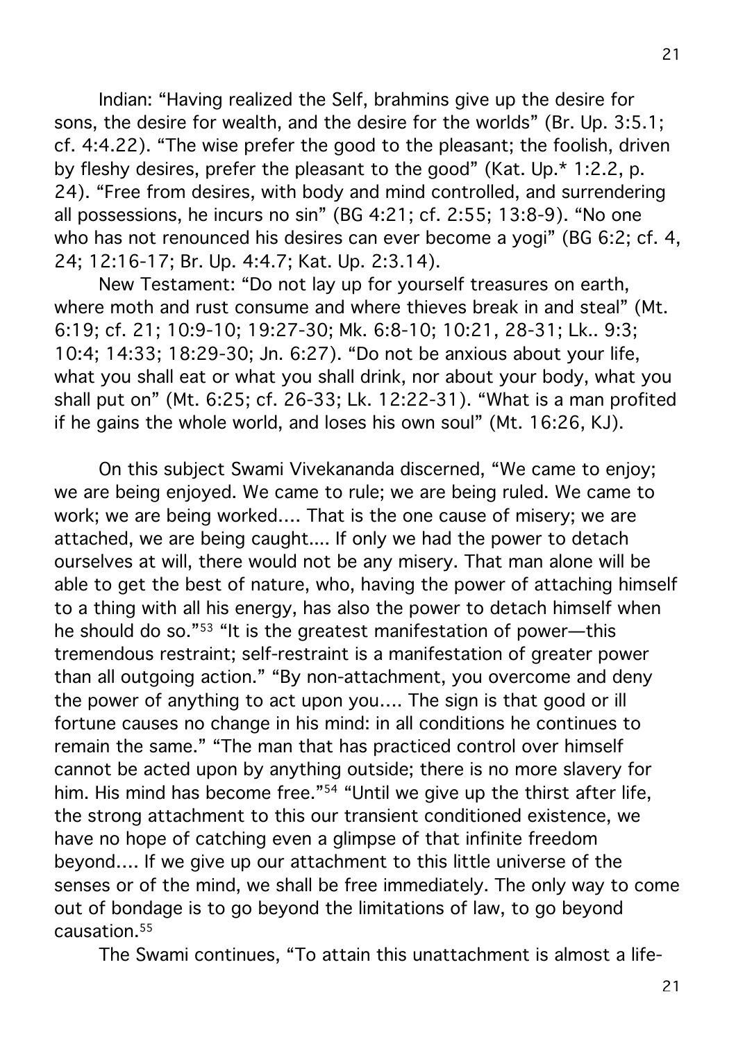Indian: "Having realized the Self, brahmins give up the desire for sons, the desire for wealth, and the desire for the worlds" (Br. Up. 3:5.1; cf. 4:4.22). "The wise prefer the good to the pleasant; the foolish, driven by fleshy desires, prefer the pleasant to the good" (Kat. Up.* 1:2.2, p. 24). "Free from desires, with body and mind controlled, and surrendering all possessions, he incurs no sin" (BG 4:21; cf. 2:55; 13:8-9). "No one who has not renounced his desires can ever become a yogi" (BG 6:2; cf. 4, 24; 12:16-17; Br. Up. 4:4.7; Kat. Up. 2:3.14).

New Testament: "Do not lay up for yourself treasures on earth, where moth and rust consume and where thieves break in and steal" (Mt. 6:19; cf. 21; 10:9-10; 19:27-30; Mk. 6:8-10; 10:21, 28-31; Lk.. 9:3; 10:4; 14:33; 18:29-30; Jn. 6:27). "Do not be anxious about your life, what you shall eat or what you shall drink, nor about your body, what you shall put on" (Mt. 6:25; cf. 26-33; Lk. 12:22-31). "What is a man profited if he gains the whole world, and loses his own soul" (Mt. 16:26, KJ).

On this subject Swami Vivekananda discerned, "We came to enjoy; we are being enjoyed. We came to rule; we are being ruled. We came to work; we are being worked.... That is the one cause of misery; we are attached, we are being caught.... If only we had the power to detach ourselves at will, there would not be any misery. That man alone will be able to get the best of nature, who, having the power of attaching himself to a thing with all his energy, has also the power to detach himself when he should do so."[53] "It is the greatest manifestation of power—this tremendous restraint; self-restraint is a manifestation of greater power than all outgoing action." "By non-attachment, you overcome and deny the power of anything to act upon you.... The sign is that good or ill fortune causes no change in his mind: in all conditions he continues to remain the same." "The man that has practiced control over himself cannot be acted upon by anything outside; there is no more slavery for him. His mind has become free."[54] "Until we give up the thirst after life, the strong attachment to this our transient conditioned existence, we have no hope of catching even a glimpse of that infinite freedom beyond.... If we give up our attachment to this little universe of the senses or of the mind, we shall be free immediately. The only way to come out of bondage is to go beyond the limitations of law, to go beyond causation.[55]

The Swami continues, "To attain this unattachment is almost a life-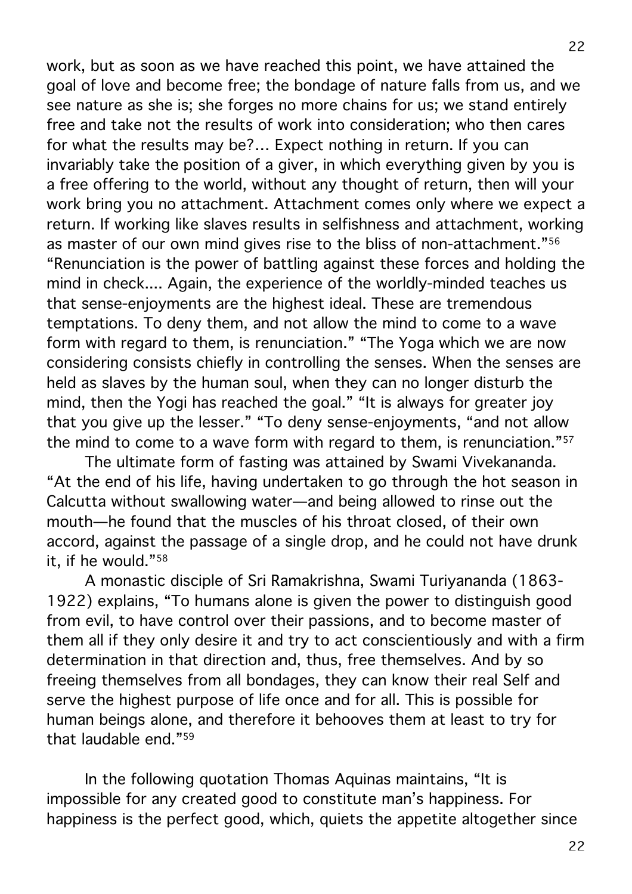work, but as soon as we have reached this point, we have attained the goal of love and become free; the bondage of nature falls from us, and we see nature as she is; she forges no more chains for us; we stand entirely free and take not the results of work into consideration; who then cares for what the results may be?... Expect nothing in return. If you can invariably take the position of a giver, in which everything given by you is a free offering to the world, without any thought of return, then will your work bring you no attachment. Attachment comes only where we expect a return. If working like slaves results in selfishness and attachment, working as master of our own mind gives rise to the bliss of non-attachment."[56] "Renunciation is the power of battling against these forces and holding the mind in check.... Again, the experience of the worldly-minded teaches us that sense-enjoyments are the highest ideal. These are tremendous temptations. To deny them, and not allow the mind to come to a wave form with regard to them, is renunciation." "The Yoga which we are now considering consists chiefly in controlling the senses. When the senses are held as slaves by the human soul, when they can no longer disturb the mind, then the Yogi has reached the goal." "It is always for greater joy that you give up the lesser." "To deny sense-enjoyments, "and not allow the mind to come to a wave form with regard to them, is renunciation."[57]

The ultimate form of fasting was attained by Swami Vivekananda. "At the end of his life, having undertaken to go through the hot season in Calcutta without swallowing water—and being allowed to rinse out the mouth—he found that the muscles of his throat closed, of their own accord, against the passage of a single drop, and he could not have drunk it, if he would."[58]

A monastic disciple of Sri Ramakrishna, Swami Turiyananda (1863-1922) explains, "To humans alone is given the power to distinguish good from evil, to have control over their passions, and to become master of them all if they only desire it and try to act conscientiously and with a firm determination in that direction and, thus, free themselves. And by so freeing themselves from all bondages, they can know their real Self and serve the highest purpose of life once and for all. This is possible for human beings alone, and therefore it behooves them at least to try for that laudable end."[59]

In the following quotation Thomas Aquinas maintains, "It is impossible for any created good to constitute man's happiness. For happiness is the perfect good, which, quiets the appetite altogether since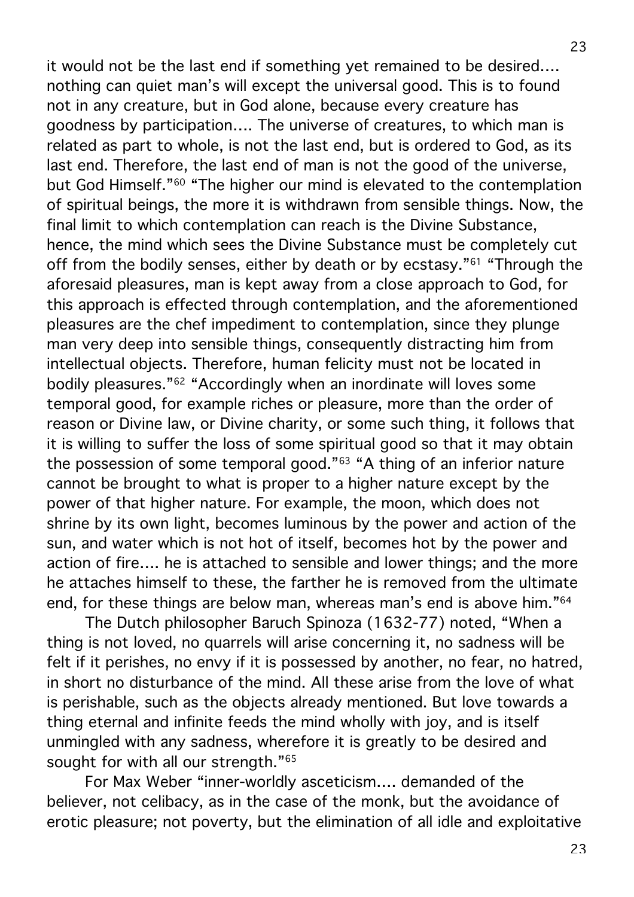it would not be the last end if something yet remained to be desired.... nothing can quiet man's will except the universal good. This is to found not in any creature, but in God alone, because every creature has goodness by participation.... The universe of creatures, to which man is related as part to whole, is not the last end, but is ordered to God, as its last end. Therefore, the last end of man is not the good of the universe, but God Himself."[60] "The higher our mind is elevated to the contemplation of spiritual beings, the more it is withdrawn from sensible things. Now, the final limit to which contemplation can reach is the Divine Substance, hence, the mind which sees the Divine Substance must be completely cut off from the bodily senses, either by death or by ecstasy."[61] "Through the aforesaid pleasures, man is kept away from a close approach to God, for this approach is effected through contemplation, and the aforementioned pleasures are the chef impediment to contemplation, since they plunge man very deep into sensible things, consequently distracting him from intellectual objects. Therefore, human felicity must not be located in bodily pleasures."[62] "Accordingly when an inordinate will loves some temporal good, for example riches or pleasure, more than the order of reason or Divine law, or Divine charity, or some such thing, it follows that it is willing to suffer the loss of some spiritual good so that it may obtain the possession of some temporal good."[63] "A thing of an inferior nature cannot be brought to what is proper to a higher nature except by the power of that higher nature. For example, the moon, which does not shrine by its own light, becomes luminous by the power and action of the sun, and water which is not hot of itself, becomes hot by the power and action of fire.... he is attached to sensible and lower things; and the more he attaches himself to these, the farther he is removed from the ultimate end, for these things are below man, whereas man's end is above him."[64]

The Dutch philosopher Baruch Spinoza (1632-77) noted, "When a thing is not loved, no quarrels will arise concerning it, no sadness will be felt if it perishes, no envy if it is possessed by another, no fear, no hatred, in short no disturbance of the mind. All these arise from the love of what is perishable, such as the objects already mentioned. But love towards a thing eternal and infinite feeds the mind wholly with joy, and is itself unmingled with any sadness, wherefore it is greatly to be desired and sought for with all our strength."[65]

For Max Weber "inner-worldly asceticism.... demanded of the believer, not celibacy, as in the case of the monk, but the avoidance of erotic pleasure; not poverty, but the elimination of all idle and exploitative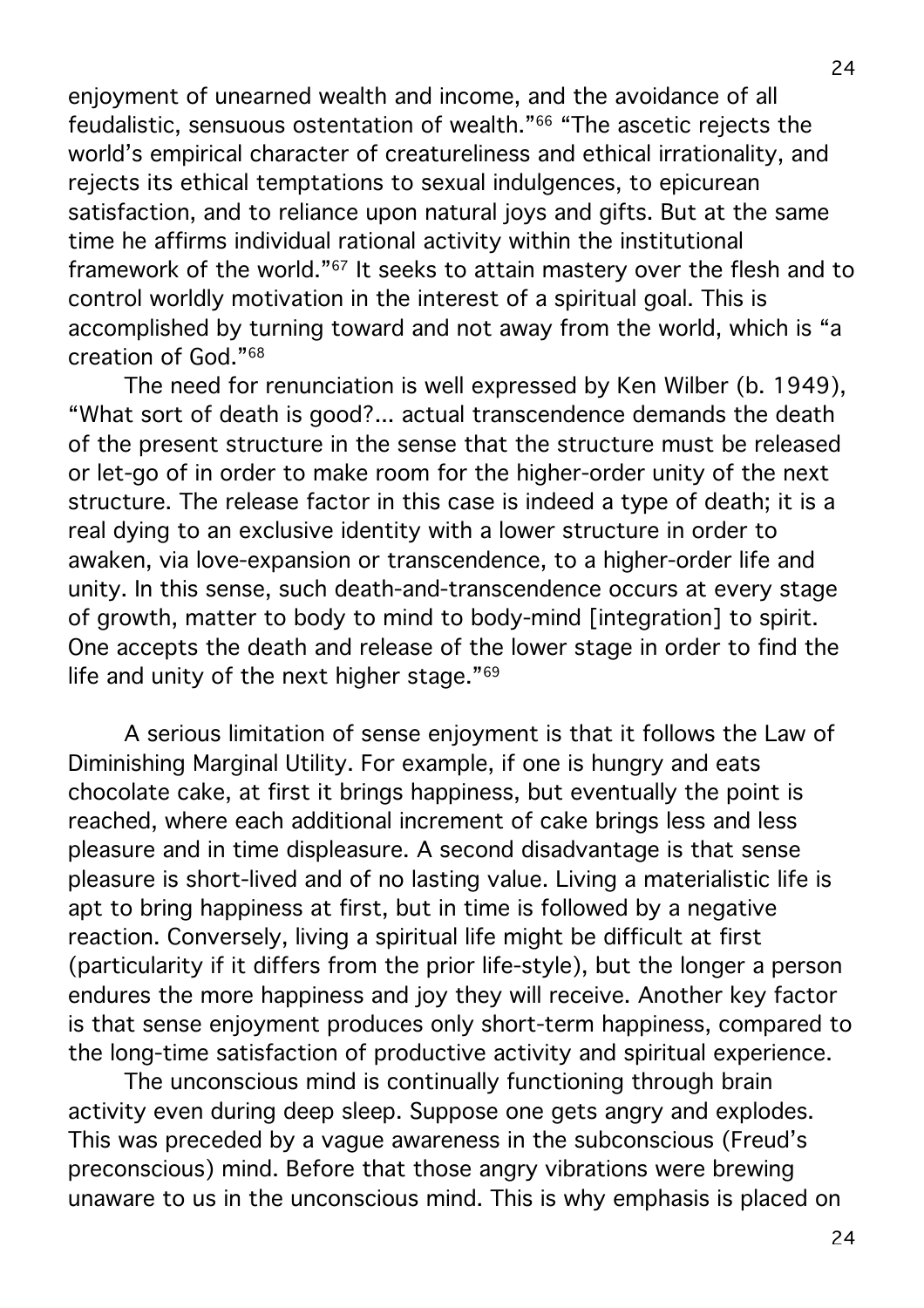enjoyment of unearned wealth and income, and the avoidance of all feudalistic, sensuous ostentation of wealth."[66] "The ascetic rejects the world's empirical character of creatureliness and ethical irrationality, and rejects its ethical temptations to sexual indulgences, to epicurean satisfaction, and to reliance upon natural joys and gifts. But at the same time he affirms individual rational activity within the institutional framework of the world."[67] It seeks to attain mastery over the flesh and to control worldly motivation in the interest of a spiritual goal. This is accomplished by turning toward and not away from the world, which is "a creation of God."[68]

The need for renunciation is well expressed by Ken Wilber (b. 1949), "What sort of death is good?... actual transcendence demands the death of the present structure in the sense that the structure must be released or let-go of in order to make room for the higher-order unity of the next structure. The release factor in this case is indeed a type of death; it is a real dying to an exclusive identity with a lower structure in order to awaken, via love-expansion or transcendence, to a higher-order life and unity. In this sense, such death-and-transcendence occurs at every stage of growth, matter to body to mind to body-mind [integration] to spirit. One accepts the death and release of the lower stage in order to find the life and unity of the next higher stage."[69]

A serious limitation of sense enjoyment is that it follows the Law of Diminishing Marginal Utility. For example, if one is hungry and eats chocolate cake, at first it brings happiness, but eventually the point is reached, where each additional increment of cake brings less and less pleasure and in time displeasure. A second disadvantage is that sense pleasure is short-lived and of no lasting value. Living a materialistic life is apt to bring happiness at first, but in time is followed by a negative reaction. Conversely, living a spiritual life might be difficult at first (particularity if it differs from the prior life-style), but the longer a person endures the more happiness and joy they will receive. Another key factor is that sense enjoyment produces only short-term happiness, compared to the long-time satisfaction of productive activity and spiritual experience.

The unconscious mind is continually functioning through brain activity even during deep sleep. Suppose one gets angry and explodes. This was preceded by a vague awareness in the subconscious (Freud's preconscious) mind. Before that those angry vibrations were brewing unaware to us in the unconscious mind. This is why emphasis is placed on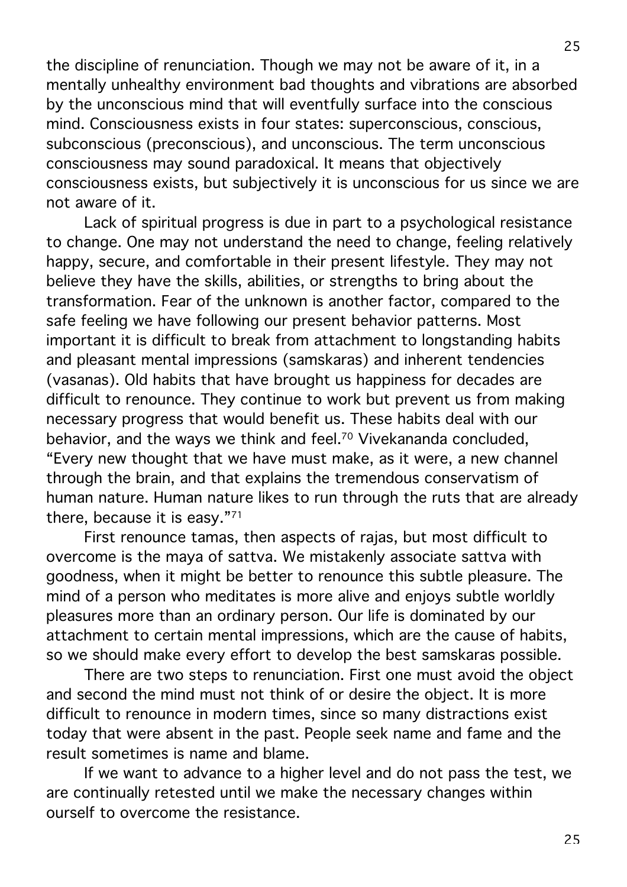the discipline of renunciation. Though we may not be aware of it, in a mentally unhealthy environment bad thoughts and vibrations are absorbed by the unconscious mind that will eventfully surface into the conscious mind. Consciousness exists in four states: superconscious, conscious, subconscious (preconscious), and unconscious. The term unconscious consciousness may sound paradoxical. It means that objectively consciousness exists, but subjectively it is unconscious for us since we are not aware of it.

Lack of spiritual progress is due in part to a psychological resistance to change. One may not understand the need to change, feeling relatively happy, secure, and comfortable in their present lifestyle. They may not believe they have the skills, abilities, or strengths to bring about the transformation. Fear of the unknown is another factor, compared to the safe feeling we have following our present behavior patterns. Most important it is difficult to break from attachment to longstanding habits and pleasant mental impressions (samskaras) and inherent tendencies (vasanas). Old habits that have brought us happiness for decades are difficult to renounce. They continue to work but prevent us from making necessary progress that would benefit us. These habits deal with our behavior, and the ways we think and feel.[70] Vivekananda concluded, "Every new thought that we have must make, as it were, a new channel through the brain, and that explains the tremendous conservatism of human nature. Human nature likes to run through the ruts that are already there, because it is easy."[71]

First renounce tamas, then aspects of rajas, but most difficult to overcome is the maya of sattva. We mistakenly associate sattva with goodness, when it might be better to renounce this subtle pleasure. The mind of a person who meditates is more alive and enjoys subtle worldly pleasures more than an ordinary person. Our life is dominated by our attachment to certain mental impressions, which are the cause of habits, so we should make every effort to develop the best samskaras possible.

There are two steps to renunciation. First one must avoid the object and second the mind must not think of or desire the object. It is more difficult to renounce in modern times, since so many distractions exist today that were absent in the past. People seek name and fame and the result sometimes is name and blame.

If we want to advance to a higher level and do not pass the test, we are continually retested until we make the necessary changes within ourself to overcome the resistance.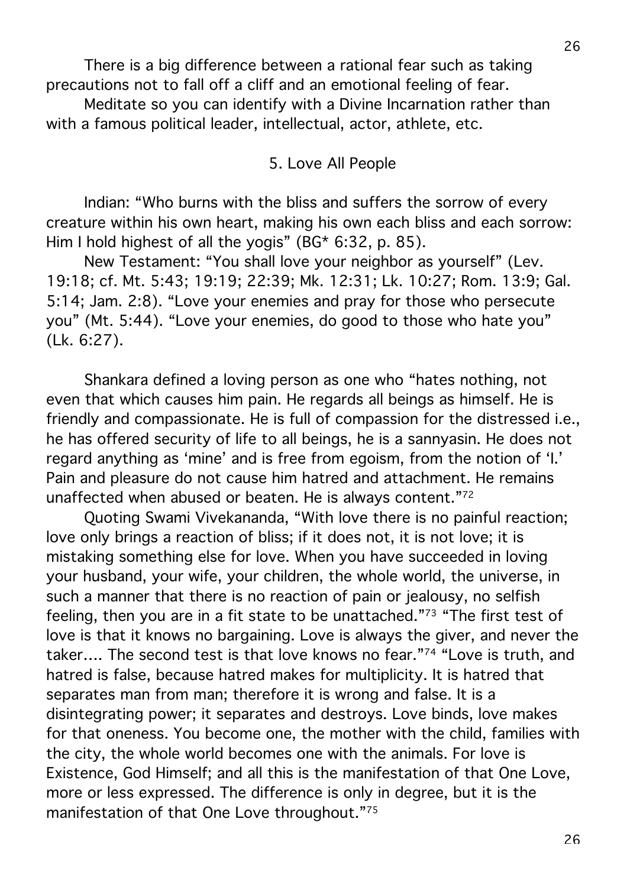There is a big difference between a rational fear such as taking precautions not to fall off a cliff and an emotional feeling of fear.

Meditate so you can identify with a Divine Incarnation rather than with a famous political leader, intellectual, actor, athlete, etc.

## 5. Love All People

Indian: "Who burns with the bliss and suffers the sorrow of every creature within his own heart, making his own each bliss and each sorrow: Him I hold highest of all the yogis" (BG* 6:32, p. 85).

New Testament: "You shall love your neighbor as yourself" (Lev. 19:18; cf. Mt. 5:43; 19:19; 22:39; Mk. 12:31; Lk. 10:27; Rom. 13:9; Gal. 5:14; Jam. 2:8). "Love your enemies and pray for those who persecute you" (Mt. 5:44). "Love your enemies, do good to those who hate you" (Lk. 6:27).

Shankara defined a loving person as one who "hates nothing, not even that which causes him pain. He regards all beings as himself. He is friendly and compassionate. He is full of compassion for the distressed i.e., he has offered security of life to all beings, he is a sannyasin. He does not regard anything as 'mine' and is free from egoism, from the notion of 'I.' Pain and pleasure do not cause him hatred and attachment. He remains unaffected when abused or beaten. He is always content."[72]

Quoting Swami Vivekananda, "With love there is no painful reaction; love only brings a reaction of bliss; if it does not, it is not love; it is mistaking something else for love. When you have succeeded in loving your husband, your wife, your children, the whole world, the universe, in such a manner that there is no reaction of pain or jealousy, no selfish feeling, then you are in a fit state to be unattached."[73] "The first test of love is that it knows no bargaining. Love is always the giver, and never the taker.... The second test is that love knows no fear."[74] "Love is truth, and hatred is false, because hatred makes for multiplicity. It is hatred that separates man from man; therefore it is wrong and false. It is a disintegrating power; it separates and destroys. Love binds, love makes for that oneness. You become one, the mother with the child, families with the city, the whole world becomes one with the animals. For love is Existence, God Himself; and all this is the manifestation of that One Love, more or less expressed. The difference is only in degree, but it is the manifestation of that One Love throughout."[75]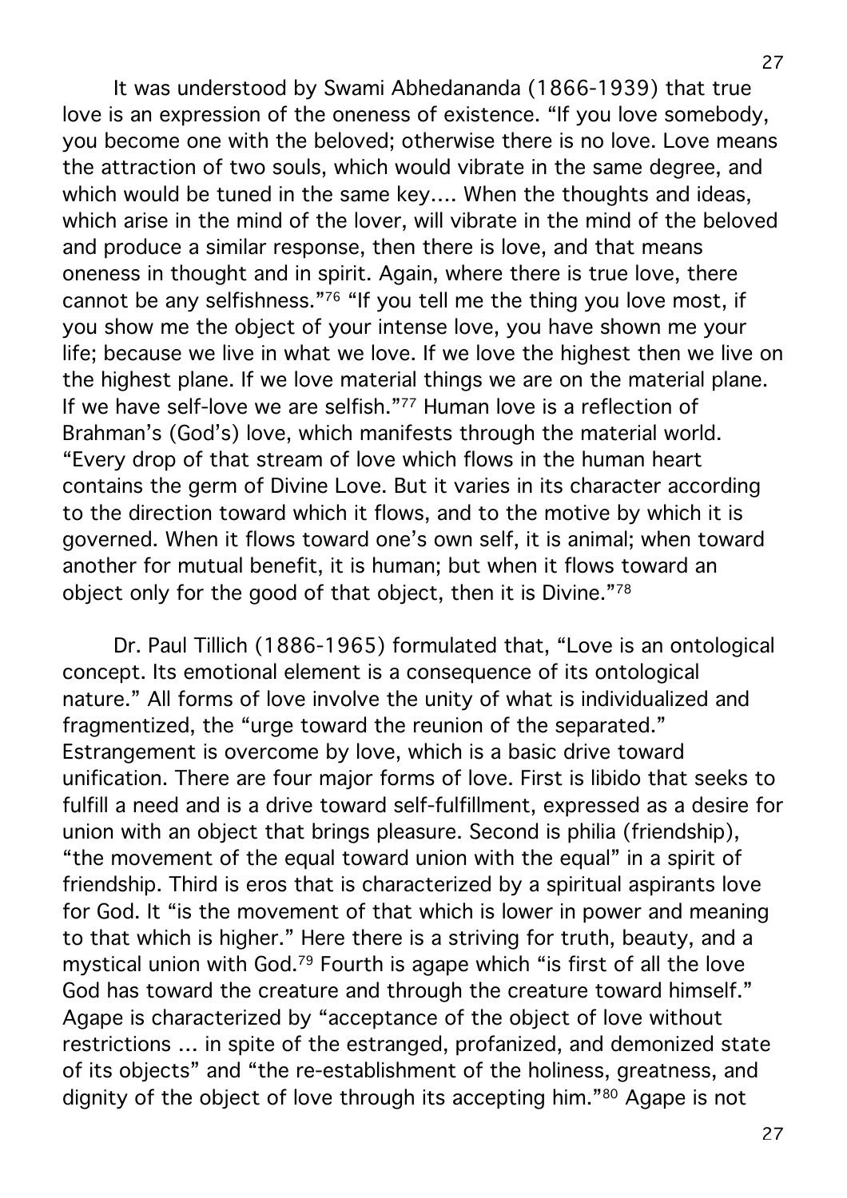It was understood by Swami Abhedananda (1866-1939) that true love is an expression of the oneness of existence. "If you love somebody, you become one with the beloved; otherwise there is no love. Love means the attraction of two souls, which would vibrate in the same degree, and which would be tuned in the same key.... When the thoughts and ideas, which arise in the mind of the lover, will vibrate in the mind of the beloved and produce a similar response, then there is love, and that means oneness in thought and in spirit. Again, where there is true love, there cannot be any selfishness."[76] "If you tell me the thing you love most, if you show me the object of your intense love, you have shown me your life; because we live in what we love. If we love the highest then we live on the highest plane. If we love material things we are on the material plane. If we have self-love we are selfish."[77] Human love is a reflection of Brahman's (God's) love, which manifests through the material world. "Every drop of that stream of love which flows in the human heart contains the germ of Divine Love. But it varies in its character according to the direction toward which it flows, and to the motive by which it is governed. When it flows toward one's own self, it is animal; when toward another for mutual benefit, it is human; but when it flows toward an object only for the good of that object, then it is Divine."[78]

Dr. Paul Tillich (1886-1965) formulated that, "Love is an ontological concept. Its emotional element is a consequence of its ontological nature." All forms of love involve the unity of what is individualized and fragmentized, the "urge toward the reunion of the separated." Estrangement is overcome by love, which is a basic drive toward unification. There are four major forms of love. First is libido that seeks to fulfill a need and is a drive toward self-fulfillment, expressed as a desire for union with an object that brings pleasure. Second is philia (friendship), "the movement of the equal toward union with the equal" in a spirit of friendship. Third is eros that is characterized by a spiritual aspirants love for God. It "is the movement of that which is lower in power and meaning to that which is higher." Here there is a striving for truth, beauty, and a mystical union with God.[79] Fourth is agape which "is first of all the love God has toward the creature and through the creature toward himself." Agape is characterized by "acceptance of the object of love without restrictions ... in spite of the estranged, profanized, and demonized state of its objects" and "the re-establishment of the holiness, greatness, and dignity of the object of love through its accepting him."[80] Agape is not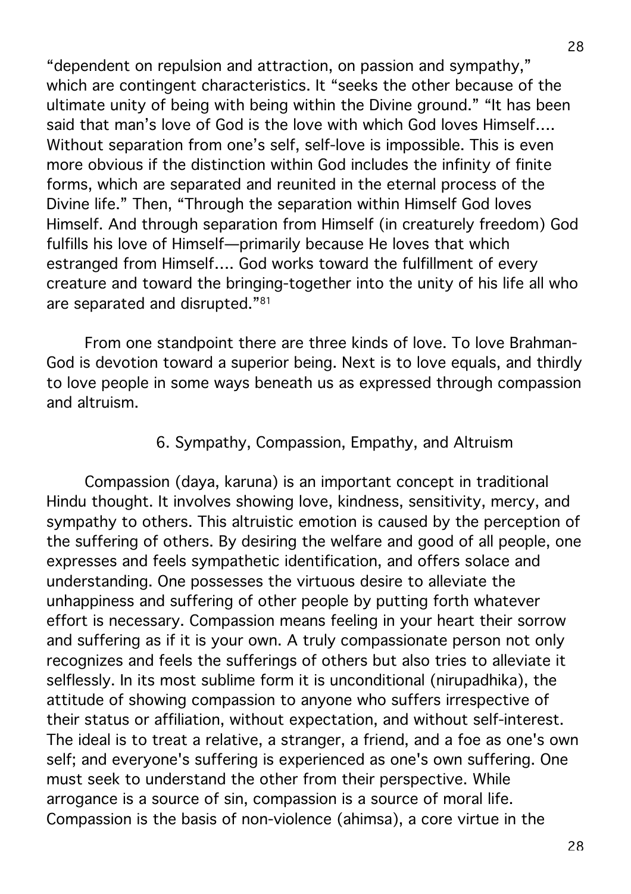"dependent on repulsion and attraction, on passion and sympathy," which are contingent characteristics. It "seeks the other because of the ultimate unity of being with being within the Divine ground." "It has been said that man's love of God is the love with which God loves Himself.... Without separation from one's self, self-love is impossible. This is even more obvious if the distinction within God includes the infinity of finite forms, which are separated and reunited in the eternal process of the Divine life." Then, "Through the separation within Himself God loves Himself. And through separation from Himself (in creaturely freedom) God fulfills his love of Himself—primarily because He loves that which estranged from Himself.... God works toward the fulfillment of every creature and toward the bringing-together into the unity of his life all who are separated and disrupted."[81]

From one standpoint there are three kinds of love. To love Brahman-God is devotion toward a superior being. Next is to love equals, and thirdly to love people in some ways beneath us as expressed through compassion and altruism.

## 6. Sympathy, Compassion, Empathy, and Altruism

Compassion (daya, karuna) is an important concept in traditional Hindu thought. It involves showing love, kindness, sensitivity, mercy, and sympathy to others. This altruistic emotion is caused by the perception of the suffering of others. By desiring the welfare and good of all people, one expresses and feels sympathetic identification, and offers solace and understanding. One possesses the virtuous desire to alleviate the unhappiness and suffering of other people by putting forth whatever effort is necessary. Compassion means feeling in your heart their sorrow and suffering as if it is your own. A truly compassionate person not only recognizes and feels the sufferings of others but also tries to alleviate it selflessly. In its most sublime form it is unconditional (nirupadhika), the attitude of showing compassion to anyone who suffers irrespective of their status or affiliation, without expectation, and without self-interest. The ideal is to treat a relative, a stranger, a friend, and a foe as one's own self; and everyone's suffering is experienced as one's own suffering. One must seek to understand the other from their perspective. While arrogance is a source of sin, compassion is a source of moral life. Compassion is the basis of non-violence (ahimsa), a core virtue in the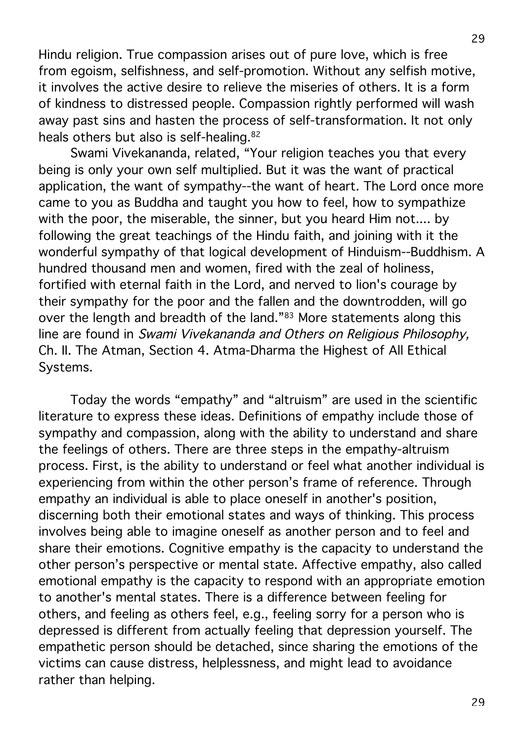Hindu religion. True compassion arises out of pure love, which is free from egoism, selfishness, and self-promotion. Without any selfish motive, it involves the active desire to relieve the miseries of others. It is a form of kindness to distressed people. Compassion rightly performed will wash away past sins and hasten the process of self-transformation. It not only heals others but also is self-healing.[82]

Swami Vivekananda, related, "Your religion teaches you that every being is only your own self multiplied. But it was the want of practical application, the want of sympathy--the want of heart. The Lord once more came to you as Buddha and taught you how to feel, how to sympathize with the poor, the miserable, the sinner, but you heard Him not.... by following the great teachings of the Hindu faith, and joining with it the wonderful sympathy of that logical development of Hinduism--Buddhism. A hundred thousand men and women, fired with the zeal of holiness, fortified with eternal faith in the Lord, and nerved to lion's courage by their sympathy for the poor and the fallen and the downtrodden, will go over the length and breadth of the land."[83] More statements along this line are found in *Swami Vivekananda and Others on Religious Philosophy,* Ch. II. The Atman, Section 4. Atma-Dharma the Highest of All Ethical Systems.

Today the words "empathy" and "altruism" are used in the scientific literature to express these ideas. Definitions of empathy include those of sympathy and compassion, along with the ability to understand and share the feelings of others. There are three steps in the empathy-altruism process. First, is the ability to understand or feel what another individual is experiencing from within the other person's frame of reference. Through empathy an individual is able to place oneself in another's position, discerning both their emotional states and ways of thinking. This process involves being able to imagine oneself as another person and to feel and share their emotions. Cognitive empathy is the capacity to understand the other person's perspective or mental state. Affective empathy, also called emotional empathy is the capacity to respond with an appropriate emotion to another's mental states. There is a difference between feeling for others, and feeling as others feel, e.g., feeling sorry for a person who is depressed is different from actually feeling that depression yourself. The empathetic person should be detached, since sharing the emotions of the victims can cause distress, helplessness, and might lead to avoidance rather than helping.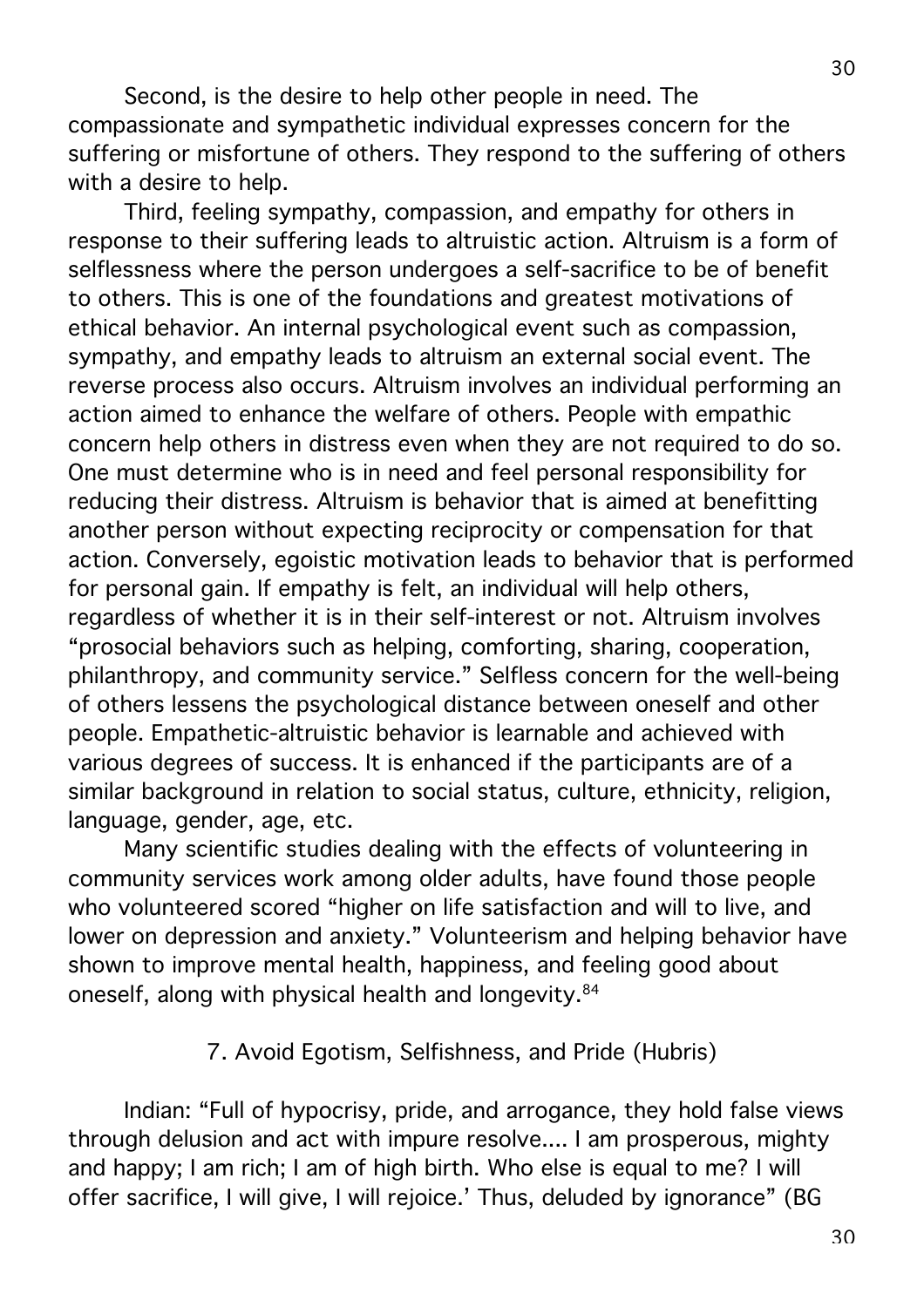Second, is the desire to help other people in need. The compassionate and sympathetic individual expresses concern for the suffering or misfortune of others. They respond to the suffering of others with a desire to help.

Third, feeling sympathy, compassion, and empathy for others in response to their suffering leads to altruistic action. Altruism is a form of selflessness where the person undergoes a self-sacrifice to be of benefit to others. This is one of the foundations and greatest motivations of ethical behavior. An internal psychological event such as compassion, sympathy, and empathy leads to altruism an external social event. The reverse process also occurs. Altruism involves an individual performing an action aimed to enhance the welfare of others. People with empathic concern help others in distress even when they are not required to do so. One must determine who is in need and feel personal responsibility for reducing their distress. Altruism is behavior that is aimed at benefitting another person without expecting reciprocity or compensation for that action. Conversely, egoistic motivation leads to behavior that is performed for personal gain. If empathy is felt, an individual will help others, regardless of whether it is in their self-interest or not. Altruism involves "prosocial behaviors such as helping, comforting, sharing, cooperation, philanthropy, and community service." Selfless concern for the well-being of others lessens the psychological distance between oneself and other people. Empathetic-altruistic behavior is learnable and achieved with various degrees of success. It is enhanced if the participants are of a similar background in relation to social status, culture, ethnicity, religion, language, gender, age, etc.

Many scientific studies dealing with the effects of volunteering in community services work among older adults, have found those people who volunteered scored "higher on life satisfaction and will to live, and lower on depression and anxiety." Volunteerism and helping behavior have shown to improve mental health, happiness, and feeling good about oneself, along with physical health and longevity.[84]

### 7. Avoid Egotism, Selfishness, and Pride (Hubris)

Indian: "Full of hypocrisy, pride, and arrogance, they hold false views through delusion and act with impure resolve.... I am prosperous, mighty and happy; I am rich; I am of high birth. Who else is equal to me? I will offer sacrifice, I will give, I will rejoice.' Thus, deluded by ignorance" (BG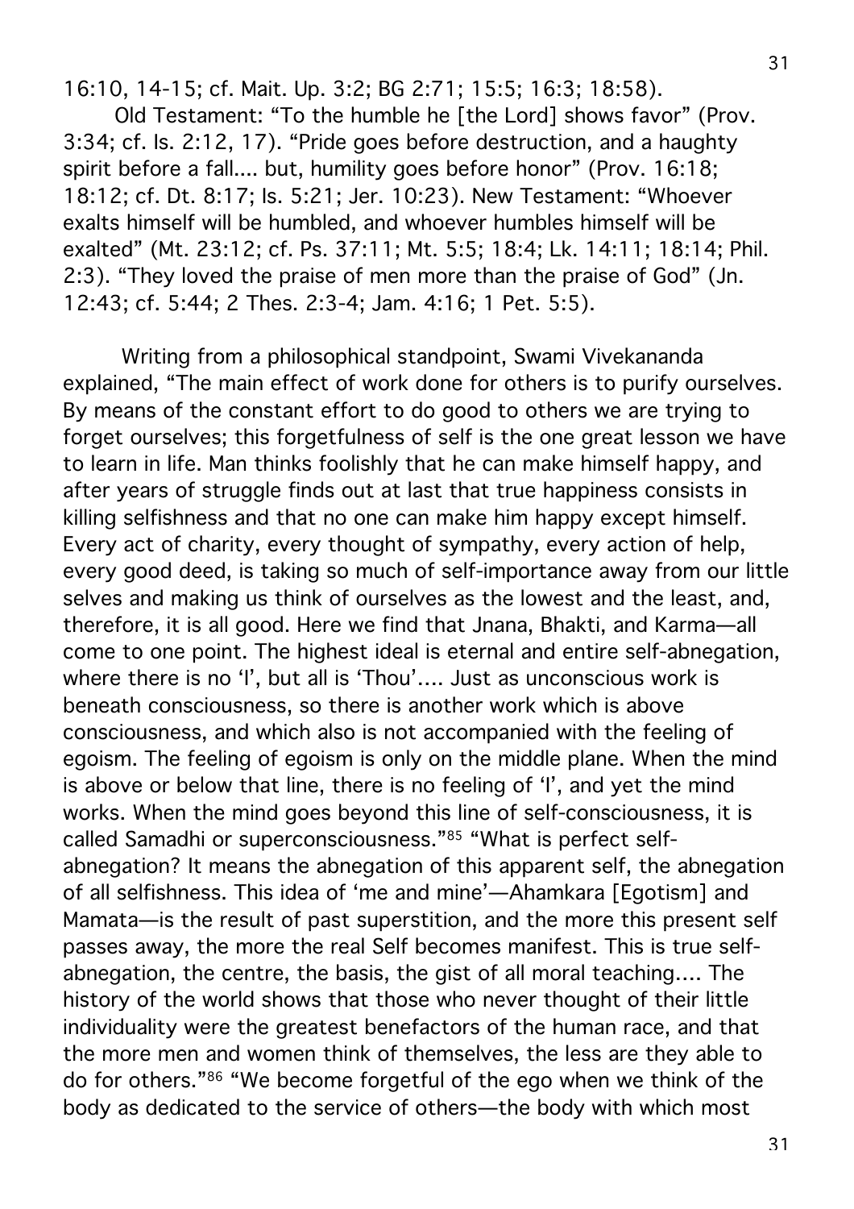16:10, 14-15; cf. Mait. Up. 3:2; BG 2:71; 15:5; 16:3; 18:58).

Old Testament: "To the humble he [the Lord] shows favor" (Prov. 3:34; cf. Is. 2:12, 17). "Pride goes before destruction, and a haughty spirit before a fall.... but, humility goes before honor" (Prov. 16:18; 18:12; cf. Dt. 8:17; Is. 5:21; Jer. 10:23). New Testament: "Whoever exalts himself will be humbled, and whoever humbles himself will be exalted" (Mt. 23:12; cf. Ps. 37:11; Mt. 5:5; 18:4; Lk. 14:11; 18:14; Phil. 2:3). "They loved the praise of men more than the praise of God" (Jn. 12:43; cf. 5:44; 2 Thes. 2:3-4; Jam. 4:16; 1 Pet. 5:5).

Writing from a philosophical standpoint, Swami Vivekananda explained, "The main effect of work done for others is to purify ourselves. By means of the constant effort to do good to others we are trying to forget ourselves; this forgetfulness of self is the one great lesson we have to learn in life. Man thinks foolishly that he can make himself happy, and after years of struggle finds out at last that true happiness consists in killing selfishness and that no one can make him happy except himself. Every act of charity, every thought of sympathy, every action of help, every good deed, is taking so much of self-importance away from our little selves and making us think of ourselves as the lowest and the least, and, therefore, it is all good. Here we find that Jnana, Bhakti, and Karma—all come to one point. The highest ideal is eternal and entire self-abnegation, where there is no 'I', but all is 'Thou'.... Just as unconscious work is beneath consciousness, so there is another work which is above consciousness, and which also is not accompanied with the feeling of egoism. The feeling of egoism is only on the middle plane. When the mind is above or below that line, there is no feeling of 'I', and yet the mind works. When the mind goes beyond this line of self-consciousness, it is called Samadhi or superconsciousness."[85] "What is perfect self-abnegation? It means the abnegation of this apparent self, the abnegation of all selfishness. This idea of 'me and mine'—Ahamkara [Egotism] and Mamata—is the result of past superstition, and the more this present self passes away, the more the real Self becomes manifest. This is true self-abnegation, the centre, the basis, the gist of all moral teaching.... The history of the world shows that those who never thought of their little individuality were the greatest benefactors of the human race, and that the more men and women think of themselves, the less are they able to do for others."[86] "We become forgetful of the ego when we think of the body as dedicated to the service of others—the body with which most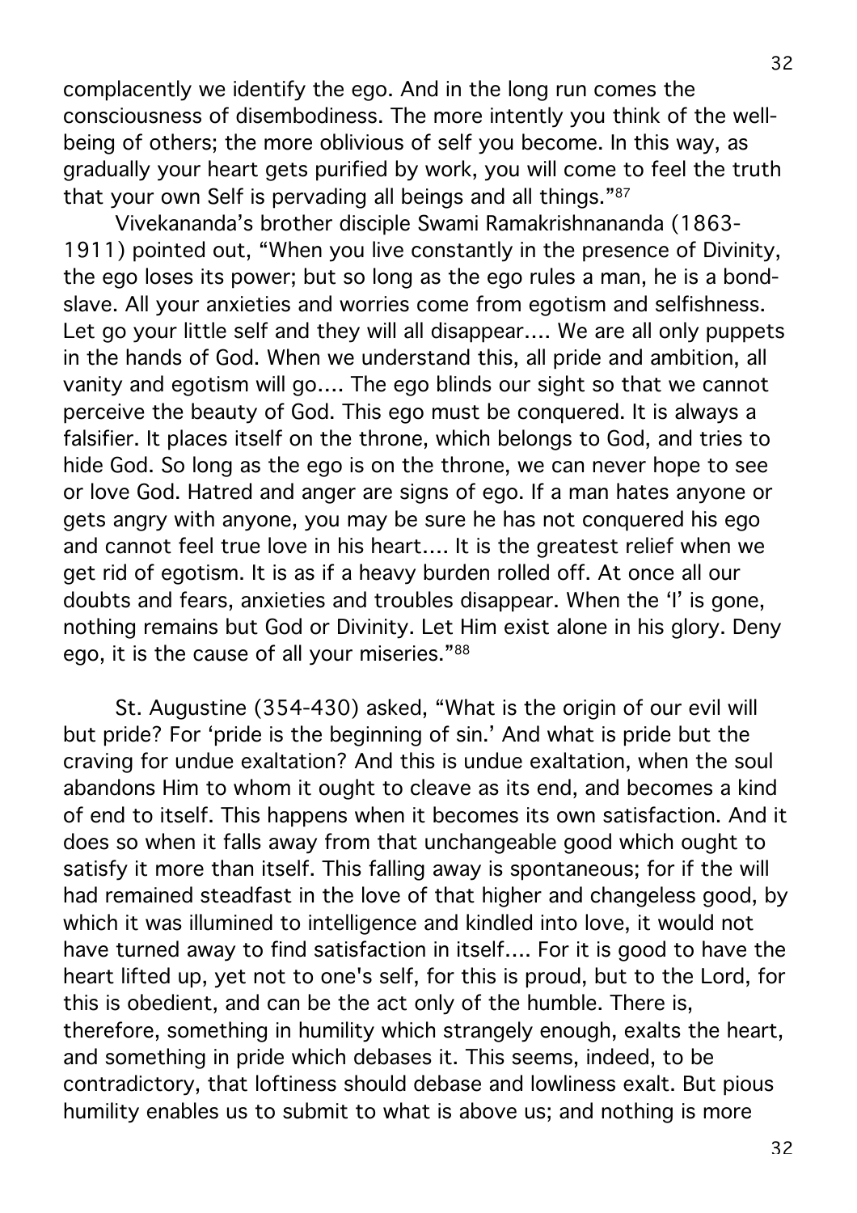complacently we identify the ego. And in the long run comes the consciousness of disembodiness. The more intently you think of the well-being of others; the more oblivious of self you become. In this way, as gradually your heart gets purified by work, you will come to feel the truth that your own Self is pervading all beings and all things."[87]

Vivekananda's brother disciple Swami Ramakrishnananda (1863-1911) pointed out, "When you live constantly in the presence of Divinity, the ego loses its power; but so long as the ego rules a man, he is a bond-slave. All your anxieties and worries come from egotism and selfishness. Let go your little self and they will all disappear.... We are all only puppets in the hands of God. When we understand this, all pride and ambition, all vanity and egotism will go.... The ego blinds our sight so that we cannot perceive the beauty of God. This ego must be conquered. It is always a falsifier. It places itself on the throne, which belongs to God, and tries to hide God. So long as the ego is on the throne, we can never hope to see or love God. Hatred and anger are signs of ego. If a man hates anyone or gets angry with anyone, you may be sure he has not conquered his ego and cannot feel true love in his heart.... It is the greatest relief when we get rid of egotism. It is as if a heavy burden rolled off. At once all our doubts and fears, anxieties and troubles disappear. When the 'I' is gone, nothing remains but God or Divinity. Let Him exist alone in his glory. Deny ego, it is the cause of all your miseries."[88]

St. Augustine (354-430) asked, "What is the origin of our evil will but pride? For 'pride is the beginning of sin.' And what is pride but the craving for undue exaltation? And this is undue exaltation, when the soul abandons Him to whom it ought to cleave as its end, and becomes a kind of end to itself. This happens when it becomes its own satisfaction. And it does so when it falls away from that unchangeable good which ought to satisfy it more than itself. This falling away is spontaneous; for if the will had remained steadfast in the love of that higher and changeless good, by which it was illumined to intelligence and kindled into love, it would not have turned away to find satisfaction in itself.... For it is good to have the heart lifted up, yet not to one's self, for this is proud, but to the Lord, for this is obedient, and can be the act only of the humble. There is, therefore, something in humility which strangely enough, exalts the heart, and something in pride which debases it. This seems, indeed, to be contradictory, that loftiness should debase and lowliness exalt. But pious humility enables us to submit to what is above us; and nothing is more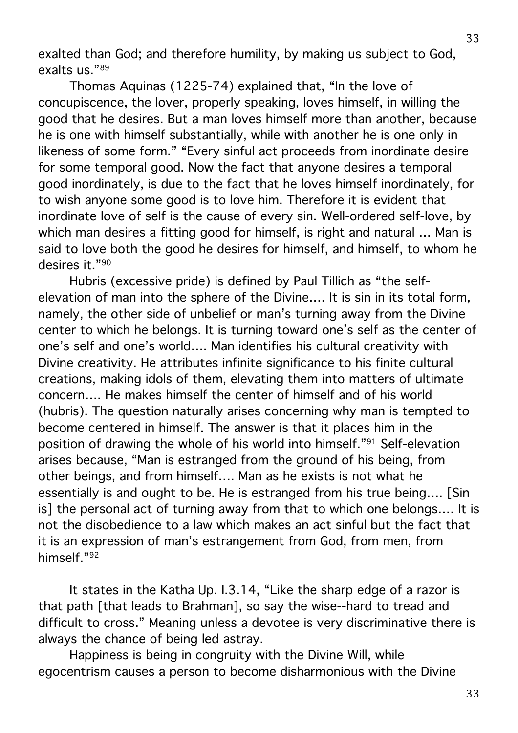exalted than God; and therefore humility, by making us subject to God, exalts us."[89]

Thomas Aquinas (1225-74) explained that, "In the love of concupiscence, the lover, properly speaking, loves himself, in willing the good that he desires. But a man loves himself more than another, because he is one with himself substantially, while with another he is one only in likeness of some form." "Every sinful act proceeds from inordinate desire for some temporal good. Now the fact that anyone desires a temporal good inordinately, is due to the fact that he loves himself inordinately, for to wish anyone some good is to love him. Therefore it is evident that inordinate love of self is the cause of every sin. Well-ordered self-love, by which man desires a fitting good for himself, is right and natural ... Man is said to love both the good he desires for himself, and himself, to whom he desires it."[90]

Hubris (excessive pride) is defined by Paul Tillich as "the self-elevation of man into the sphere of the Divine.... It is sin in its total form, namely, the other side of unbelief or man's turning away from the Divine center to which he belongs. It is turning toward one's self as the center of one's self and one's world.... Man identifies his cultural creativity with Divine creativity. He attributes infinite significance to his finite cultural creations, making idols of them, elevating them into matters of ultimate concern.... He makes himself the center of himself and of his world (hubris). The question naturally arises concerning why man is tempted to become centered in himself. The answer is that it places him in the position of drawing the whole of his world into himself."[91] Self-elevation arises because, "Man is estranged from the ground of his being, from other beings, and from himself.... Man as he exists is not what he essentially is and ought to be. He is estranged from his true being.... [Sin is] the personal act of turning away from that to which one belongs.... It is not the disobedience to a law which makes an act sinful but the fact that it is an expression of man's estrangement from God, from men, from himself."[92]

It states in the Katha Up. I.3.14, "Like the sharp edge of a razor is that path [that leads to Brahman], so say the wise--hard to tread and difficult to cross." Meaning unless a devotee is very discriminative there is always the chance of being led astray.

Happiness is being in congruity with the Divine Will, while egocentrism causes a person to become disharmonious with the Divine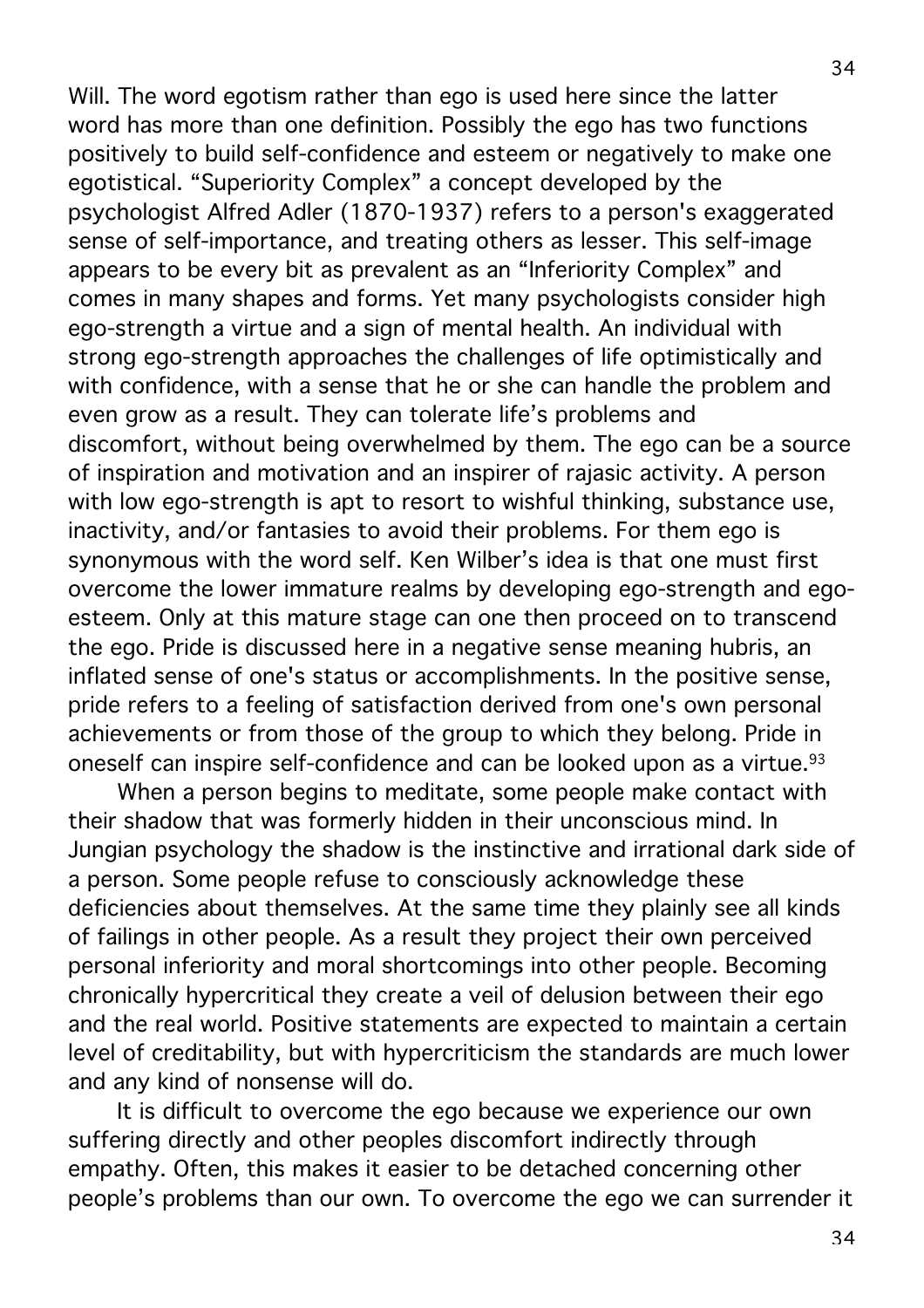Will. The word egotism rather than ego is used here since the latter word has more than one definition. Possibly the ego has two functions positively to build self-confidence and esteem or negatively to make one egotistical. "Superiority Complex" a concept developed by the psychologist Alfred Adler (1870-1937) refers to a person's exaggerated sense of self-importance, and treating others as lesser. This self-image appears to be every bit as prevalent as an "Inferiority Complex" and comes in many shapes and forms. Yet many psychologists consider high ego-strength a virtue and a sign of mental health. An individual with strong ego-strength approaches the challenges of life optimistically and with confidence, with a sense that he or she can handle the problem and even grow as a result. They can tolerate life's problems and discomfort, without being overwhelmed by them. The ego can be a source of inspiration and motivation and an inspirer of rajasic activity. A person with low ego-strength is apt to resort to wishful thinking, substance use, inactivity, and/or fantasies to avoid their problems. For them ego is synonymous with the word self. Ken Wilber's idea is that one must first overcome the lower immature realms by developing ego-strength and ego-esteem. Only at this mature stage can one then proceed on to transcend the ego. Pride is discussed here in a negative sense meaning hubris, an inflated sense of one's status or accomplishments. In the positive sense, pride refers to a feeling of satisfaction derived from one's own personal achievements or from those of the group to which they belong. Pride in oneself can inspire self-confidence and can be looked upon as a virtue.[93]

When a person begins to meditate, some people make contact with their shadow that was formerly hidden in their unconscious mind. In Jungian psychology the shadow is the instinctive and irrational dark side of a person. Some people refuse to consciously acknowledge these deficiencies about themselves. At the same time they plainly see all kinds of failings in other people. As a result they project their own perceived personal inferiority and moral shortcomings into other people. Becoming chronically hypercritical they create a veil of delusion between their ego and the real world. Positive statements are expected to maintain a certain level of creditability, but with hypercriticism the standards are much lower and any kind of nonsense will do.

It is difficult to overcome the ego because we experience our own suffering directly and other peoples discomfort indirectly through empathy. Often, this makes it easier to be detached concerning other people's problems than our own. To overcome the ego we can surrender it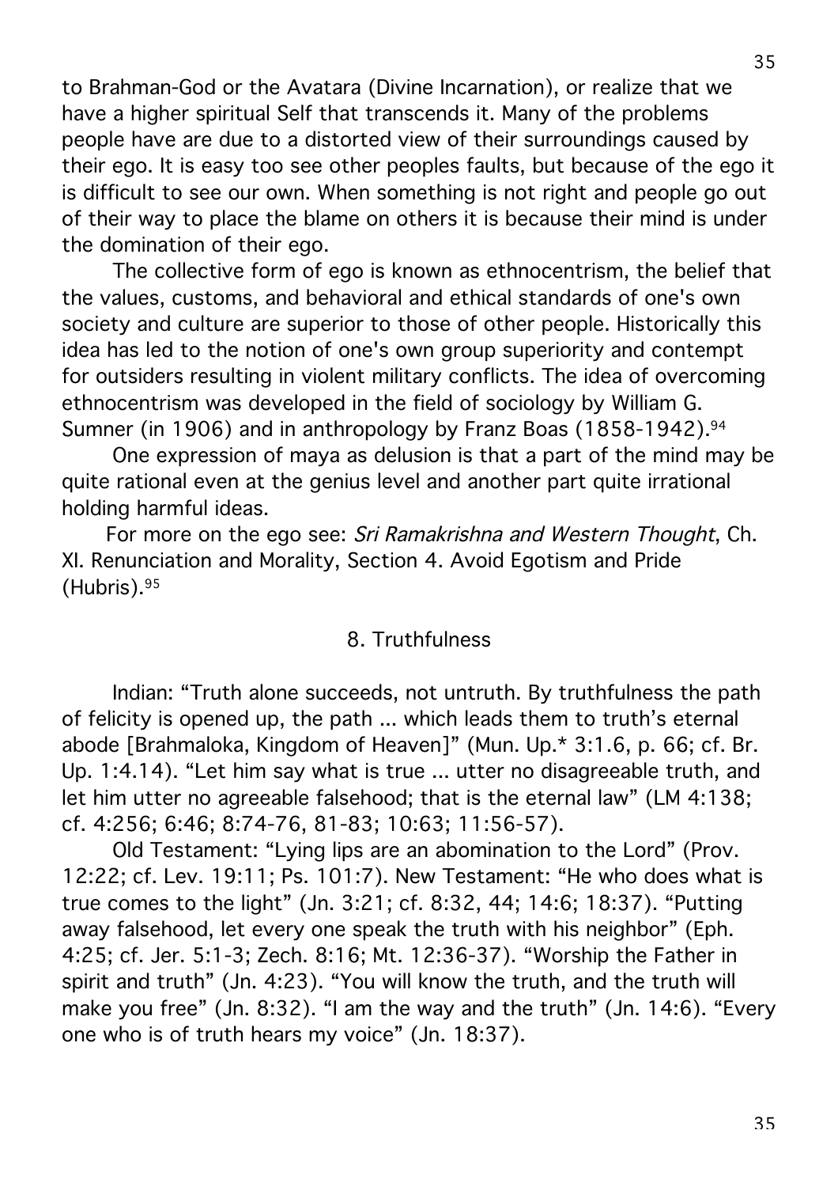to Brahman-God or the Avatara (Divine Incarnation), or realize that we have a higher spiritual Self that transcends it. Many of the problems people have are due to a distorted view of their surroundings caused by their ego. It is easy too see other peoples faults, but because of the ego it is difficult to see our own. When something is not right and people go out of their way to place the blame on others it is because their mind is under the domination of their ego.

The collective form of ego is known as ethnocentrism, the belief that the values, customs, and behavioral and ethical standards of one's own society and culture are superior to those of other people. Historically this idea has led to the notion of one's own group superiority and contempt for outsiders resulting in violent military conflicts. The idea of overcoming ethnocentrism was developed in the field of sociology by William G. Sumner (in 1906) and in anthropology by Franz Boas (1858-1942).[94]

One expression of maya as delusion is that a part of the mind may be quite rational even at the genius level and another part quite irrational holding harmful ideas.

For more on the ego see: *Sri Ramakrishna and Western Thought*, Ch. XI. Renunciation and Morality, Section 4. Avoid Egotism and Pride (Hubris).[95]

## 8. Truthfulness

Indian: "Truth alone succeeds, not untruth. By truthfulness the path of felicity is opened up, the path ... which leads them to truth's eternal abode [Brahmaloka, Kingdom of Heaven]" (Mun. Up.* 3:1.6, p. 66; cf. Br. Up. 1:4.14). "Let him say what is true ... utter no disagreeable truth, and let him utter no agreeable falsehood; that is the eternal law" (LM 4:138; cf. 4:256; 6:46; 8:74-76, 81-83; 10:63; 11:56-57).

Old Testament: "Lying lips are an abomination to the Lord" (Prov. 12:22; cf. Lev. 19:11; Ps. 101:7). New Testament: "He who does what is true comes to the light" (Jn. 3:21; cf. 8:32, 44; 14:6; 18:37). "Putting away falsehood, let every one speak the truth with his neighbor" (Eph. 4:25; cf. Jer. 5:1-3; Zech. 8:16; Mt. 12:36-37). "Worship the Father in spirit and truth" (Jn. 4:23). "You will know the truth, and the truth will make you free" (Jn. 8:32). "I am the way and the truth" (Jn. 14:6). "Every one who is of truth hears my voice" (Jn. 18:37).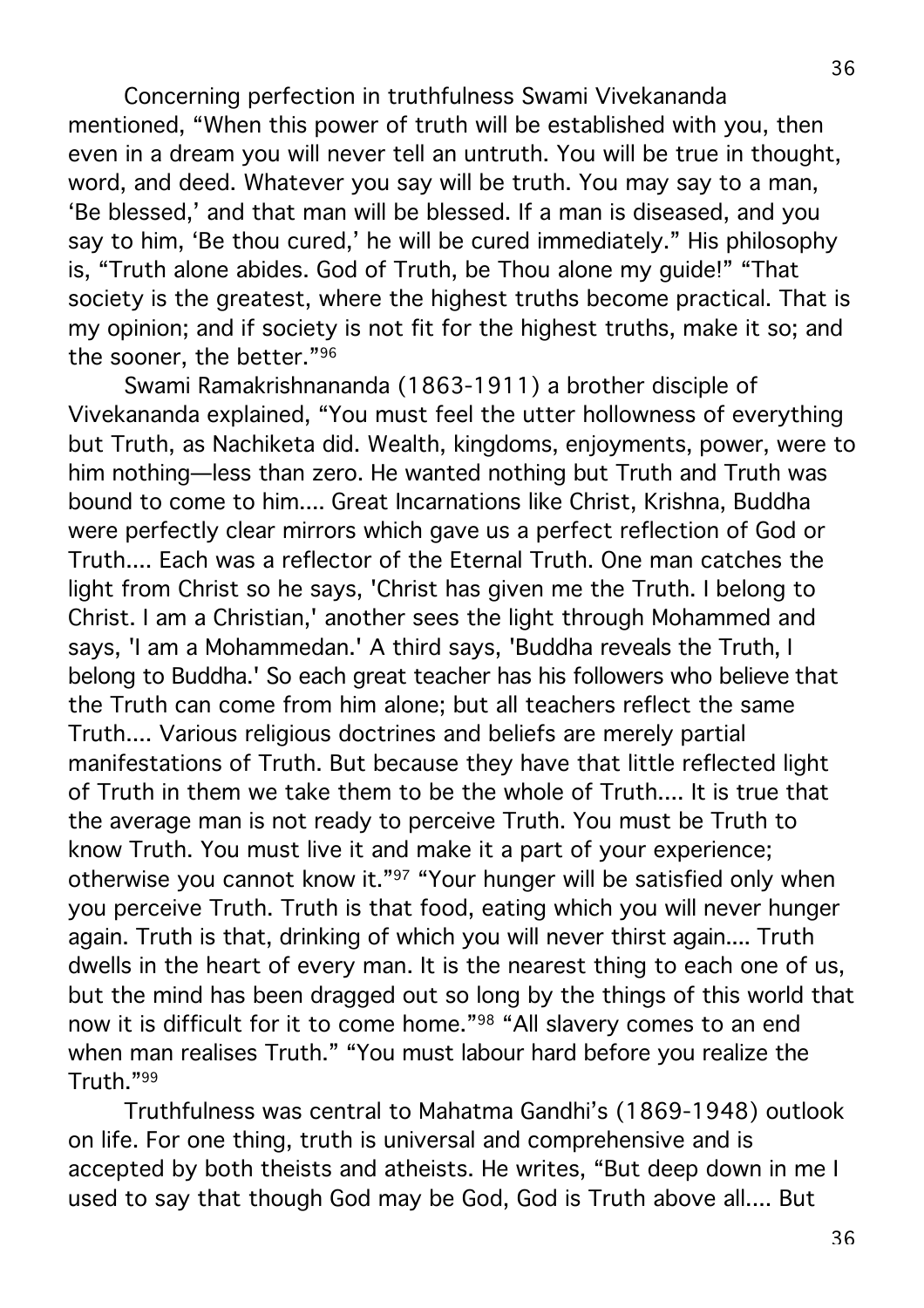Concerning perfection in truthfulness Swami Vivekananda mentioned, “When this power of truth will be established with you, then even in a dream you will never tell an untruth. You will be true in thought, word, and deed. Whatever you say will be truth. You may say to a man, ‘Be blessed,’ and that man will be blessed. If a man is diseased, and you say to him, ‘Be thou cured,’ he will be cured immediately.” His philosophy is, “Truth alone abides. God of Truth, be Thou alone my guide!” “That society is the greatest, where the highest truths become practical. That is my opinion; and if society is not fit for the highest truths, make it so; and the sooner, the better.”[96]

Swami Ramakrishnananda (1863-1911) a brother disciple of Vivekananda explained, “You must feel the utter hollowness of everything but Truth, as Nachiketa did. Wealth, kingdoms, enjoyments, power, were to him nothing—less than zero. He wanted nothing but Truth and Truth was bound to come to him.... Great Incarnations like Christ, Krishna, Buddha were perfectly clear mirrors which gave us a perfect reflection of God or Truth.... Each was a reflector of the Eternal Truth. One man catches the light from Christ so he says, 'Christ has given me the Truth. I belong to Christ. I am a Christian,' another sees the light through Mohammed and says, 'I am a Mohammedan.' A third says, 'Buddha reveals the Truth, I belong to Buddha.' So each great teacher has his followers who believe that the Truth can come from him alone; but all teachers reflect the same Truth.... Various religious doctrines and beliefs are merely partial manifestations of Truth. But because they have that little reflected light of Truth in them we take them to be the whole of Truth.... It is true that the average man is not ready to perceive Truth. You must be Truth to know Truth. You must live it and make it a part of your experience; otherwise you cannot know it.”[97] “Your hunger will be satisfied only when you perceive Truth. Truth is that food, eating which you will never hunger again. Truth is that, drinking of which you will never thirst again.... Truth dwells in the heart of every man. It is the nearest thing to each one of us, but the mind has been dragged out so long by the things of this world that now it is difficult for it to come home.”[98] “All slavery comes to an end when man realises Truth.” “You must labour hard before you realize the Truth.”[99]

Truthfulness was central to Mahatma Gandhi’s (1869-1948) outlook on life. For one thing, truth is universal and comprehensive and is accepted by both theists and atheists. He writes, “But deep down in me I used to say that though God may be God, God is Truth above all.... But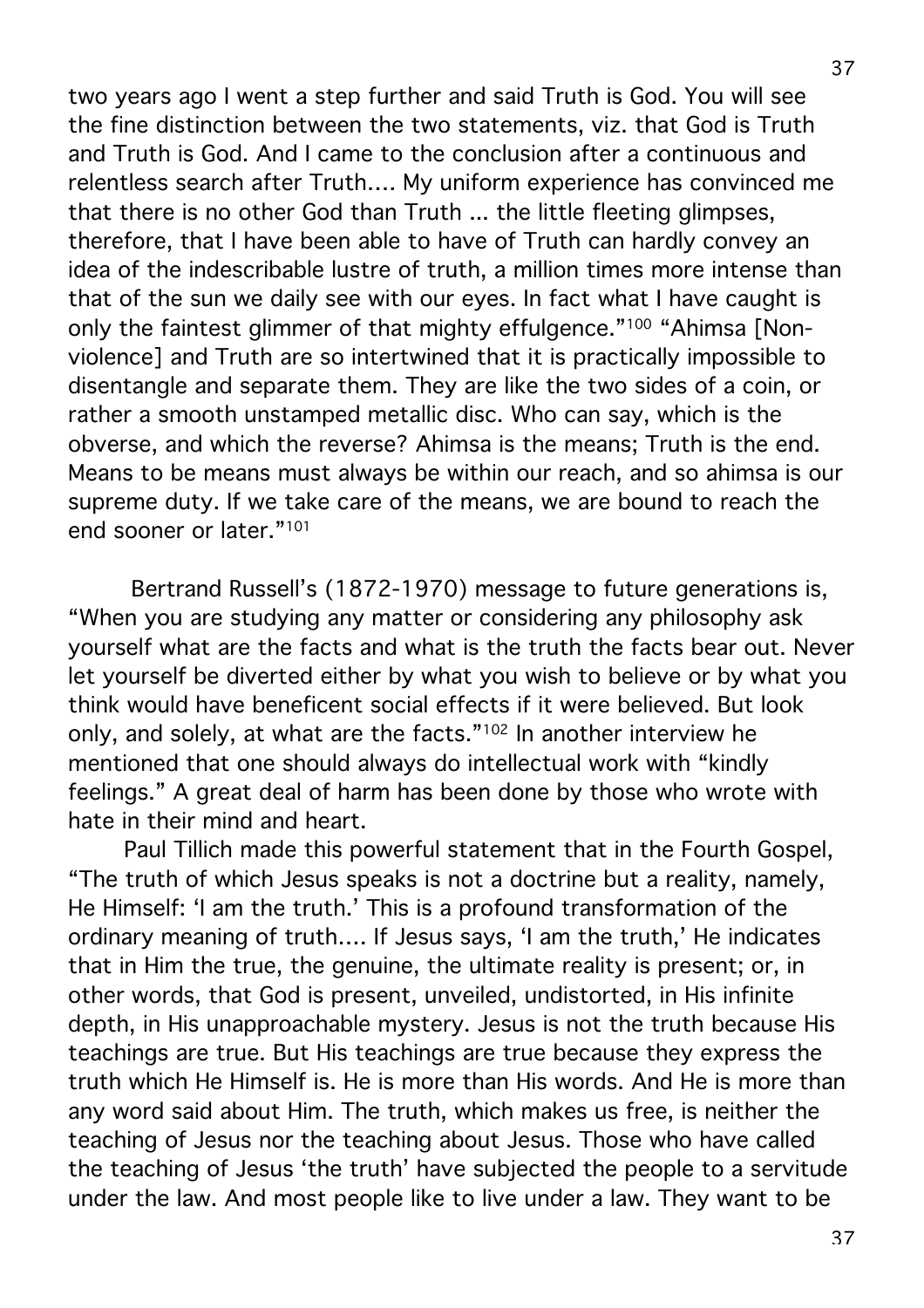two years ago I went a step further and said Truth is God. You will see the fine distinction between the two statements, viz. that God is Truth and Truth is God. And I came to the conclusion after a continuous and relentless search after Truth.... My uniform experience has convinced me that there is no other God than Truth ... the little fleeting glimpses, therefore, that I have been able to have of Truth can hardly convey an idea of the indescribable lustre of truth, a million times more intense than that of the sun we daily see with our eyes. In fact what I have caught is only the faintest glimmer of that mighty effulgence."[100] "Ahimsa [Non-violence] and Truth are so intertwined that it is practically impossible to disentangle and separate them. They are like the two sides of a coin, or rather a smooth unstamped metallic disc. Who can say, which is the obverse, and which the reverse? Ahimsa is the means; Truth is the end. Means to be means must always be within our reach, and so ahimsa is our supreme duty. If we take care of the means, we are bound to reach the end sooner or later."[101]

Bertrand Russell's (1872-1970) message to future generations is, "When you are studying any matter or considering any philosophy ask yourself what are the facts and what is the truth the facts bear out. Never let yourself be diverted either by what you wish to believe or by what you think would have beneficent social effects if it were believed. But look only, and solely, at what are the facts."[102] In another interview he mentioned that one should always do intellectual work with "kindly feelings." A great deal of harm has been done by those who wrote with hate in their mind and heart.

Paul Tillich made this powerful statement that in the Fourth Gospel, "The truth of which Jesus speaks is not a doctrine but a reality, namely, He Himself: 'I am the truth.' This is a profound transformation of the ordinary meaning of truth.... If Jesus says, 'I am the truth,' He indicates that in Him the true, the genuine, the ultimate reality is present; or, in other words, that God is present, unveiled, undistorted, in His infinite depth, in His unapproachable mystery. Jesus is not the truth because His teachings are true. But His teachings are true because they express the truth which He Himself is. He is more than His words. And He is more than any word said about Him. The truth, which makes us free, is neither the teaching of Jesus nor the teaching about Jesus. Those who have called the teaching of Jesus 'the truth' have subjected the people to a servitude under the law. And most people like to live under a law. They want to be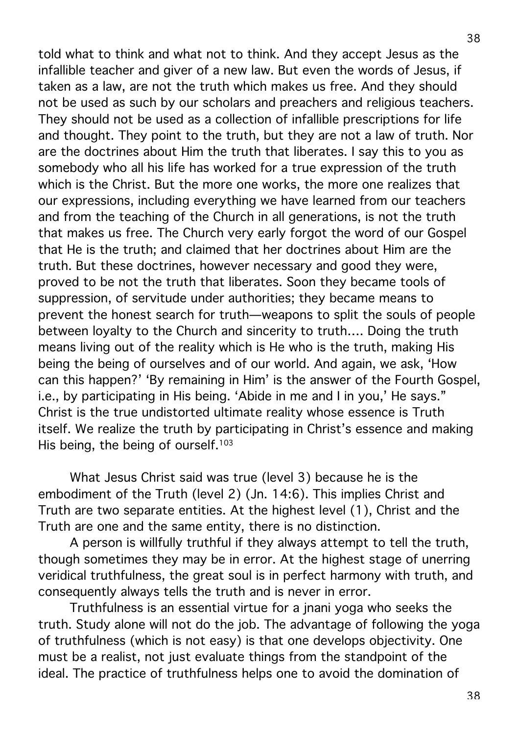told what to think and what not to think. And they accept Jesus as the infallible teacher and giver of a new law. But even the words of Jesus, if taken as a law, are not the truth which makes us free. And they should not be used as such by our scholars and preachers and religious teachers. They should not be used as a collection of infallible prescriptions for life and thought. They point to the truth, but they are not a law of truth. Nor are the doctrines about Him the truth that liberates. I say this to you as somebody who all his life has worked for a true expression of the truth which is the Christ. But the more one works, the more one realizes that our expressions, including everything we have learned from our teachers and from the teaching of the Church in all generations, is not the truth that makes us free. The Church very early forgot the word of our Gospel that He is the truth; and claimed that her doctrines about Him are the truth. But these doctrines, however necessary and good they were, proved to be not the truth that liberates. Soon they became tools of suppression, of servitude under authorities; they became means to prevent the honest search for truth—weapons to split the souls of people between loyalty to the Church and sincerity to truth.... Doing the truth means living out of the reality which is He who is the truth, making His being the being of ourselves and of our world. And again, we ask, 'How can this happen?' 'By remaining in Him' is the answer of the Fourth Gospel, i.e., by participating in His being. 'Abide in me and I in you,' He says." Christ is the true undistorted ultimate reality whose essence is Truth itself. We realize the truth by participating in Christ's essence and making His being, the being of ourself.[103]

What Jesus Christ said was true (level 3) because he is the embodiment of the Truth (level 2) (Jn. 14:6). This implies Christ and Truth are two separate entities. At the highest level (1), Christ and the Truth are one and the same entity, there is no distinction.

A person is willfully truthful if they always attempt to tell the truth, though sometimes they may be in error. At the highest stage of unerring veridical truthfulness, the great soul is in perfect harmony with truth, and consequently always tells the truth and is never in error.

Truthfulness is an essential virtue for a jnani yoga who seeks the truth. Study alone will not do the job. The advantage of following the yoga of truthfulness (which is not easy) is that one develops objectivity. One must be a realist, not just evaluate things from the standpoint of the ideal. The practice of truthfulness helps one to avoid the domination of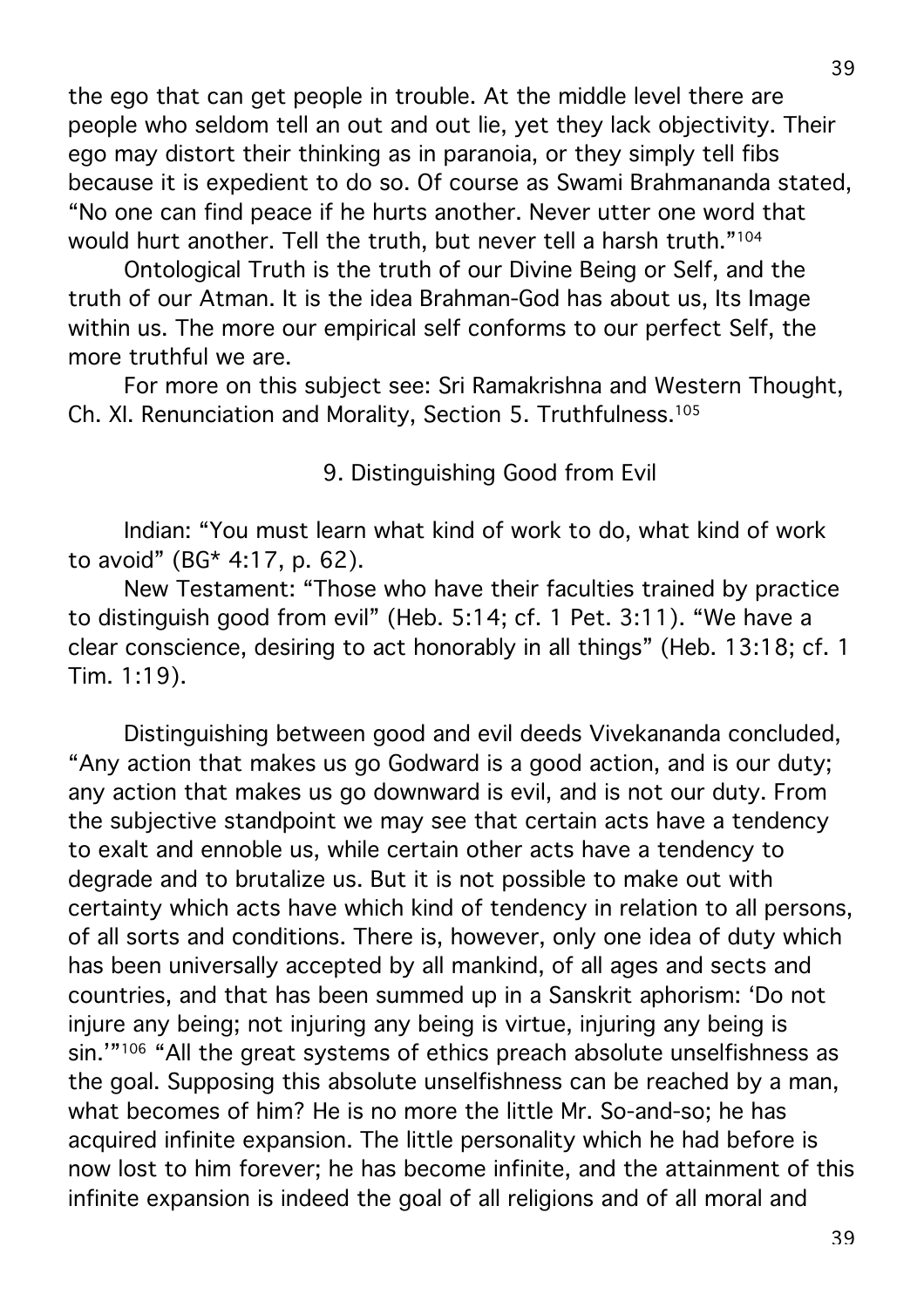the ego that can get people in trouble. At the middle level there are people who seldom tell an out and out lie, yet they lack objectivity. Their ego may distort their thinking as in paranoia, or they simply tell fibs because it is expedient to do so. Of course as Swami Brahmananda stated, "No one can find peace if he hurts another. Never utter one word that would hurt another. Tell the truth, but never tell a harsh truth."[104]

Ontological Truth is the truth of our Divine Being or Self, and the truth of our Atman. It is the idea Brahman-God has about us, Its Image within us. The more our empirical self conforms to our perfect Self, the more truthful we are.

For more on this subject see: Sri Ramakrishna and Western Thought, Ch. XI. Renunciation and Morality, Section 5. Truthfulness.[105]

## 9. Distinguishing Good from Evil

Indian: "You must learn what kind of work to do, what kind of work to avoid" (BG* 4:17, p. 62).

New Testament: "Those who have their faculties trained by practice to distinguish good from evil" (Heb. 5:14; cf. 1 Pet. 3:11). "We have a clear conscience, desiring to act honorably in all things" (Heb. 13:18; cf. 1 Tim. 1:19).

Distinguishing between good and evil deeds Vivekananda concluded, "Any action that makes us go Godward is a good action, and is our duty; any action that makes us go downward is evil, and is not our duty. From the subjective standpoint we may see that certain acts have a tendency to exalt and ennoble us, while certain other acts have a tendency to degrade and to brutalize us. But it is not possible to make out with certainty which acts have which kind of tendency in relation to all persons, of all sorts and conditions. There is, however, only one idea of duty which has been universally accepted by all mankind, of all ages and sects and countries, and that has been summed up in a Sanskrit aphorism: 'Do not injure any being; not injuring any being is virtue, injuring any being is sin.'"[106] "All the great systems of ethics preach absolute unselfishness as the goal. Supposing this absolute unselfishness can be reached by a man, what becomes of him? He is no more the little Mr. So-and-so; he has acquired infinite expansion. The little personality which he had before is now lost to him forever; he has become infinite, and the attainment of this infinite expansion is indeed the goal of all religions and of all moral and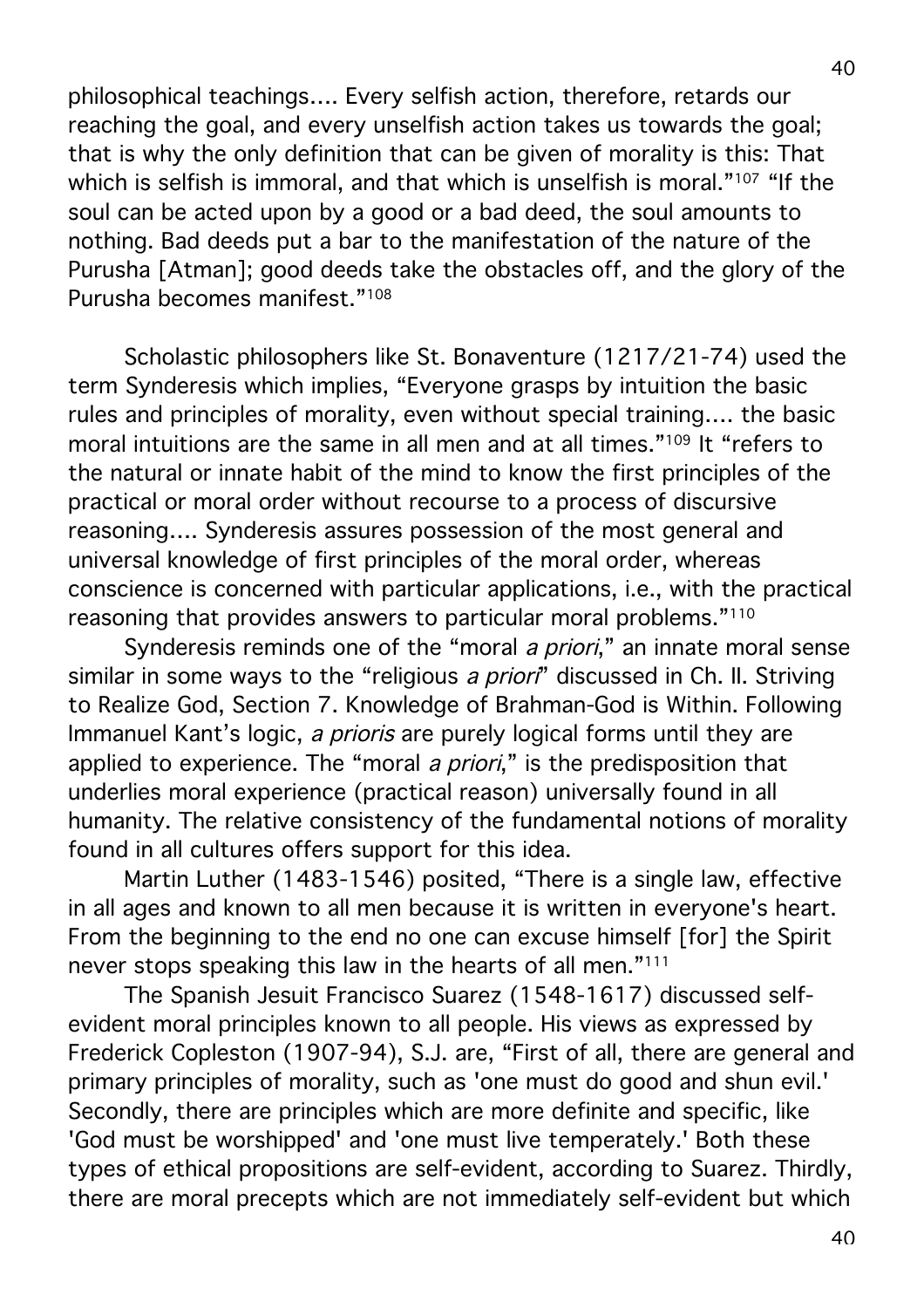philosophical teachings.... Every selfish action, therefore, retards our reaching the goal, and every unselfish action takes us towards the goal; that is why the only definition that can be given of morality is this: That which is selfish is immoral, and that which is unselfish is moral."[107] "If the soul can be acted upon by a good or a bad deed, the soul amounts to nothing. Bad deeds put a bar to the manifestation of the nature of the Purusha [Atman]; good deeds take the obstacles off, and the glory of the Purusha becomes manifest."[108]

Scholastic philosophers like St. Bonaventure (1217/21-74) used the term Synderesis which implies, "Everyone grasps by intuition the basic rules and principles of morality, even without special training.... the basic moral intuitions are the same in all men and at all times."[109] It "refers to the natural or innate habit of the mind to know the first principles of the practical or moral order without recourse to a process of discursive reasoning.... Synderesis assures possession of the most general and universal knowledge of first principles of the moral order, whereas conscience is concerned with particular applications, i.e., with the practical reasoning that provides answers to particular moral problems."[110]

Synderesis reminds one of the "moral *a priori*," an innate moral sense similar in some ways to the "religious *a priori*" discussed in Ch. II. Striving to Realize God, Section 7. Knowledge of Brahman-God is Within. Following Immanuel Kant's logic, *a prioris* are purely logical forms until they are applied to experience. The "moral *a priori*," is the predisposition that underlies moral experience (practical reason) universally found in all humanity. The relative consistency of the fundamental notions of morality found in all cultures offers support for this idea.

Martin Luther (1483-1546) posited, "There is a single law, effective in all ages and known to all men because it is written in everyone's heart. From the beginning to the end no one can excuse himself [for] the Spirit never stops speaking this law in the hearts of all men."[111]

The Spanish Jesuit Francisco Suarez (1548-1617) discussed self-evident moral principles known to all people. His views as expressed by Frederick Copleston (1907-94), S.J. are, "First of all, there are general and primary principles of morality, such as 'one must do good and shun evil.' Secondly, there are principles which are more definite and specific, like 'God must be worshipped' and 'one must live temperately.' Both these types of ethical propositions are self-evident, according to Suarez. Thirdly, there are moral precepts which are not immediately self-evident but which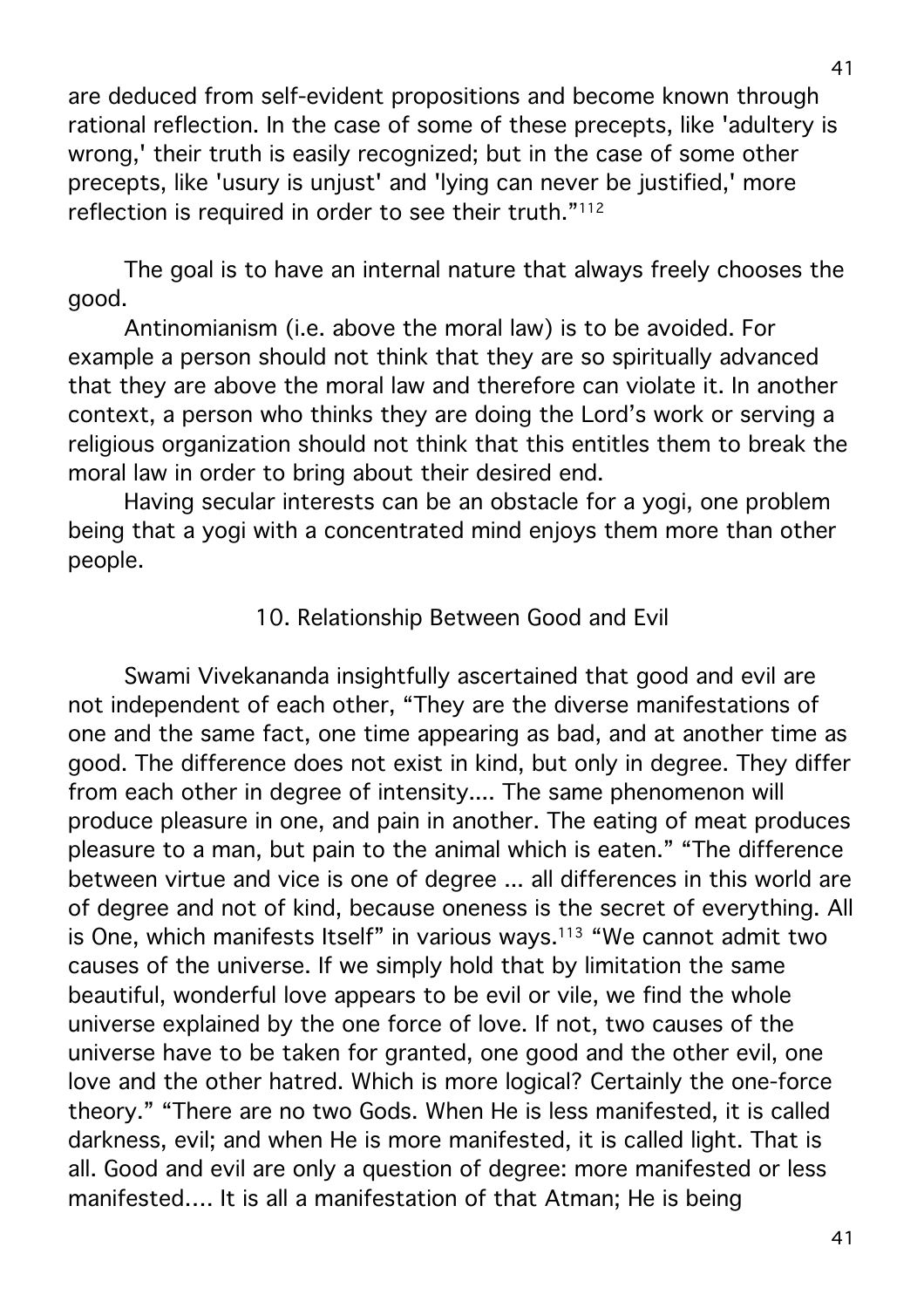are deduced from self-evident propositions and become known through rational reflection. In the case of some of these precepts, like 'adultery is wrong,' their truth is easily recognized; but in the case of some other precepts, like 'usury is unjust' and 'lying can never be justified,' more reflection is required in order to see their truth."[112]

The goal is to have an internal nature that always freely chooses the good.

Antinomianism (i.e. above the moral law) is to be avoided. For example a person should not think that they are so spiritually advanced that they are above the moral law and therefore can violate it. In another context, a person who thinks they are doing the Lord's work or serving a religious organization should not think that this entitles them to break the moral law in order to bring about their desired end.

Having secular interests can be an obstacle for a yogi, one problem being that a yogi with a concentrated mind enjoys them more than other people.

## 10. Relationship Between Good and Evil

Swami Vivekananda insightfully ascertained that good and evil are not independent of each other, "They are the diverse manifestations of one and the same fact, one time appearing as bad, and at another time as good. The difference does not exist in kind, but only in degree. They differ from each other in degree of intensity.... The same phenomenon will produce pleasure in one, and pain in another. The eating of meat produces pleasure to a man, but pain to the animal which is eaten." "The difference between virtue and vice is one of degree ... all differences in this world are of degree and not of kind, because oneness is the secret of everything. All is One, which manifests Itself" in various ways.[113] "We cannot admit two causes of the universe. If we simply hold that by limitation the same beautiful, wonderful love appears to be evil or vile, we find the whole universe explained by the one force of love. If not, two causes of the universe have to be taken for granted, one good and the other evil, one love and the other hatred. Which is more logical? Certainly the one-force theory." "There are no two Gods. When He is less manifested, it is called darkness, evil; and when He is more manifested, it is called light. That is all. Good and evil are only a question of degree: more manifested or less manifested.... It is all a manifestation of that Atman; He is being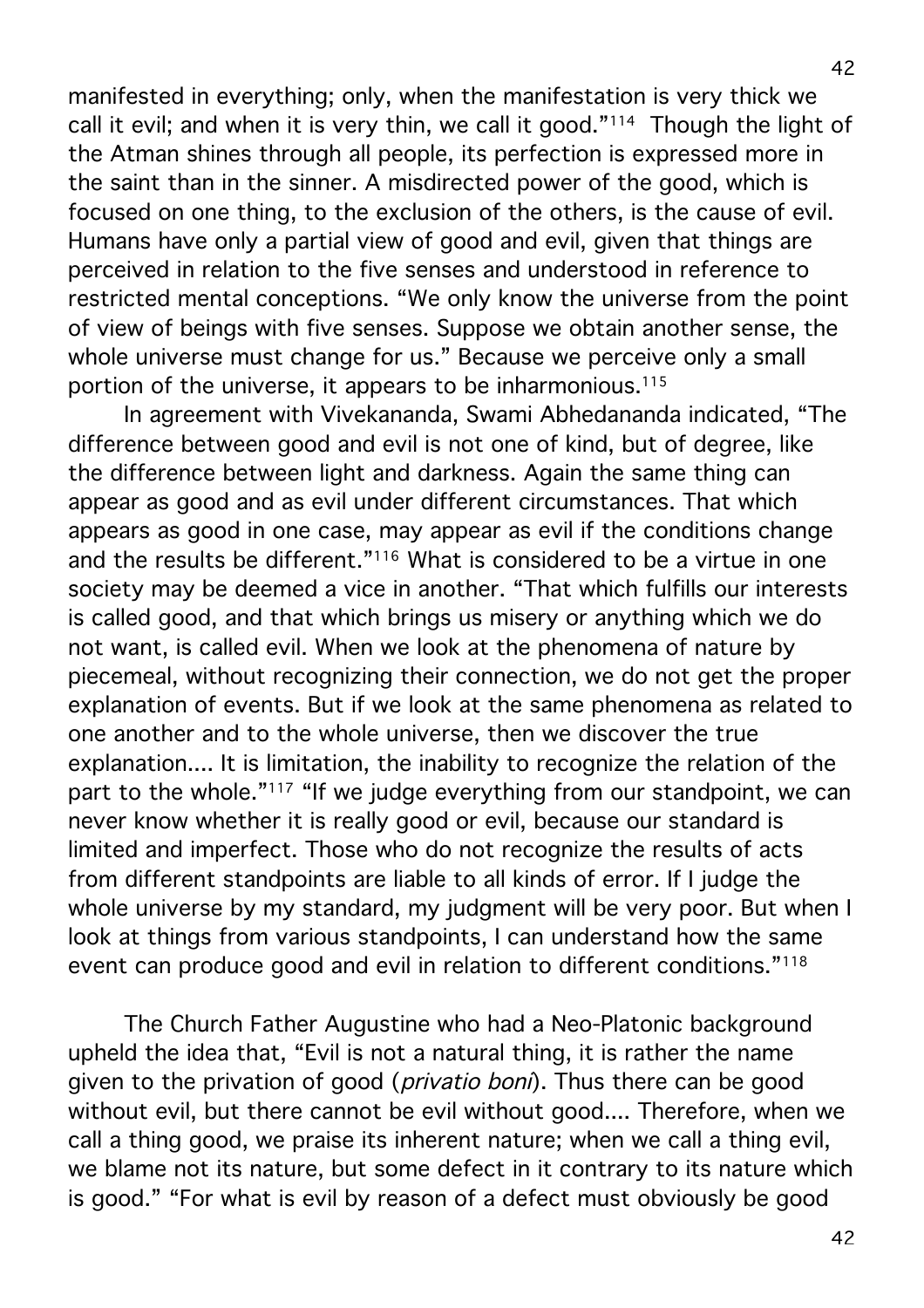manifested in everything; only, when the manifestation is very thick we call it evil; and when it is very thin, we call it good."[114] Though the light of the Atman shines through all people, its perfection is expressed more in the saint than in the sinner. A misdirected power of the good, which is focused on one thing, to the exclusion of the others, is the cause of evil. Humans have only a partial view of good and evil, given that things are perceived in relation to the five senses and understood in reference to restricted mental conceptions. "We only know the universe from the point of view of beings with five senses. Suppose we obtain another sense, the whole universe must change for us." Because we perceive only a small portion of the universe, it appears to be inharmonious.[115]

In agreement with Vivekananda, Swami Abhedananda indicated, "The difference between good and evil is not one of kind, but of degree, like the difference between light and darkness. Again the same thing can appear as good and as evil under different circumstances. That which appears as good in one case, may appear as evil if the conditions change and the results be different."[116] What is considered to be a virtue in one society may be deemed a vice in another. "That which fulfills our interests is called good, and that which brings us misery or anything which we do not want, is called evil. When we look at the phenomena of nature by piecemeal, without recognizing their connection, we do not get the proper explanation of events. But if we look at the same phenomena as related to one another and to the whole universe, then we discover the true explanation.... It is limitation, the inability to recognize the relation of the part to the whole."[117] "If we judge everything from our standpoint, we can never know whether it is really good or evil, because our standard is limited and imperfect. Those who do not recognize the results of acts from different standpoints are liable to all kinds of error. If I judge the whole universe by my standard, my judgment will be very poor. But when I look at things from various standpoints, I can understand how the same event can produce good and evil in relation to different conditions."[118]

The Church Father Augustine who had a Neo-Platonic background upheld the idea that, "Evil is not a natural thing, it is rather the name given to the privation of good (*privatio boni*). Thus there can be good without evil, but there cannot be evil without good.... Therefore, when we call a thing good, we praise its inherent nature; when we call a thing evil, we blame not its nature, but some defect in it contrary to its nature which is good." "For what is evil by reason of a defect must obviously be good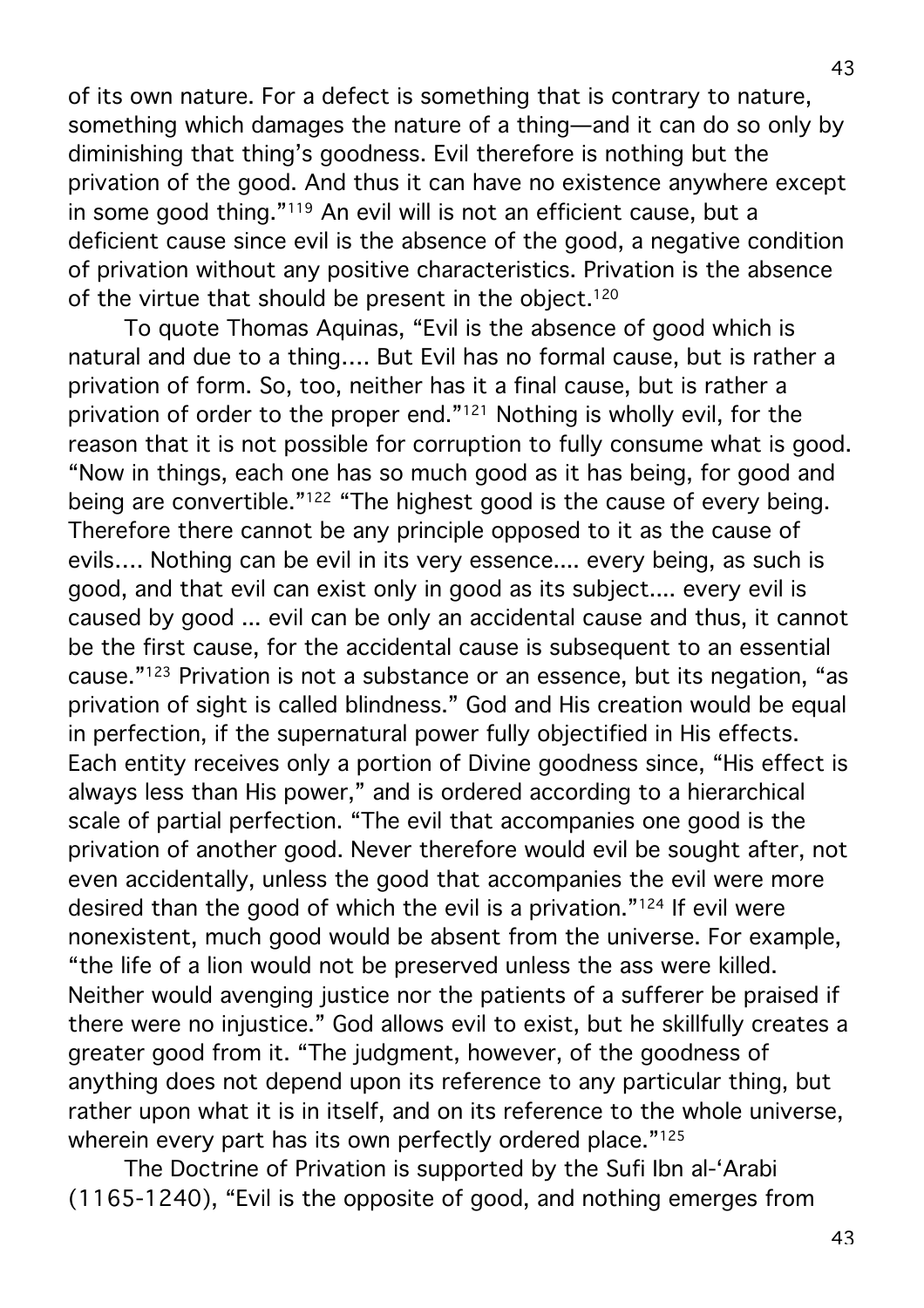of its own nature. For a defect is something that is contrary to nature, something which damages the nature of a thing—and it can do so only by diminishing that thing's goodness. Evil therefore is nothing but the privation of the good. And thus it can have no existence anywhere except in some good thing."[119] An evil will is not an efficient cause, but a deficient cause since evil is the absence of the good, a negative condition of privation without any positive characteristics. Privation is the absence of the virtue that should be present in the object.[120]

To quote Thomas Aquinas, "Evil is the absence of good which is natural and due to a thing…. But Evil has no formal cause, but is rather a privation of form. So, too, neither has it a final cause, but is rather a privation of order to the proper end."[121] Nothing is wholly evil, for the reason that it is not possible for corruption to fully consume what is good. "Now in things, each one has so much good as it has being, for good and being are convertible."[122] "The highest good is the cause of every being. Therefore there cannot be any principle opposed to it as the cause of evils…. Nothing can be evil in its very essence.... every being, as such is good, and that evil can exist only in good as its subject.... every evil is caused by good ... evil can be only an accidental cause and thus, it cannot be the first cause, for the accidental cause is subsequent to an essential cause."[123] Privation is not a substance or an essence, but its negation, "as privation of sight is called blindness." God and His creation would be equal in perfection, if the supernatural power fully objectified in His effects. Each entity receives only a portion of Divine goodness since, "His effect is always less than His power," and is ordered according to a hierarchical scale of partial perfection. "The evil that accompanies one good is the privation of another good. Never therefore would evil be sought after, not even accidentally, unless the good that accompanies the evil were more desired than the good of which the evil is a privation."[124] If evil were nonexistent, much good would be absent from the universe. For example, "the life of a lion would not be preserved unless the ass were killed. Neither would avenging justice nor the patients of a sufferer be praised if there were no injustice." God allows evil to exist, but he skillfully creates a greater good from it. "The judgment, however, of the goodness of anything does not depend upon its reference to any particular thing, but rather upon what it is in itself, and on its reference to the whole universe, wherein every part has its own perfectly ordered place."[125]

The Doctrine of Privation is supported by the Sufi Ibn al-'Arabi (1165-1240), "Evil is the opposite of good, and nothing emerges from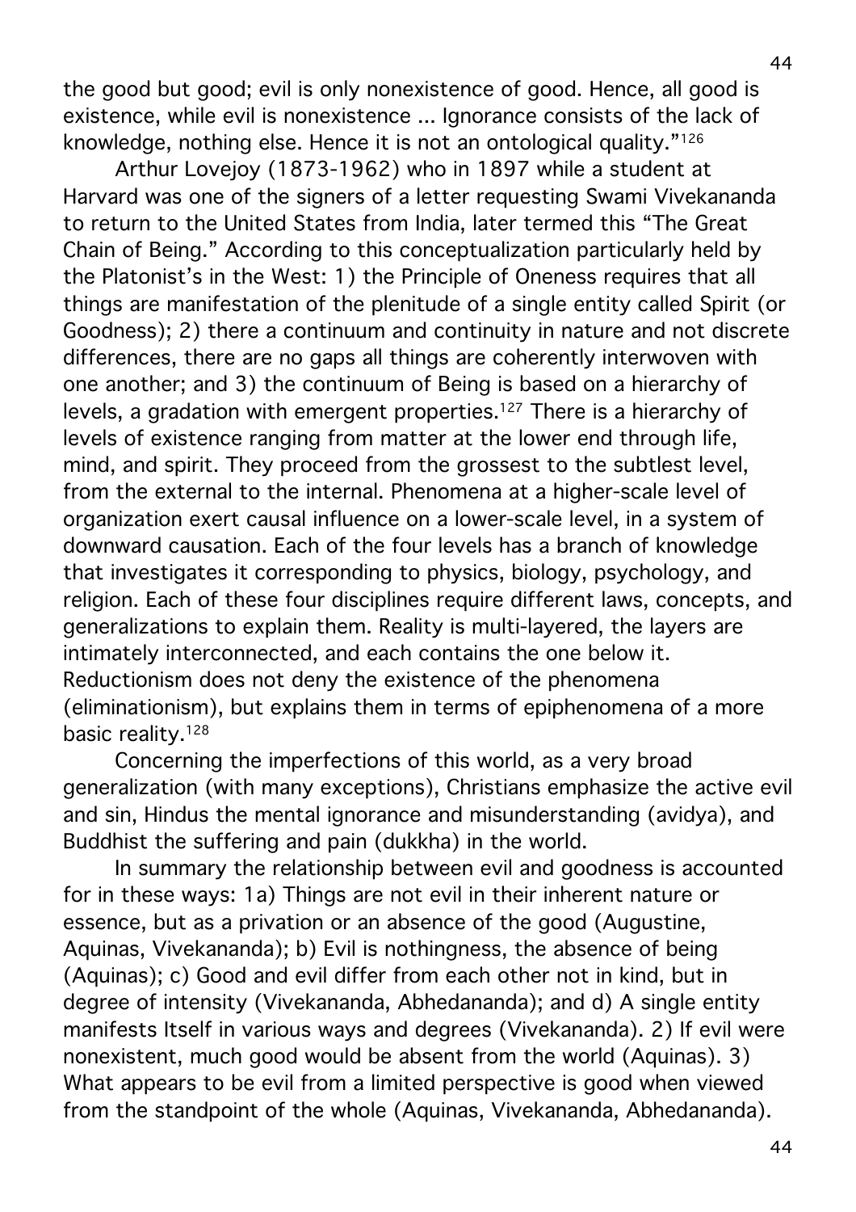the good but good; evil is only nonexistence of good. Hence, all good is existence, while evil is nonexistence ... Ignorance consists of the lack of knowledge, nothing else. Hence it is not an ontological quality."[126]

Arthur Lovejoy (1873-1962) who in 1897 while a student at Harvard was one of the signers of a letter requesting Swami Vivekananda to return to the United States from India, later termed this "The Great Chain of Being." According to this conceptualization particularly held by the Platonist's in the West: 1) the Principle of Oneness requires that all things are manifestation of the plenitude of a single entity called Spirit (or Goodness); 2) there a continuum and continuity in nature and not discrete differences, there are no gaps all things are coherently interwoven with one another; and 3) the continuum of Being is based on a hierarchy of levels, a gradation with emergent properties.[127] There is a hierarchy of levels of existence ranging from matter at the lower end through life, mind, and spirit. They proceed from the grossest to the subtlest level, from the external to the internal. Phenomena at a higher-scale level of organization exert causal influence on a lower-scale level, in a system of downward causation. Each of the four levels has a branch of knowledge that investigates it corresponding to physics, biology, psychology, and religion. Each of these four disciplines require different laws, concepts, and generalizations to explain them. Reality is multi-layered, the layers are intimately interconnected, and each contains the one below it. Reductionism does not deny the existence of the phenomena (eliminationism), but explains them in terms of epiphenomena of a more basic reality.[128]

Concerning the imperfections of this world, as a very broad generalization (with many exceptions), Christians emphasize the active evil and sin, Hindus the mental ignorance and misunderstanding (avidya), and Buddhist the suffering and pain (dukkha) in the world.

In summary the relationship between evil and goodness is accounted for in these ways: 1a) Things are not evil in their inherent nature or essence, but as a privation or an absence of the good (Augustine, Aquinas, Vivekananda); b) Evil is nothingness, the absence of being (Aquinas); c) Good and evil differ from each other not in kind, but in degree of intensity (Vivekananda, Abhedananda); and d) A single entity manifests Itself in various ways and degrees (Vivekananda). 2) If evil were nonexistent, much good would be absent from the world (Aquinas). 3) What appears to be evil from a limited perspective is good when viewed from the standpoint of the whole (Aquinas, Vivekananda, Abhedananda).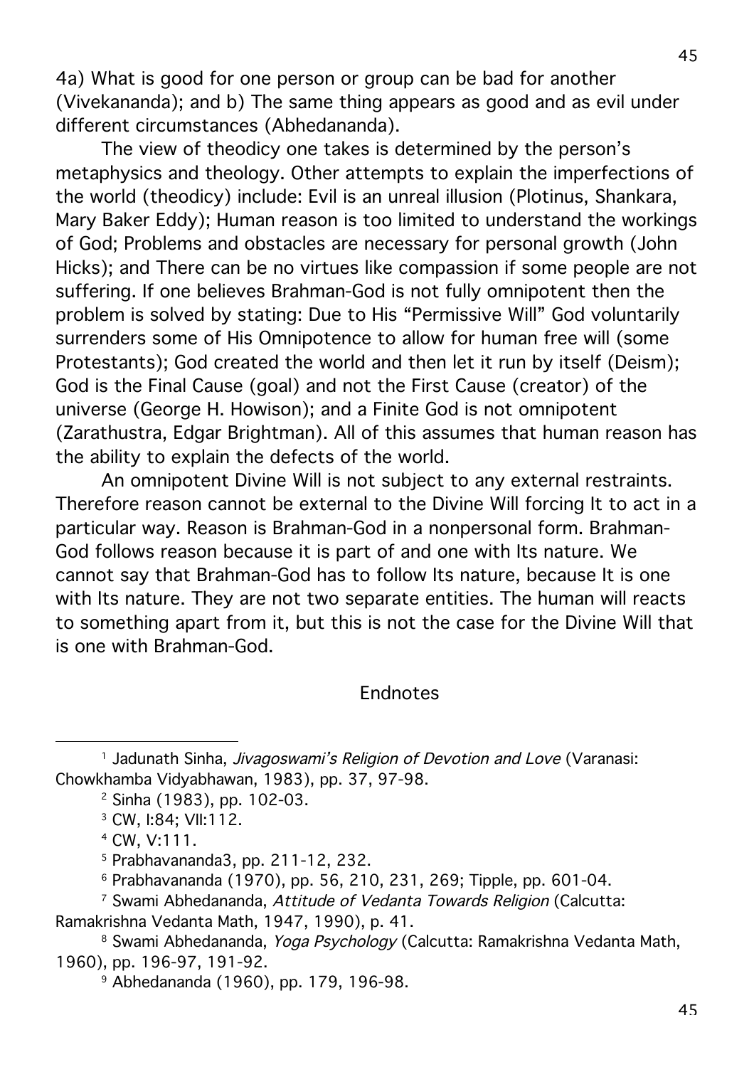4a) What is good for one person or group can be bad for another (Vivekananda); and b) The same thing appears as good and as evil under different circumstances (Abhedananda).

The view of theodicy one takes is determined by the person's metaphysics and theology. Other attempts to explain the imperfections of the world (theodicy) include: Evil is an unreal illusion (Plotinus, Shankara, Mary Baker Eddy); Human reason is too limited to understand the workings of God; Problems and obstacles are necessary for personal growth (John Hicks); and There can be no virtues like compassion if some people are not suffering. If one believes Brahman-God is not fully omnipotent then the problem is solved by stating: Due to His "Permissive Will" God voluntarily surrenders some of His Omnipotence to allow for human free will (some Protestants); God created the world and then let it run by itself (Deism); God is the Final Cause (goal) and not the First Cause (creator) of the universe (George H. Howison); and a Finite God is not omnipotent (Zarathustra, Edgar Brightman). All of this assumes that human reason has the ability to explain the defects of the world.

An omnipotent Divine Will is not subject to any external restraints. Therefore reason cannot be external to the Divine Will forcing It to act in a particular way. Reason is Brahman-God in a nonpersonal form. Brahman-God follows reason because it is part of and one with Its nature. We cannot say that Brahman-God has to follow Its nature, because It is one with Its nature. They are not two separate entities. The human will reacts to something apart from it, but this is not the case for the Divine Will that is one with Brahman-God.

## Endnotes

[1] Jadunath Sinha, *Jivagoswami's Religion of Devotion and Love* (Varanasi: Chowkhamba Vidyabhawan, 1983), pp. 37, 97-98.

[2] Sinha (1983), pp. 102-03.

[3] CW, I:84; VII:112.

[4] CW, V:111.

[5] Prabhavananda3, pp. 211-12, 232.

[6] Prabhavananda (1970), pp. 56, 210, 231, 269; Tipple, pp. 601-04.

[7] Swami Abhedananda, *Attitude of Vedanta Towards Religion* (Calcutta: Ramakrishna Vedanta Math, 1947, 1990), p. 41.

[8] Swami Abhedananda, *Yoga Psychology* (Calcutta: Ramakrishna Vedanta Math, 1960), pp. 196-97, 191-92.

[9] Abhedananda (1960), pp. 179, 196-98.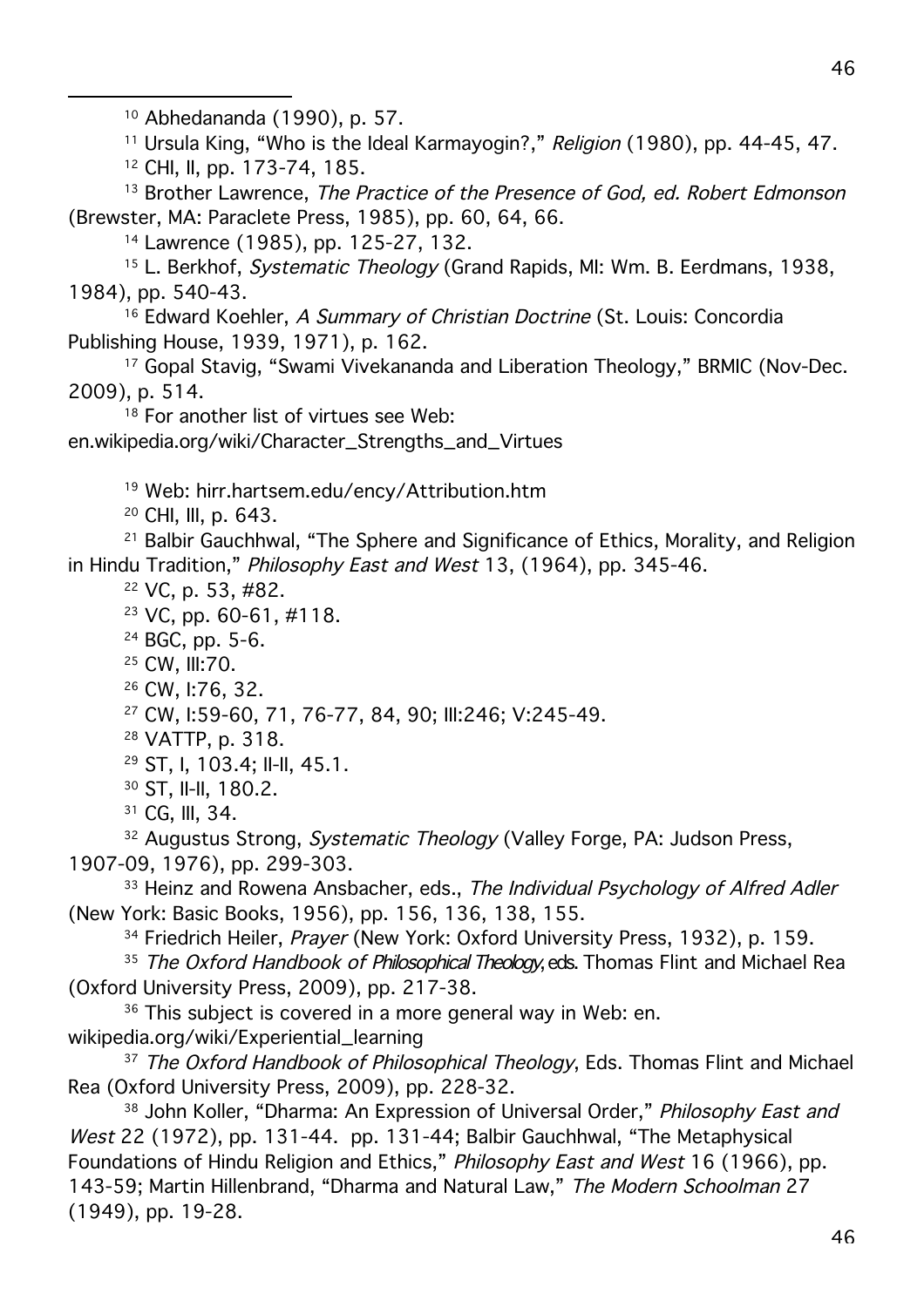[10] Abhedananda (1990), p. 57.

[11] Ursula King, "Who is the Ideal Karmayogin?," *Religion* (1980), pp. 44-45, 47.

[12] CHI, II, pp. 173-74, 185.

[13] Brother Lawrence, *The Practice of the Presence of God, ed. Robert Edmonson* (Brewster, MA: Paraclete Press, 1985), pp. 60, 64, 66.

[14] Lawrence (1985), pp. 125-27, 132.

[15] L. Berkhof, *Systematic Theology* (Grand Rapids, MI: Wm. B. Eerdmans, 1938, 1984), pp. 540-43.

[16] Edward Koehler, *A Summary of Christian Doctrine* (St. Louis: Concordia Publishing House, 1939, 1971), p. 162.

[17] Gopal Stavig, "Swami Vivekananda and Liberation Theology," BRMIC (Nov-Dec. 2009), p. 514.

[18] For another list of virtues see Web: en.wikipedia.org/wiki/Character_Strengths_and_Virtues

[19] Web: hirr.hartsem.edu/ency/Attribution.htm

[20] CHI, III, p. 643.

[21] Balbir Gauchhwal, "The Sphere and Significance of Ethics, Morality, and Religion in Hindu Tradition," *Philosophy East and West* 13, (1964), pp. 345-46.

[22] VC, p. 53, #82.

[23] VC, pp. 60-61, #118.

[24] BGC, pp. 5-6.

[25] CW, III:70.

[26] CW, I:76, 32.

[27] CW, I:59-60, 71, 76-77, 84, 90; III:246; V:245-49.

[28] VATTP, p. 318.

[29] ST, I, 103.4; II-II, 45.1.

[30] ST, II-II, 180.2.

[31] CG, III, 34.

[32] Augustus Strong, *Systematic Theology* (Valley Forge, PA: Judson Press, 1907-09, 1976), pp. 299-303.

[33] Heinz and Rowena Ansbacher, eds., *The Individual Psychology of Alfred Adler* (New York: Basic Books, 1956), pp. 156, 136, 138, 155.

[34] Friedrich Heiler, *Prayer* (New York: Oxford University Press, 1932), p. 159.

[35] *The Oxford Handbook of Philosophical Theology*, eds. Thomas Flint and Michael Rea (Oxford University Press, 2009), pp. 217-38.

[36] This subject is covered in a more general way in Web: en. wikipedia.org/wiki/Experiential_learning

[37] *The Oxford Handbook of Philosophical Theology*, Eds. Thomas Flint and Michael Rea (Oxford University Press, 2009), pp. 228-32.

[38] John Koller, "Dharma: An Expression of Universal Order," *Philosophy East and West* 22 (1972), pp. 131-44. pp. 131-44; Balbir Gauchhwal, "The Metaphysical Foundations of Hindu Religion and Ethics," *Philosophy East and West* 16 (1966), pp. 143-59; Martin Hillenbrand, "Dharma and Natural Law," *The Modern Schoolman* 27 (1949), pp. 19-28.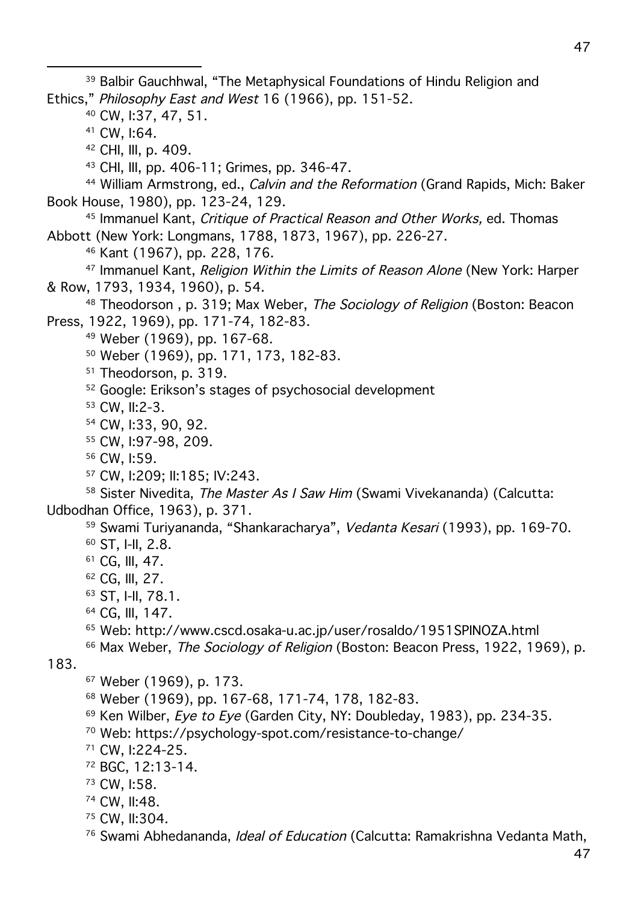[39] Balbir Gauchhwal, "The Metaphysical Foundations of Hindu Religion and Ethics," *Philosophy East and West* 16 (1966), pp. 151-52.

[40] CW, I:37, 47, 51.

[41] CW, I:64.

[42] CHI, III, p. 409.

[43] CHI, III, pp. 406-11; Grimes, pp. 346-47.

[44] William Armstrong, ed., *Calvin and the Reformation* (Grand Rapids, Mich: Baker Book House, 1980), pp. 123-24, 129.

[45] Immanuel Kant, *Critique of Practical Reason and Other Works,* ed. Thomas Abbott (New York: Longmans, 1788, 1873, 1967), pp. 226-27.

[46] Kant (1967), pp. 228, 176.

[47] Immanuel Kant, *Religion Within the Limits of Reason Alone* (New York: Harper & Row, 1793, 1934, 1960), p. 54.

[48] Theodorson , p. 319; Max Weber, *The Sociology of Religion* (Boston: Beacon Press, 1922, 1969), pp. 171-74, 182-83.

[49] Weber (1969), pp. 167-68.

[50] Weber (1969), pp. 171, 173, 182-83.

[51] Theodorson, p. 319.

[52] Google: Erikson's stages of psychosocial development

[53] CW, II:2-3.

[54] CW, I:33, 90, 92.

[55] CW, I:97-98, 209.

[56] CW, I:59.

[57] CW, I:209; II:185; IV:243.

[58] Sister Nivedita, *The Master As I Saw Him* (Swami Vivekananda) (Calcutta: Udbodhan Office, 1963), p. 371.

[59] Swami Turiyananda, "Shankaracharya", *Vedanta Kesari* (1993), pp. 169-70.

[60] ST, I-II, 2.8.

[61] CG, III, 47.

[62] CG, III, 27.

[63] ST, I-II, 78.1.

[64] CG, III, 147.

[65] Web: http://www.cscd.osaka-u.ac.jp/user/rosaldo/1951SPINOZA.html

[66] Max Weber, *The Sociology of Religion* (Boston: Beacon Press, 1922, 1969), p. 183.

[67] Weber (1969), p. 173.

[68] Weber (1969), pp. 167-68, 171-74, 178, 182-83.

[69] Ken Wilber, *Eye to Eye* (Garden City, NY: Doubleday, 1983), pp. 234-35.

[70] Web: https://psychology-spot.com/resistance-to-change/

[71] CW, I:224-25.

[72] BGC, 12:13-14.

[73] CW, I:58.

[74] CW, II:48.

[75] CW, II:304.

[76] Swami Abhedananda, *Ideal of Education* (Calcutta: Ramakrishna Vedanta Math,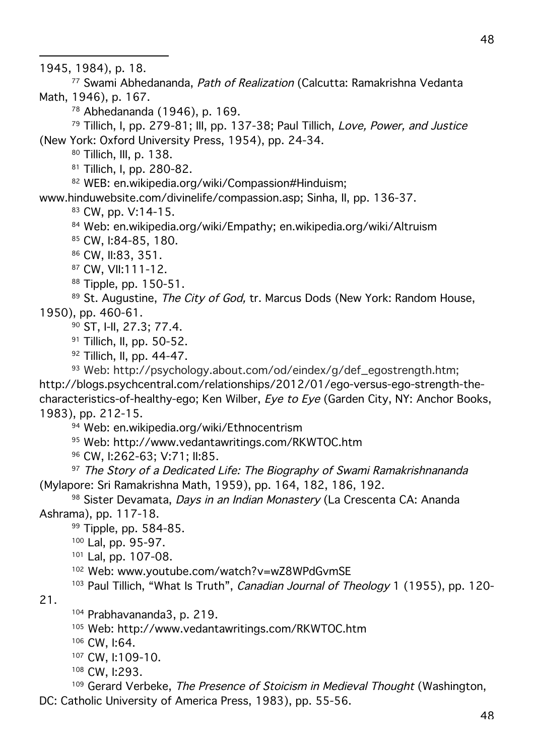1945, 1984), p. 18.

[77] Swami Abhedananda, *Path of Realization* (Calcutta: Ramakrishna Vedanta Math, 1946), p. 167.

[78] Abhedananda (1946), p. 169.

[79] Tillich, I, pp. 279-81; III, pp. 137-38; Paul Tillich, *Love, Power, and Justice* (New York: Oxford University Press, 1954), pp. 24-34.

[80] Tillich, III, p. 138.

[81] Tillich, I, pp. 280-82.

[82] WEB: en.wikipedia.org/wiki/Compassion#Hinduism; www.hinduwebsite.com/divinelife/compassion.asp; Sinha, II, pp. 136-37.

[83] CW, pp. V:14-15.

[84] Web: en.wikipedia.org/wiki/Empathy; en.wikipedia.org/wiki/Altruism

[85] CW, I:84-85, 180.

[86] CW, II:83, 351.

[87] CW, VII:111-12.

[88] Tipple, pp. 150-51.

[89] St. Augustine, *The City of God,* tr. Marcus Dods (New York: Random House, 1950), pp. 460-61.

[90] ST, I-II, 27.3; 77.4.

[91] Tillich, II, pp. 50-52.

[92] Tillich, II, pp. 44-47.

[93] Web: http://psychology.about.com/od/eindex/g/def_egostrength.htm; http://blogs.psychcentral.com/relationships/2012/01/ego-versus-ego-strength-the-characteristics-of-healthy-ego; Ken Wilber, *Eye to Eye* (Garden City, NY: Anchor Books, 1983), pp. 212-15.

[94] Web: en.wikipedia.org/wiki/Ethnocentrism

[95] Web: http://www.vedantawritings.com/RKWTOC.htm

[96] CW, I:262-63; V:71; II:85.

[97] *The Story of a Dedicated Life: The Biography of Swami Ramakrishnananda* (Mylapore: Sri Ramakrishna Math, 1959), pp. 164, 182, 186, 192.

[98] Sister Devamata, *Days in an Indian Monastery* (La Crescenta CA: Ananda Ashrama), pp. 117-18.

[99] Tipple, pp. 584-85.

[100] Lal, pp. 95-97.

[101] Lal, pp. 107-08.

[102] Web: www.youtube.com/watch?v=wZ8WPdGvmSE

[103] Paul Tillich, "What Is Truth", *Canadian Journal of Theology* 1 (1955), pp. 120-21.

[104] Prabhavananda3, p. 219.

[105] Web: http://www.vedantawritings.com/RKWTOC.htm

[106] CW, I:64.

[107] CW, I:109-10.

[108] CW, I:293.

[109] Gerard Verbeke, *The Presence of Stoicism in Medieval Thought* (Washington, DC: Catholic University of America Press, 1983), pp. 55-56.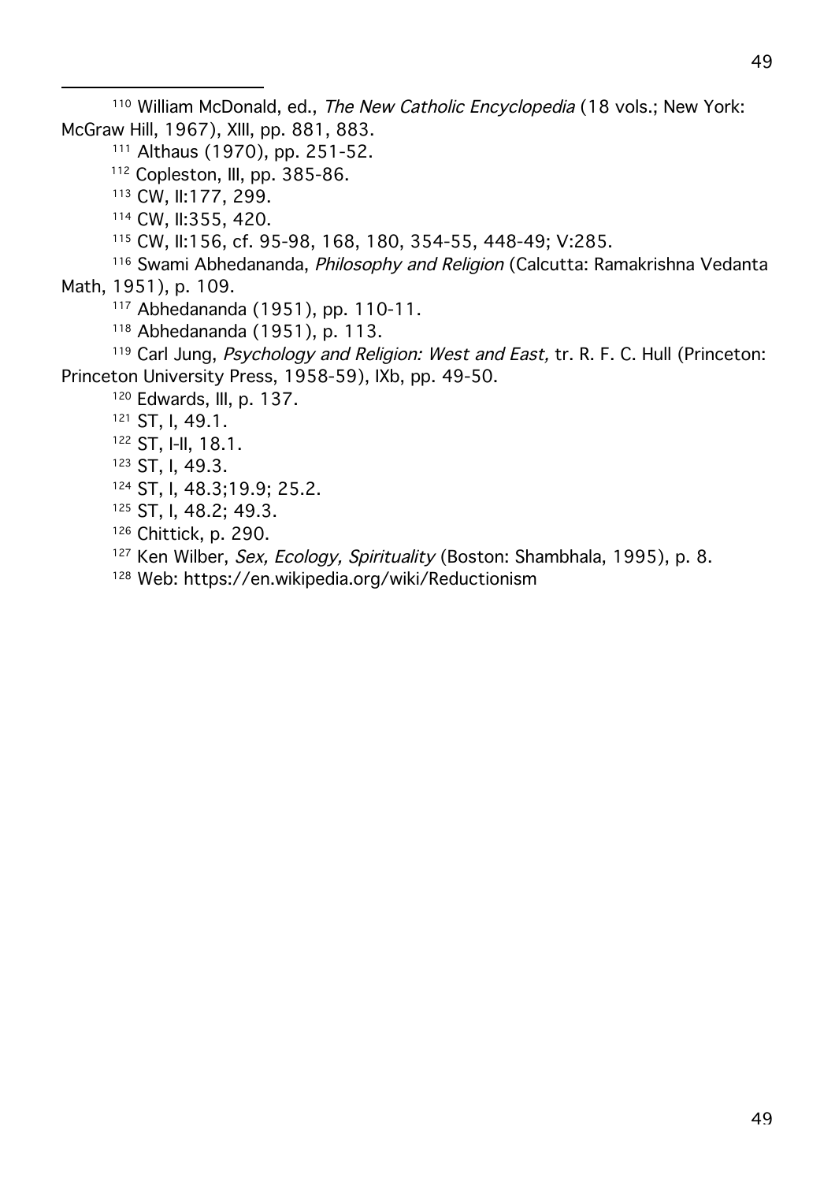[110] William McDonald, ed., *The New Catholic Encyclopedia* (18 vols.; New York: McGraw Hill, 1967), XIII, pp. 881, 883.

[111] Althaus (1970), pp. 251-52.

[112] Copleston, III, pp. 385-86.

[113] CW, II:177, 299.

[114] CW, II:355, 420.

[115] CW, II:156, cf. 95-98, 168, 180, 354-55, 448-49; V:285.

[116] Swami Abhedananda, *Philosophy and Religion* (Calcutta: Ramakrishna Vedanta Math, 1951), p. 109.

[117] Abhedananda (1951), pp. 110-11.

[118] Abhedananda (1951), p. 113.

[119] Carl Jung, *Psychology and Religion: West and East,* tr. R. F. C. Hull (Princeton: Princeton University Press, 1958-59), IXb, pp. 49-50.

[120] Edwards, III, p. 137.

[121] ST, I, 49.1.

[122] ST, I-II, 18.1.

[123] ST, I, 49.3.

[124] ST, I, 48.3;19.9; 25.2.

[125] ST, I, 48.2; 49.3.

[126] Chittick, p. 290.

[127] Ken Wilber, *Sex, Ecology, Spirituality* (Boston: Shambhala, 1995), p. 8.

[128] Web: https://en.wikipedia.org/wiki/Reductionism